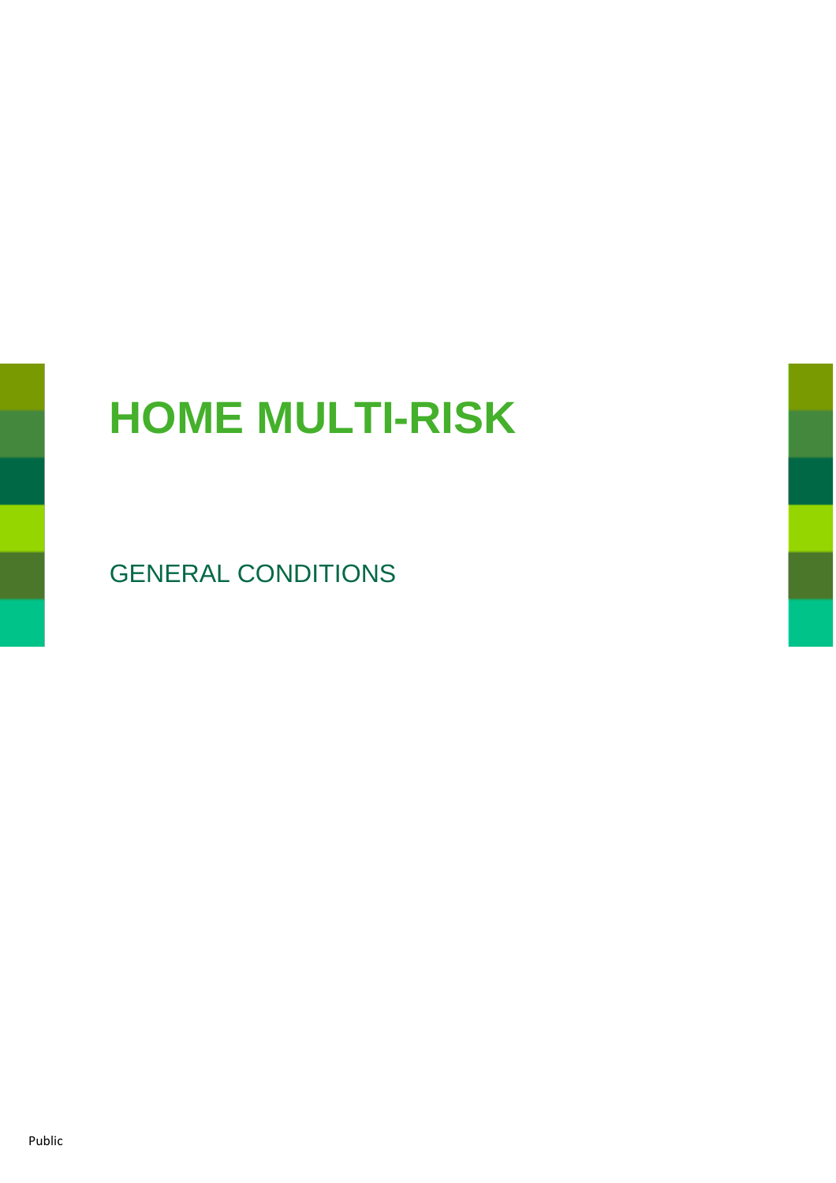# HOME MULTI-RISK

## GENERAL CONDITIONS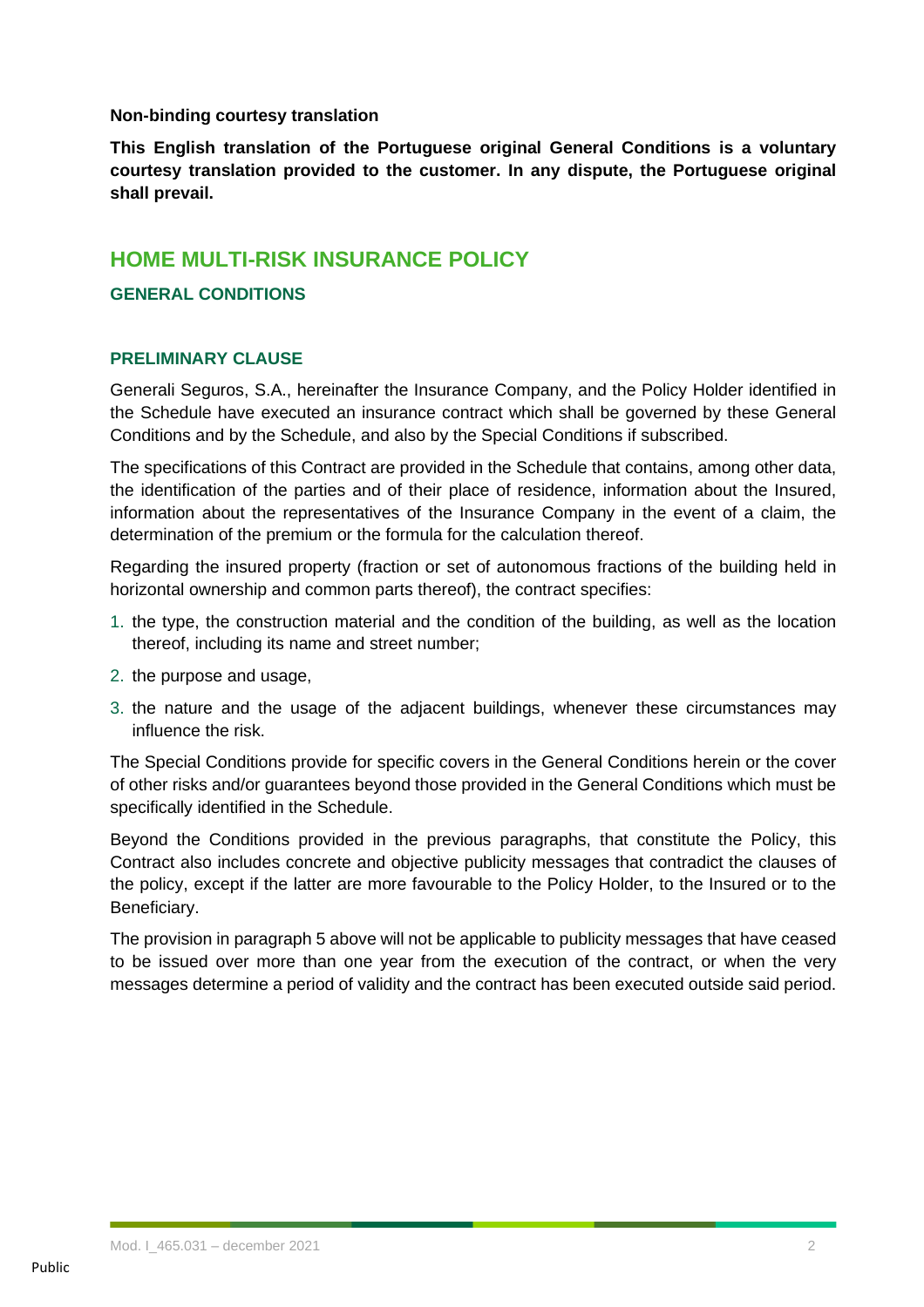**Non-binding courtesy translation**

**This English translation of the Portuguese original General Conditions is a voluntary courtesy translation provided to the customer. In any dispute, the Portuguese original shall prevail.**

# HOME MULTI-RISK INSURANCE POLICY

## GENERAL CONDITIONS

### PRELIMINARY CLAUSE

Generali Seguros, S.A., hereinafter the Insurance Company, and the Policy Holder identified in the Schedule have executed an insurance contract which shall be governed by these General Conditions and by the Schedule, and also by the Special Conditions if subscribed.

The specifications of this Contract are provided in the Schedule that contains, among other data, the identification of the parties and of their place of residence, information about the Insured, information about the representatives of the Insurance Company in the event of a claim, the determination of the premium or the formula for the calculation thereof.

Regarding the insured property (fraction or set of autonomous fractions of the building held in horizontal ownership and common parts thereof), the contract specifies:

1. the type, the construction material and the condition of the building, as well as the location thereof, including its name and street number;
2. the purpose and usage,
3. the nature and the usage of the adjacent buildings, whenever these circumstances may influence the risk.

The Special Conditions provide for specific covers in the General Conditions herein or the cover of other risks and/or guarantees beyond those provided in the General Conditions which must be specifically identified in the Schedule.

Beyond the Conditions provided in the previous paragraphs, that constitute the Policy, this Contract also includes concrete and objective publicity messages that contradict the clauses of the policy, except if the latter are more favourable to the Policy Holder, to the Insured or to the Beneficiary.

The provision in paragraph 5 above will not be applicable to publicity messages that have ceased to be issued over more than one year from the execution of the contract, or when the very messages determine a period of validity and the contract has been executed outside said period.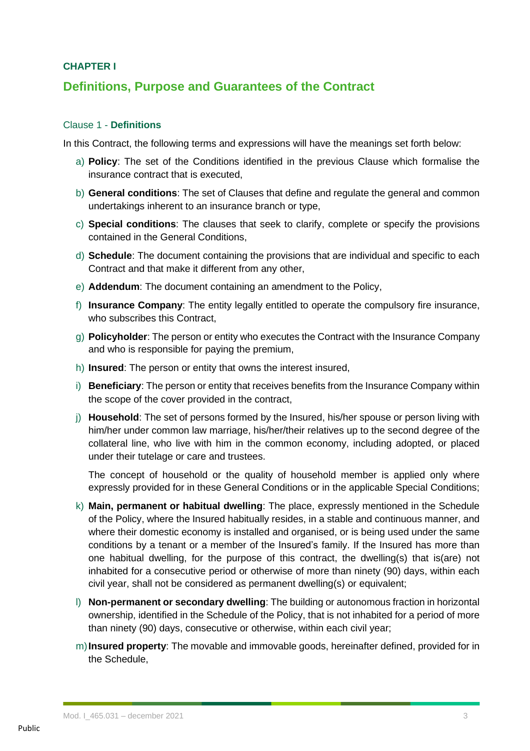**CHAPTER I**

# Definitions, Purpose and Guarantees of the Contract

## Clause 1 - **Definitions**

In this Contract, the following terms and expressions will have the meanings set forth below:

a) **Policy**: The set of the Conditions identified in the previous Clause which formalise the insurance contract that is executed,

b) **General conditions**: The set of Clauses that define and regulate the general and common undertakings inherent to an insurance branch or type,

c) **Special conditions**: The clauses that seek to clarify, complete or specify the provisions contained in the General Conditions,

d) **Schedule**: The document containing the provisions that are individual and specific to each Contract and that make it different from any other,

e) **Addendum**: The document containing an amendment to the Policy,

f) **Insurance Company**: The entity legally entitled to operate the compulsory fire insurance, who subscribes this Contract,

g) **Policyholder**: The person or entity who executes the Contract with the Insurance Company and who is responsible for paying the premium,

h) **Insured**: The person or entity that owns the interest insured,

i) **Beneficiary**: The person or entity that receives benefits from the Insurance Company within the scope of the cover provided in the contract,

j) **Household**: The set of persons formed by the Insured, his/her spouse or person living with him/her under common law marriage, his/her/their relatives up to the second degree of the collateral line, who live with him in the common economy, including adopted, or placed under their tutelage or care and trustees.

   The concept of household or the quality of household member is applied only where expressly provided for in these General Conditions or in the applicable Special Conditions;

k) **Main, permanent or habitual dwelling**: The place, expressly mentioned in the Schedule of the Policy, where the Insured habitually resides, in a stable and continuous manner, and where their domestic economy is installed and organised, or is being used under the same conditions by a tenant or a member of the Insured's family. If the Insured has more than one habitual dwelling, for the purpose of this contract, the dwelling(s) that is(are) not inhabited for a consecutive period or otherwise of more than ninety (90) days, within each civil year, shall not be considered as permanent dwelling(s) or equivalent;

l) **Non-permanent or secondary dwelling**: The building or autonomous fraction in horizontal ownership, identified in the Schedule of the Policy, that is not inhabited for a period of more than ninety (90) days, consecutive or otherwise, within each civil year;

m) **Insured property**: The movable and immovable goods, hereinafter defined, provided for in the Schedule,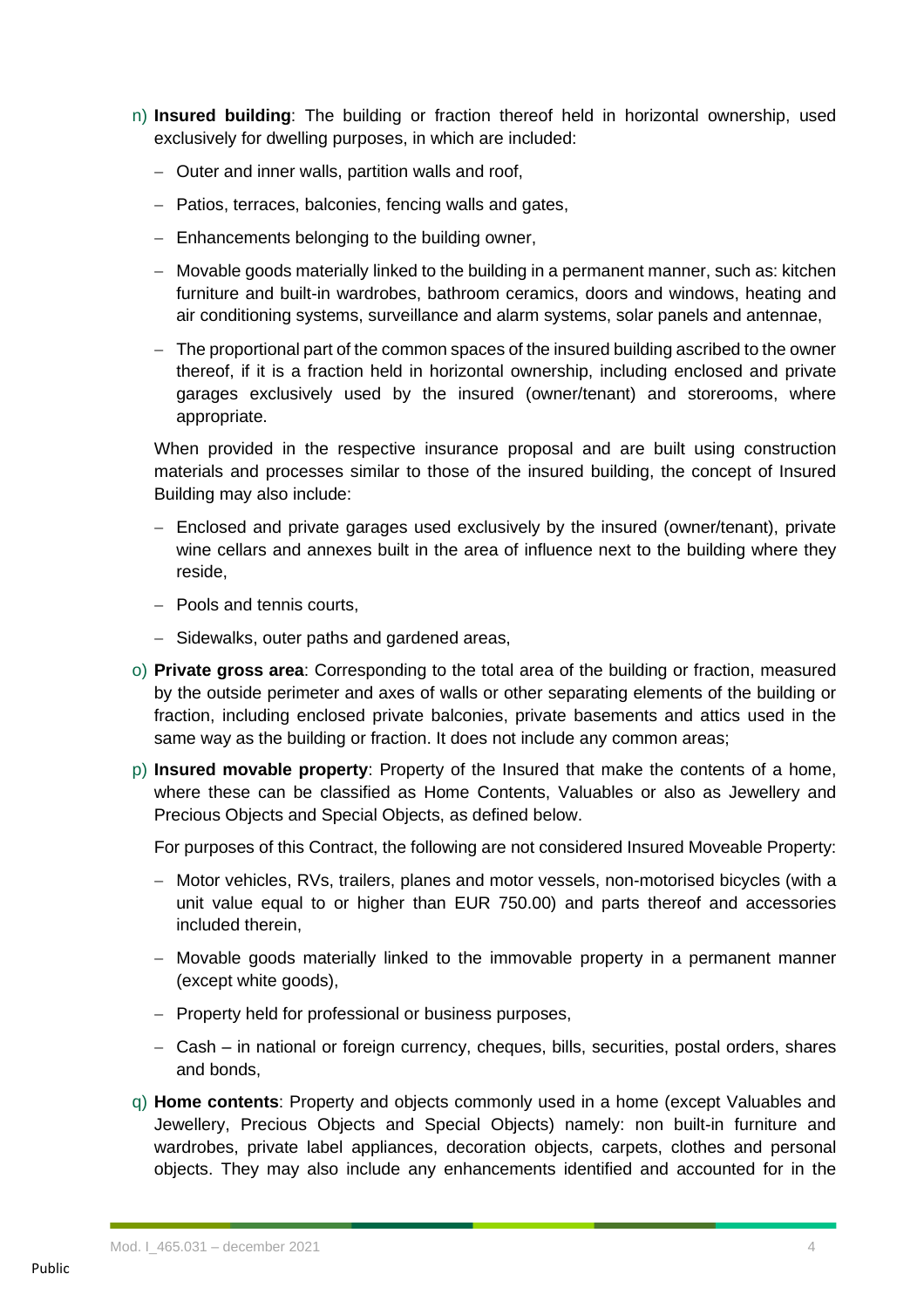n) **Insured building**: The building or fraction thereof held in horizontal ownership, used exclusively for dwelling purposes, in which are included:

   - Outer and inner walls, partition walls and roof,
   - Patios, terraces, balconies, fencing walls and gates,
   - Enhancements belonging to the building owner,
   - Movable goods materially linked to the building in a permanent manner, such as: kitchen furniture and built-in wardrobes, bathroom ceramics, doors and windows, heating and air conditioning systems, surveillance and alarm systems, solar panels and antennae,
   - The proportional part of the common spaces of the insured building ascribed to the owner thereof, if it is a fraction held in horizontal ownership, including enclosed and private garages exclusively used by the insured (owner/tenant) and storerooms, where appropriate.

   When provided in the respective insurance proposal and are built using construction materials and processes similar to those of the insured building, the concept of Insured Building may also include:

   - Enclosed and private garages used exclusively by the insured (owner/tenant), private wine cellars and annexes built in the area of influence next to the building where they reside,
   - Pools and tennis courts,
   - Sidewalks, outer paths and gardened areas,

o) **Private gross area**: Corresponding to the total area of the building or fraction, measured by the outside perimeter and axes of walls or other separating elements of the building or fraction, including enclosed private balconies, private basements and attics used in the same way as the building or fraction. It does not include any common areas;

p) **Insured movable property**: Property of the Insured that make the contents of a home, where these can be classified as Home Contents, Valuables or also as Jewellery and Precious Objects and Special Objects, as defined below.

   For purposes of this Contract, the following are not considered Insured Moveable Property:

   - Motor vehicles, RVs, trailers, planes and motor vessels, non-motorised bicycles (with a unit value equal to or higher than EUR 750.00) and parts thereof and accessories included therein,
   - Movable goods materially linked to the immovable property in a permanent manner (except white goods),
   - Property held for professional or business purposes,
   - Cash – in national or foreign currency, cheques, bills, securities, postal orders, shares and bonds,

q) **Home contents**: Property and objects commonly used in a home (except Valuables and Jewellery, Precious Objects and Special Objects) namely: non built-in furniture and wardrobes, private label appliances, decoration objects, carpets, clothes and personal objects. They may also include any enhancements identified and accounted for in the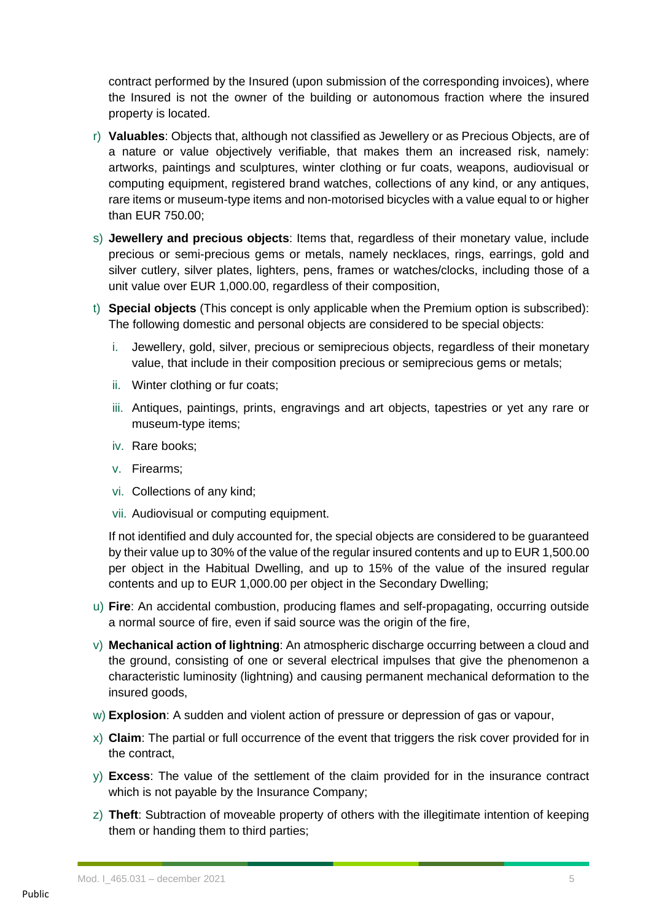contract performed by the Insured (upon submission of the corresponding invoices), where the Insured is not the owner of the building or autonomous fraction where the insured property is located.

r) **Valuables**: Objects that, although not classified as Jewellery or as Precious Objects, are of a nature or value objectively verifiable, that makes them an increased risk, namely: artworks, paintings and sculptures, winter clothing or fur coats, weapons, audiovisual or computing equipment, registered brand watches, collections of any kind, or any antiques, rare items or museum-type items and non-motorised bicycles with a value equal to or higher than EUR 750.00;

s) **Jewellery and precious objects**: Items that, regardless of their monetary value, include precious or semi-precious gems or metals, namely necklaces, rings, earrings, gold and silver cutlery, silver plates, lighters, pens, frames or watches/clocks, including those of a unit value over EUR 1,000.00, regardless of their composition,

t) **Special objects** (This concept is only applicable when the Premium option is subscribed): The following domestic and personal objects are considered to be special objects:

   i. Jewellery, gold, silver, precious or semiprecious objects, regardless of their monetary value, that include in their composition precious or semiprecious gems or metals;

   ii. Winter clothing or fur coats;

   iii. Antiques, paintings, prints, engravings and art objects, tapestries or yet any rare or museum-type items;

   iv. Rare books;

   v. Firearms;

   vi. Collections of any kind;

   vii. Audiovisual or computing equipment.

   If not identified and duly accounted for, the special objects are considered to be guaranteed by their value up to 30% of the value of the regular insured contents and up to EUR 1,500.00 per object in the Habitual Dwelling, and up to 15% of the value of the insured regular contents and up to EUR 1,000.00 per object in the Secondary Dwelling;

u) **Fire**: An accidental combustion, producing flames and self-propagating, occurring outside a normal source of fire, even if said source was the origin of the fire,

v) **Mechanical action of lightning**: An atmospheric discharge occurring between a cloud and the ground, consisting of one or several electrical impulses that give the phenomenon a characteristic luminosity (lightning) and causing permanent mechanical deformation to the insured goods,

w) **Explosion**: A sudden and violent action of pressure or depression of gas or vapour,

x) **Claim**: The partial or full occurrence of the event that triggers the risk cover provided for in the contract,

y) **Excess**: The value of the settlement of the claim provided for in the insurance contract which is not payable by the Insurance Company;

z) **Theft**: Subtraction of moveable property of others with the illegitimate intention of keeping them or handing them to third parties;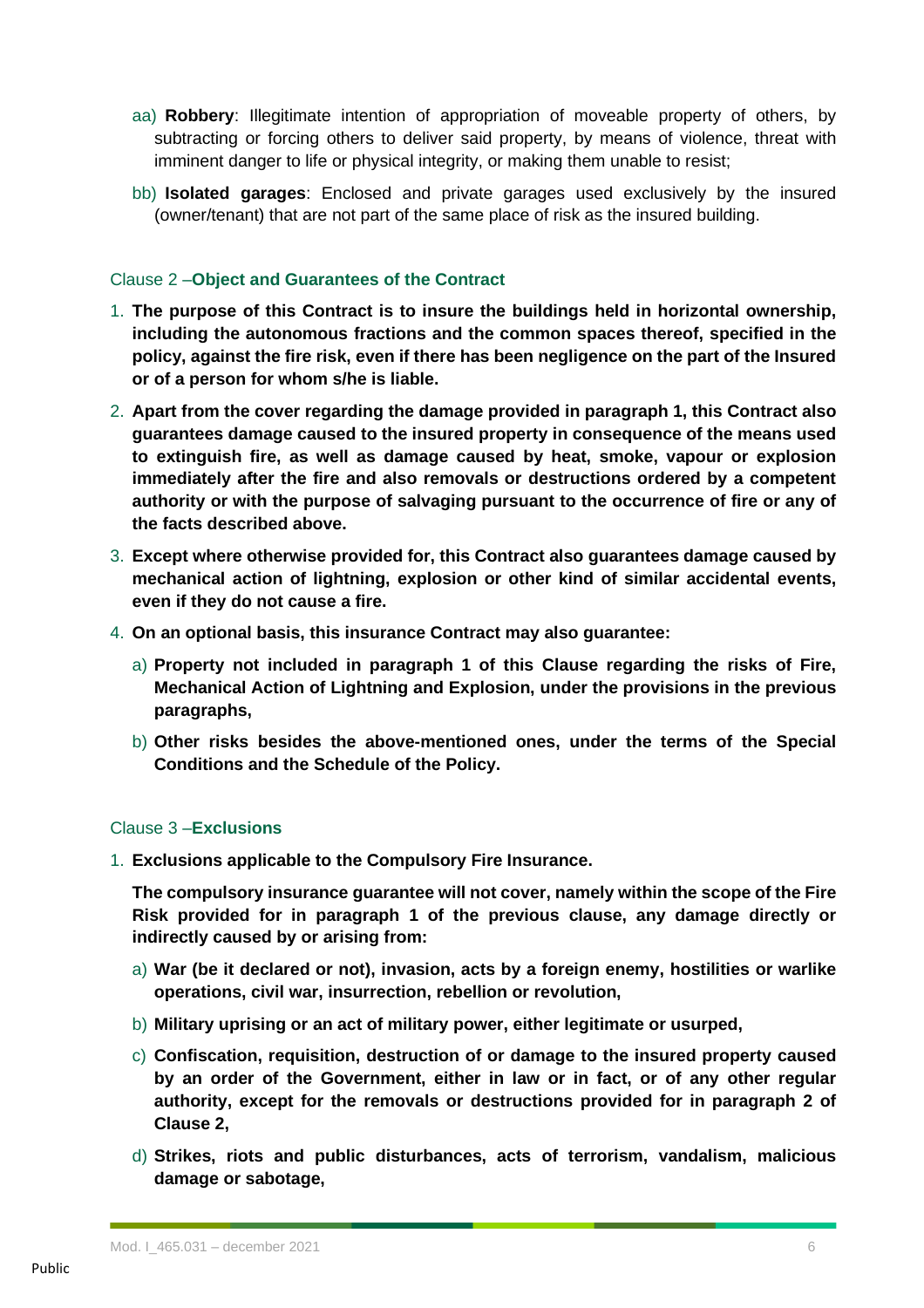aa) **Robbery**: Illegitimate intention of appropriation of moveable property of others, by subtracting or forcing others to deliver said property, by means of violence, threat with imminent danger to life or physical integrity, or making them unable to resist;

bb) **Isolated garages**: Enclosed and private garages used exclusively by the insured (owner/tenant) that are not part of the same place of risk as the insured building.

### Clause 2 –**Object and Guarantees of the Contract**

1. **The purpose of this Contract is to insure the buildings held in horizontal ownership, including the autonomous fractions and the common spaces thereof, specified in the policy, against the fire risk, even if there has been negligence on the part of the Insured or of a person for whom s/he is liable.**
2. **Apart from the cover regarding the damage provided in paragraph 1, this Contract also guarantees damage caused to the insured property in consequence of the means used to extinguish fire, as well as damage caused by heat, smoke, vapour or explosion immediately after the fire and also removals or destructions ordered by a competent authority or with the purpose of salvaging pursuant to the occurrence of fire or any of the facts described above.**
3. **Except where otherwise provided for, this Contract also guarantees damage caused by mechanical action of lightning, explosion or other kind of similar accidental events, even if they do not cause a fire.**
4. **On an optional basis, this insurance Contract may also guarantee:**
   a) **Property not included in paragraph 1 of this Clause regarding the risks of Fire, Mechanical Action of Lightning and Explosion, under the provisions in the previous paragraphs,**
   b) **Other risks besides the above-mentioned ones, under the terms of the Special Conditions and the Schedule of the Policy.**

### Clause 3 –**Exclusions**

1. **Exclusions applicable to the Compulsory Fire Insurance.**

   **The compulsory insurance guarantee will not cover, namely within the scope of the Fire Risk provided for in paragraph 1 of the previous clause, any damage directly or indirectly caused by or arising from:**
   a) **War (be it declared or not), invasion, acts by a foreign enemy, hostilities or warlike operations, civil war, insurrection, rebellion or revolution,**
   b) **Military uprising or an act of military power, either legitimate or usurped,**
   c) **Confiscation, requisition, destruction of or damage to the insured property caused by an order of the Government, either in law or in fact, or of any other regular authority, except for the removals or destructions provided for in paragraph 2 of Clause 2,**
   d) **Strikes, riots and public disturbances, acts of terrorism, vandalism, malicious damage or sabotage,**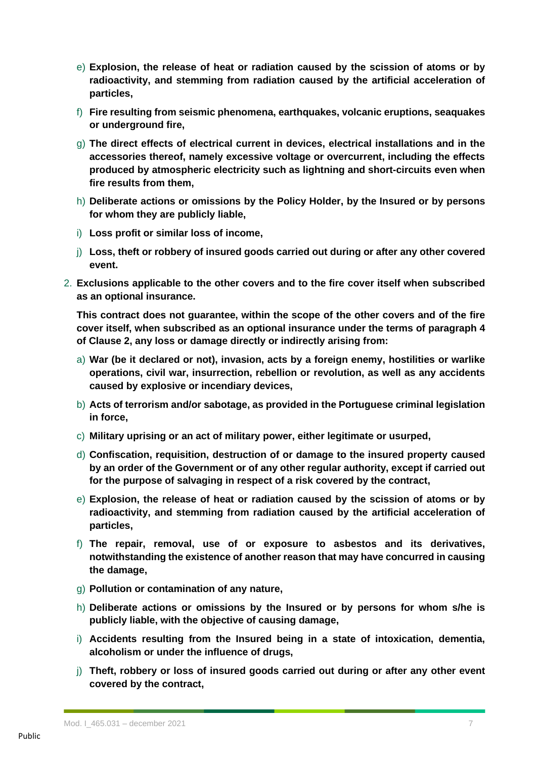e) **Explosion, the release of heat or radiation caused by the scission of atoms or by radioactivity, and stemming from radiation caused by the artificial acceleration of particles,**

f) **Fire resulting from seismic phenomena, earthquakes, volcanic eruptions, seaquakes or underground fire,**

g) **The direct effects of electrical current in devices, electrical installations and in the accessories thereof, namely excessive voltage or overcurrent, including the effects produced by atmospheric electricity such as lightning and short-circuits even when fire results from them,**

h) **Deliberate actions or omissions by the Policy Holder, by the Insured or by persons for whom they are publicly liable,**

i) **Loss profit or similar loss of income,**

j) **Loss, theft or robbery of insured goods carried out during or after any other covered event.**

2. **Exclusions applicable to the other covers and to the fire cover itself when subscribed as an optional insurance.**

   **This contract does not guarantee, within the scope of the other covers and of the fire cover itself, when subscribed as an optional insurance under the terms of paragraph 4 of Clause 2, any loss or damage directly or indirectly arising from:**

   a) **War (be it declared or not), invasion, acts by a foreign enemy, hostilities or warlike operations, civil war, insurrection, rebellion or revolution, as well as any accidents caused by explosive or incendiary devices,**

   b) **Acts of terrorism and/or sabotage, as provided in the Portuguese criminal legislation in force,**

   c) **Military uprising or an act of military power, either legitimate or usurped,**

   d) **Confiscation, requisition, destruction of or damage to the insured property caused by an order of the Government or of any other regular authority, except if carried out for the purpose of salvaging in respect of a risk covered by the contract,**

   e) **Explosion, the release of heat or radiation caused by the scission of atoms or by radioactivity, and stemming from radiation caused by the artificial acceleration of particles,**

   f) **The repair, removal, use of or exposure to asbestos and its derivatives, notwithstanding the existence of another reason that may have concurred in causing the damage,**

   g) **Pollution or contamination of any nature,**

   h) **Deliberate actions or omissions by the Insured or by persons for whom s/he is publicly liable, with the objective of causing damage,**

   i) **Accidents resulting from the Insured being in a state of intoxication, dementia, alcoholism or under the influence of drugs,**

   j) **Theft, robbery or loss of insured goods carried out during or after any other event covered by the contract,**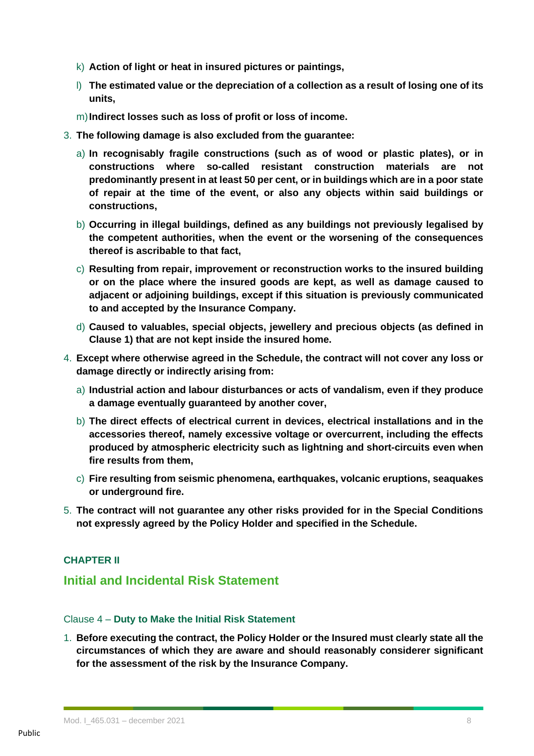k) **Action of light or heat in insured pictures or paintings,**

l) **The estimated value or the depreciation of a collection as a result of losing one of its units,**

m) **Indirect losses such as loss of profit or loss of income.**

3. **The following damage is also excluded from the guarantee:**

   a) **In recognisably fragile constructions (such as of wood or plastic plates), or in constructions where so-called resistant construction materials are not predominantly present in at least 50 per cent, or in buildings which are in a poor state of repair at the time of the event, or also any objects within said buildings or constructions,**

   b) **Occurring in illegal buildings, defined as any buildings not previously legalised by the competent authorities, when the event or the worsening of the consequences thereof is ascribable to that fact,**

   c) **Resulting from repair, improvement or reconstruction works to the insured building or on the place where the insured goods are kept, as well as damage caused to adjacent or adjoining buildings, except if this situation is previously communicated to and accepted by the Insurance Company.**

   d) **Caused to valuables, special objects, jewellery and precious objects (as defined in Clause 1) that are not kept inside the insured home.**

4. **Except where otherwise agreed in the Schedule, the contract will not cover any loss or damage directly or indirectly arising from:**

   a) **Industrial action and labour disturbances or acts of vandalism, even if they produce a damage eventually guaranteed by another cover,**

   b) **The direct effects of electrical current in devices, electrical installations and in the accessories thereof, namely excessive voltage or overcurrent, including the effects produced by atmospheric electricity such as lightning and short-circuits even when fire results from them,**

   c) **Fire resulting from seismic phenomena, earthquakes, volcanic eruptions, seaquakes or underground fire.**

5. **The contract will not guarantee any other risks provided for in the Special Conditions not expressly agreed by the Policy Holder and specified in the Schedule.**

## CHAPTER II

## Initial and Incidental Risk Statement

### Clause 4 – Duty to Make the Initial Risk Statement

1. **Before executing the contract, the Policy Holder or the Insured must clearly state all the circumstances of which they are aware and should reasonably considerer significant for the assessment of the risk by the Insurance Company.**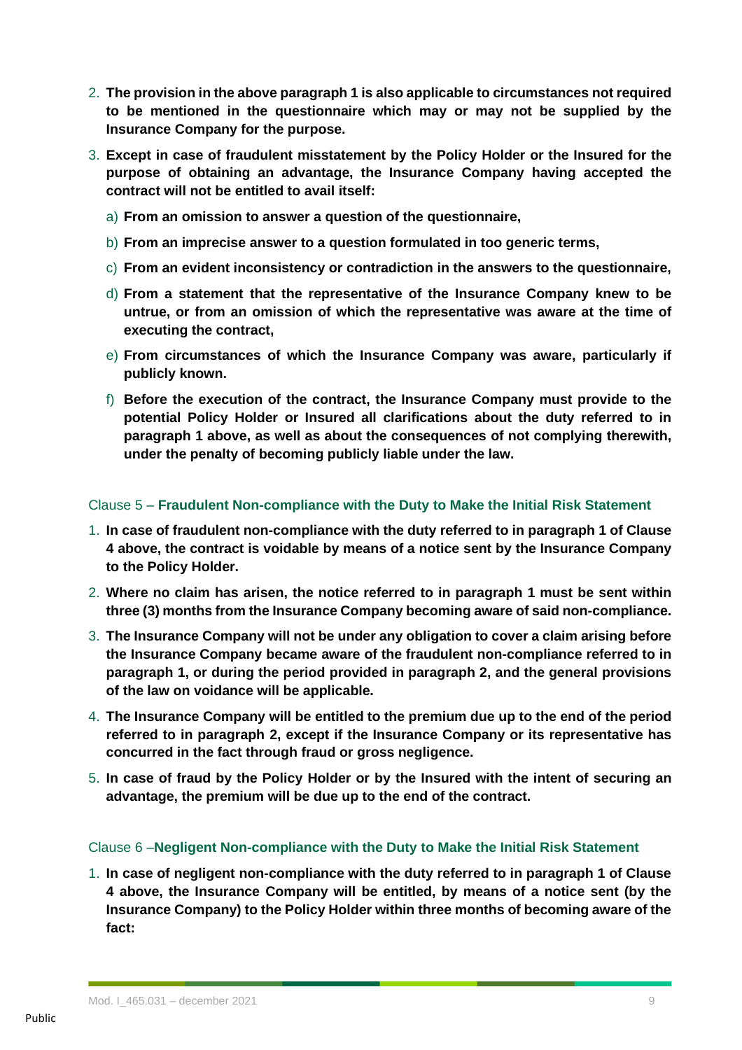2. **The provision in the above paragraph 1 is also applicable to circumstances not required to be mentioned in the questionnaire which may or may not be supplied by the Insurance Company for the purpose.**

3. **Except in case of fraudulent misstatement by the Policy Holder or the Insured for the purpose of obtaining an advantage, the Insurance Company having accepted the contract will not be entitled to avail itself:**

   a) **From an omission to answer a question of the questionnaire,**

   b) **From an imprecise answer to a question formulated in too generic terms,**

   c) **From an evident inconsistency or contradiction in the answers to the questionnaire,**

   d) **From a statement that the representative of the Insurance Company knew to be untrue, or from an omission of which the representative was aware at the time of executing the contract,**

   e) **From circumstances of which the Insurance Company was aware, particularly if publicly known.**

   f) **Before the execution of the contract, the Insurance Company must provide to the potential Policy Holder or Insured all clarifications about the duty referred to in paragraph 1 above, as well as about the consequences of not complying therewith, under the penalty of becoming publicly liable under the law.**

## Clause 5 – **Fraudulent Non-compliance with the Duty to Make the Initial Risk Statement**

1. **In case of fraudulent non-compliance with the duty referred to in paragraph 1 of Clause 4 above, the contract is voidable by means of a notice sent by the Insurance Company to the Policy Holder.**

2. **Where no claim has arisen, the notice referred to in paragraph 1 must be sent within three (3) months from the Insurance Company becoming aware of said non-compliance.**

3. **The Insurance Company will not be under any obligation to cover a claim arising before the Insurance Company became aware of the fraudulent non-compliance referred to in paragraph 1, or during the period provided in paragraph 2, and the general provisions of the law on voidance will be applicable.**

4. **The Insurance Company will be entitled to the premium due up to the end of the period referred to in paragraph 2, except if the Insurance Company or its representative has concurred in the fact through fraud or gross negligence.**

5. **In case of fraud by the Policy Holder or by the Insured with the intent of securing an advantage, the premium will be due up to the end of the contract.**

## Clause 6 –**Negligent Non-compliance with the Duty to Make the Initial Risk Statement**

1. **In case of negligent non-compliance with the duty referred to in paragraph 1 of Clause 4 above, the Insurance Company will be entitled, by means of a notice sent (by the Insurance Company) to the Policy Holder within three months of becoming aware of the fact:**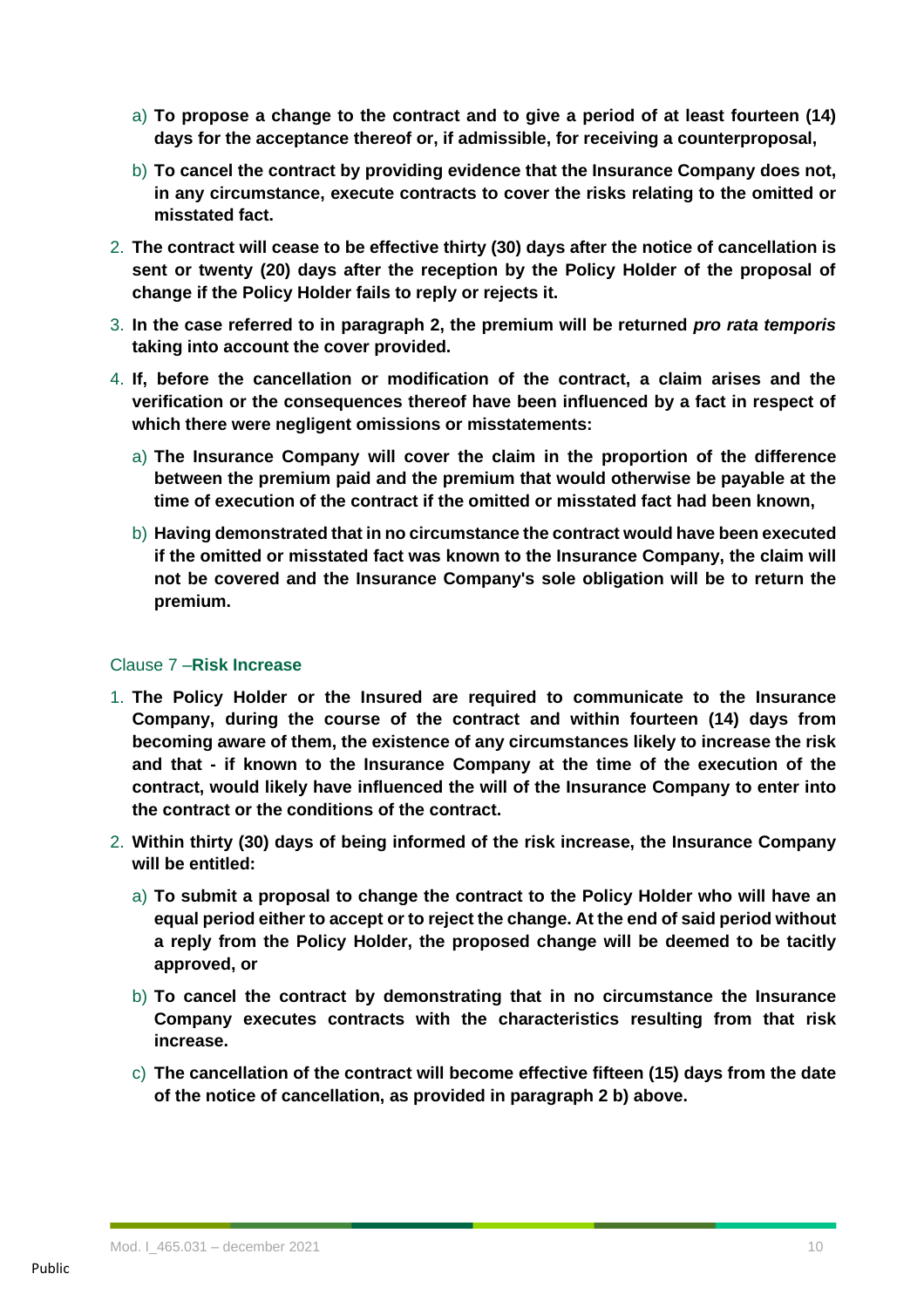a) **To propose a change to the contract and to give a period of at least fourteen (14) days for the acceptance thereof or, if admissible, for receiving a counterproposal,**

b) **To cancel the contract by providing evidence that the Insurance Company does not, in any circumstance, execute contracts to cover the risks relating to the omitted or misstated fact.**

2. **The contract will cease to be effective thirty (30) days after the notice of cancellation is sent or twenty (20) days after the reception by the Policy Holder of the proposal of change if the Policy Holder fails to reply or rejects it.**
3. **In the case referred to in paragraph 2, the premium will be returned *pro rata temporis* taking into account the cover provided.**
4. **If, before the cancellation or modification of the contract, a claim arises and the verification or the consequences thereof have been influenced by a fact in respect of which there were negligent omissions or misstatements:**

    a) **The Insurance Company will cover the claim in the proportion of the difference between the premium paid and the premium that would otherwise be payable at the time of execution of the contract if the omitted or misstated fact had been known,**

    b) **Having demonstrated that in no circumstance the contract would have been executed if the omitted or misstated fact was known to the Insurance Company, the claim will not be covered and the Insurance Company's sole obligation will be to return the premium.**

## Clause 7 –**Risk Increase**

1. **The Policy Holder or the Insured are required to communicate to the Insurance Company, during the course of the contract and within fourteen (14) days from becoming aware of them, the existence of any circumstances likely to increase the risk and that - if known to the Insurance Company at the time of the execution of the contract, would likely have influenced the will of the Insurance Company to enter into the contract or the conditions of the contract.**
2. **Within thirty (30) days of being informed of the risk increase, the Insurance Company will be entitled:**

    a) **To submit a proposal to change the contract to the Policy Holder who will have an equal period either to accept or to reject the change. At the end of said period without a reply from the Policy Holder, the proposed change will be deemed to be tacitly approved, or**

    b) **To cancel the contract by demonstrating that in no circumstance the Insurance Company executes contracts with the characteristics resulting from that risk increase.**

    c) **The cancellation of the contract will become effective fifteen (15) days from the date of the notice of cancellation, as provided in paragraph 2 b) above.**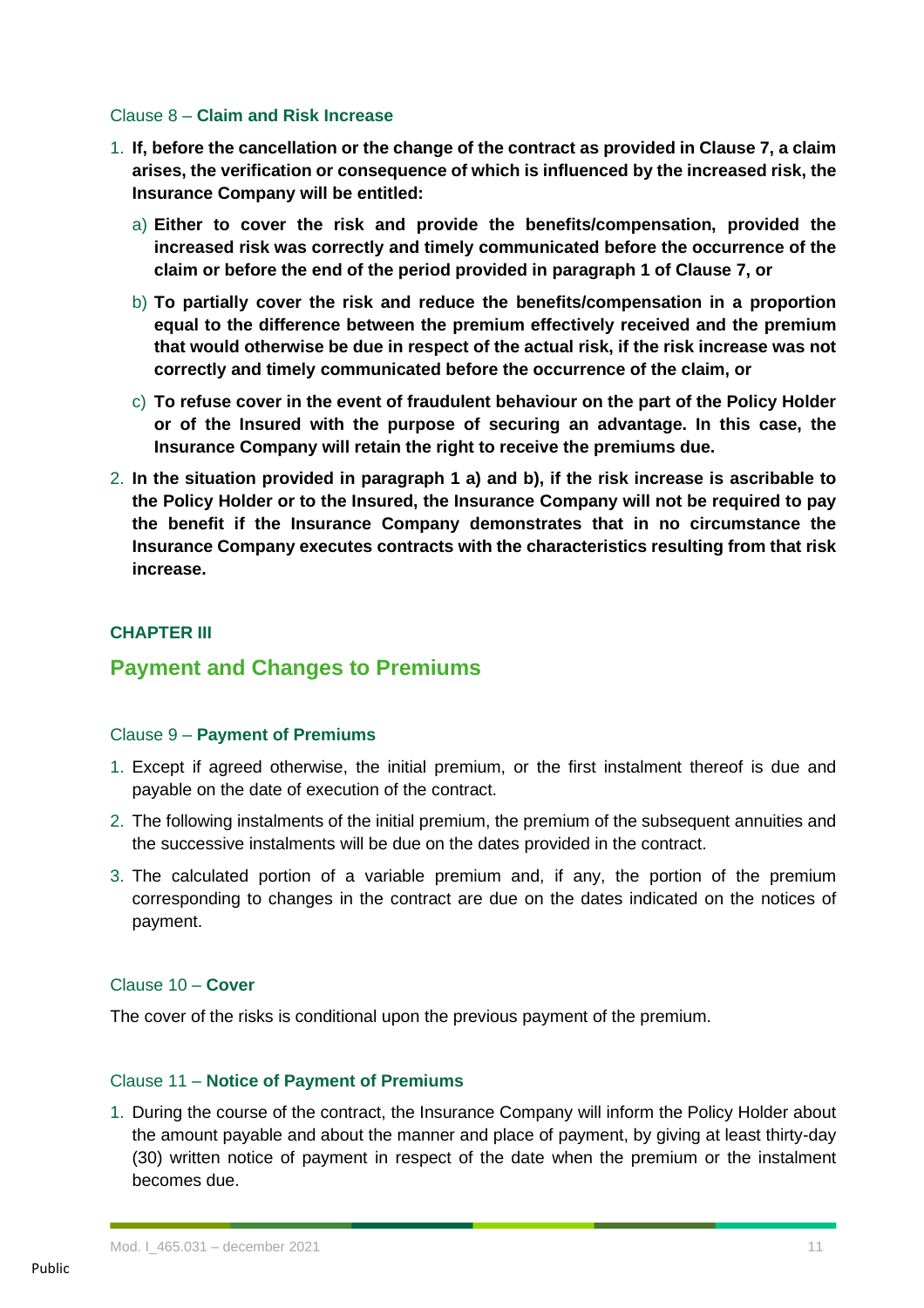### Clause 8 – **Claim and Risk Increase**

1. **If, before the cancellation or the change of the contract as provided in Clause 7, a claim arises, the verification or consequence of which is influenced by the increased risk, the Insurance Company will be entitled:**
   a) **Either to cover the risk and provide the benefits/compensation, provided the increased risk was correctly and timely communicated before the occurrence of the claim or before the end of the period provided in paragraph 1 of Clause 7, or**
   b) **To partially cover the risk and reduce the benefits/compensation in a proportion equal to the difference between the premium effectively received and the premium that would otherwise be due in respect of the actual risk, if the risk increase was not correctly and timely communicated before the occurrence of the claim, or**
   c) **To refuse cover in the event of fraudulent behaviour on the part of the Policy Holder or of the Insured with the purpose of securing an advantage. In this case, the Insurance Company will retain the right to receive the premiums due.**
2. **In the situation provided in paragraph 1 a) and b), if the risk increase is ascribable to the Policy Holder or to the Insured, the Insurance Company will not be required to pay the benefit if the Insurance Company demonstrates that in no circumstance the Insurance Company executes contracts with the characteristics resulting from that risk increase.**

## CHAPTER III

## Payment and Changes to Premiums

### Clause 9 – **Payment of Premiums**

1. Except if agreed otherwise, the initial premium, or the first instalment thereof is due and payable on the date of execution of the contract.
2. The following instalments of the initial premium, the premium of the subsequent annuities and the successive instalments will be due on the dates provided in the contract.
3. The calculated portion of a variable premium and, if any, the portion of the premium corresponding to changes in the contract are due on the dates indicated on the notices of payment.

### Clause 10 – **Cover**

The cover of the risks is conditional upon the previous payment of the premium.

### Clause 11 – **Notice of Payment of Premiums**

1. During the course of the contract, the Insurance Company will inform the Policy Holder about the amount payable and about the manner and place of payment, by giving at least thirty-day (30) written notice of payment in respect of the date when the premium or the instalment becomes due.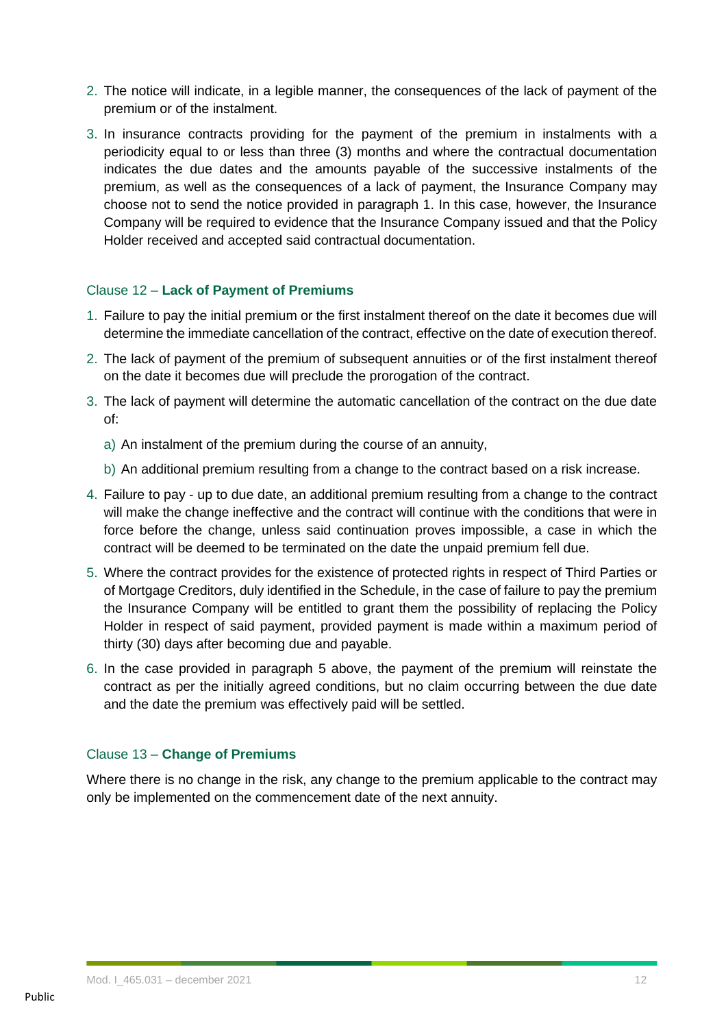2. The notice will indicate, in a legible manner, the consequences of the lack of payment of the premium or of the instalment.
3. In insurance contracts providing for the payment of the premium in instalments with a periodicity equal to or less than three (3) months and where the contractual documentation indicates the due dates and the amounts payable of the successive instalments of the premium, as well as the consequences of a lack of payment, the Insurance Company may choose not to send the notice provided in paragraph 1. In this case, however, the Insurance Company will be required to evidence that the Insurance Company issued and that the Policy Holder received and accepted said contractual documentation.

### Clause 12 – **Lack of Payment of Premiums**

1. Failure to pay the initial premium or the first instalment thereof on the date it becomes due will determine the immediate cancellation of the contract, effective on the date of execution thereof.
2. The lack of payment of the premium of subsequent annuities or of the first instalment thereof on the date it becomes due will preclude the prorogation of the contract.
3. The lack of payment will determine the automatic cancellation of the contract on the due date of:
   a) An instalment of the premium during the course of an annuity,
   b) An additional premium resulting from a change to the contract based on a risk increase.
4. Failure to pay - up to due date, an additional premium resulting from a change to the contract will make the change ineffective and the contract will continue with the conditions that were in force before the change, unless said continuation proves impossible, a case in which the contract will be deemed to be terminated on the date the unpaid premium fell due.
5. Where the contract provides for the existence of protected rights in respect of Third Parties or of Mortgage Creditors, duly identified in the Schedule, in the case of failure to pay the premium the Insurance Company will be entitled to grant them the possibility of replacing the Policy Holder in respect of said payment, provided payment is made within a maximum period of thirty (30) days after becoming due and payable.
6. In the case provided in paragraph 5 above, the payment of the premium will reinstate the contract as per the initially agreed conditions, but no claim occurring between the due date and the date the premium was effectively paid will be settled.

### Clause 13 – **Change of Premiums**

Where there is no change in the risk, any change to the premium applicable to the contract may only be implemented on the commencement date of the next annuity.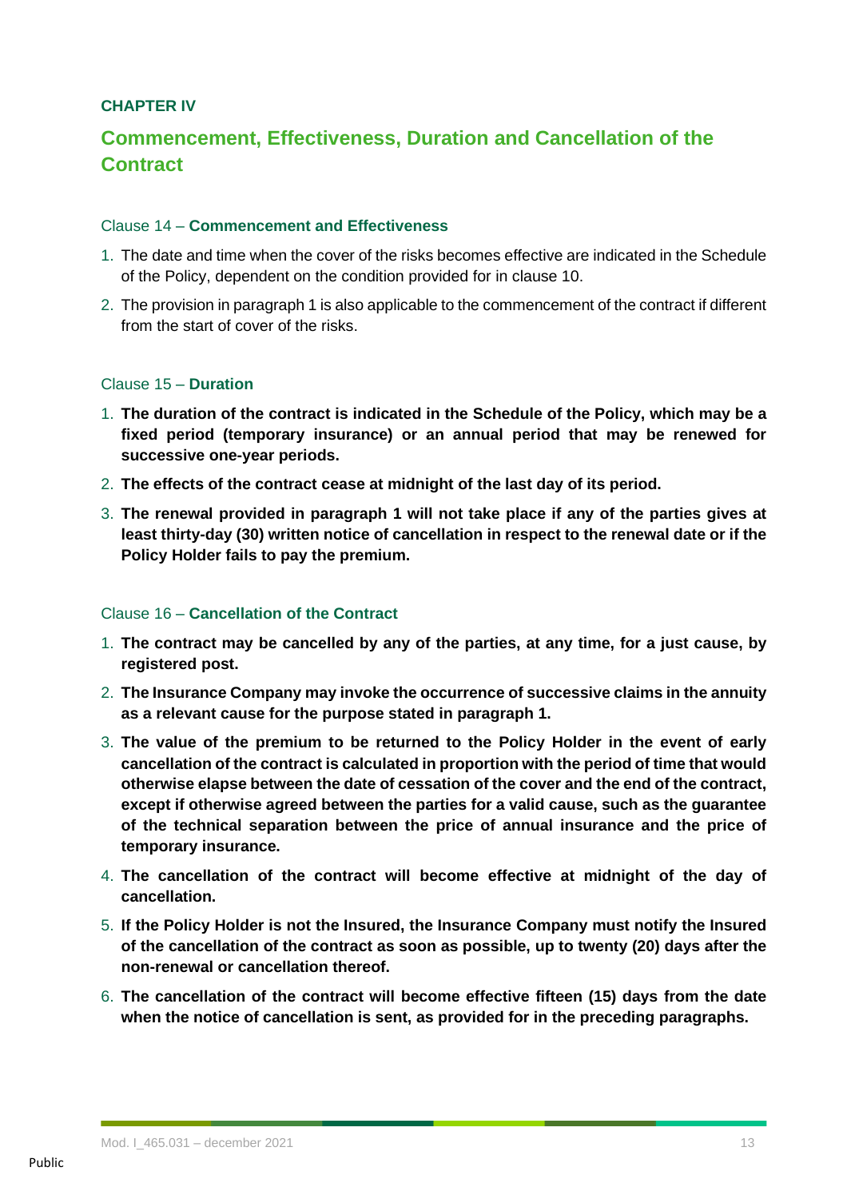**CHAPTER IV**

## Commencement, Effectiveness, Duration and Cancellation of the Contract

### Clause 14 – **Commencement and Effectiveness**

1. The date and time when the cover of the risks becomes effective are indicated in the Schedule of the Policy, dependent on the condition provided for in clause 10.
2. The provision in paragraph 1 is also applicable to the commencement of the contract if different from the start of cover of the risks.

### Clause 15 – **Duration**

1. **The duration of the contract is indicated in the Schedule of the Policy, which may be a fixed period (temporary insurance) or an annual period that may be renewed for successive one-year periods.**
2. **The effects of the contract cease at midnight of the last day of its period.**
3. **The renewal provided in paragraph 1 will not take place if any of the parties gives at least thirty-day (30) written notice of cancellation in respect to the renewal date or if the Policy Holder fails to pay the premium.**

### Clause 16 – **Cancellation of the Contract**

1. **The contract may be cancelled by any of the parties, at any time, for a just cause, by registered post.**
2. **The Insurance Company may invoke the occurrence of successive claims in the annuity as a relevant cause for the purpose stated in paragraph 1.**
3. **The value of the premium to be returned to the Policy Holder in the event of early cancellation of the contract is calculated in proportion with the period of time that would otherwise elapse between the date of cessation of the cover and the end of the contract, except if otherwise agreed between the parties for a valid cause, such as the guarantee of the technical separation between the price of annual insurance and the price of temporary insurance.**
4. **The cancellation of the contract will become effective at midnight of the day of cancellation.**
5. **If the Policy Holder is not the Insured, the Insurance Company must notify the Insured of the cancellation of the contract as soon as possible, up to twenty (20) days after the non-renewal or cancellation thereof.**
6. **The cancellation of the contract will become effective fifteen (15) days from the date when the notice of cancellation is sent, as provided for in the preceding paragraphs.**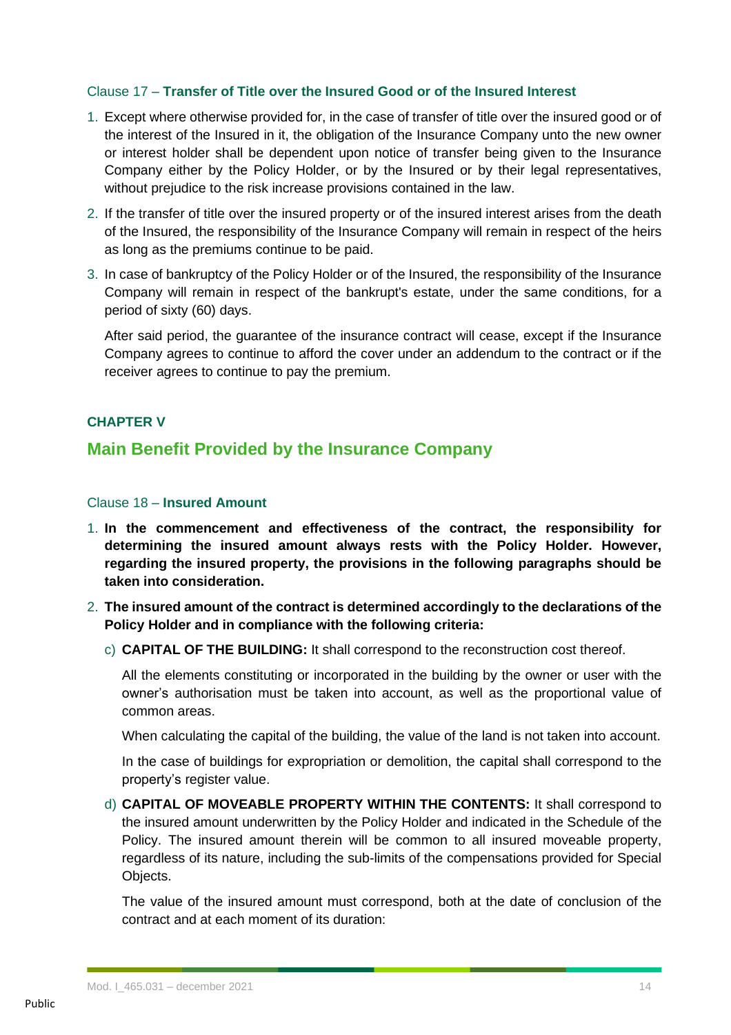### Clause 17 – **Transfer of Title over the Insured Good or of the Insured Interest**

1. Except where otherwise provided for, in the case of transfer of title over the insured good or of the interest of the Insured in it, the obligation of the Insurance Company unto the new owner or interest holder shall be dependent upon notice of transfer being given to the Insurance Company either by the Policy Holder, or by the Insured or by their legal representatives, without prejudice to the risk increase provisions contained in the law.
2. If the transfer of title over the insured property or of the insured interest arises from the death of the Insured, the responsibility of the Insurance Company will remain in respect of the heirs as long as the premiums continue to be paid.
3. In case of bankruptcy of the Policy Holder or of the Insured, the responsibility of the Insurance Company will remain in respect of the bankrupt's estate, under the same conditions, for a period of sixty (60) days.

   After said period, the guarantee of the insurance contract will cease, except if the Insurance Company agrees to continue to afford the cover under an addendum to the contract or if the receiver agrees to continue to pay the premium.

## CHAPTER V

## Main Benefit Provided by the Insurance Company

### Clause 18 – **Insured Amount**

1. **In the commencement and effectiveness of the contract, the responsibility for determining the insured amount always rests with the Policy Holder. However, regarding the insured property, the provisions in the following paragraphs should be taken into consideration.**
2. **The insured amount of the contract is determined accordingly to the declarations of the Policy Holder and in compliance with the following criteria:**

   c) **CAPITAL OF THE BUILDING:** It shall correspond to the reconstruction cost thereof.

   All the elements constituting or incorporated in the building by the owner or user with the owner's authorisation must be taken into account, as well as the proportional value of common areas.

   When calculating the capital of the building, the value of the land is not taken into account.

   In the case of buildings for expropriation or demolition, the capital shall correspond to the property's register value.

   d) **CAPITAL OF MOVEABLE PROPERTY WITHIN THE CONTENTS:** It shall correspond to the insured amount underwritten by the Policy Holder and indicated in the Schedule of the Policy. The insured amount therein will be common to all insured moveable property, regardless of its nature, including the sub-limits of the compensations provided for Special Objects.

   The value of the insured amount must correspond, both at the date of conclusion of the contract and at each moment of its duration: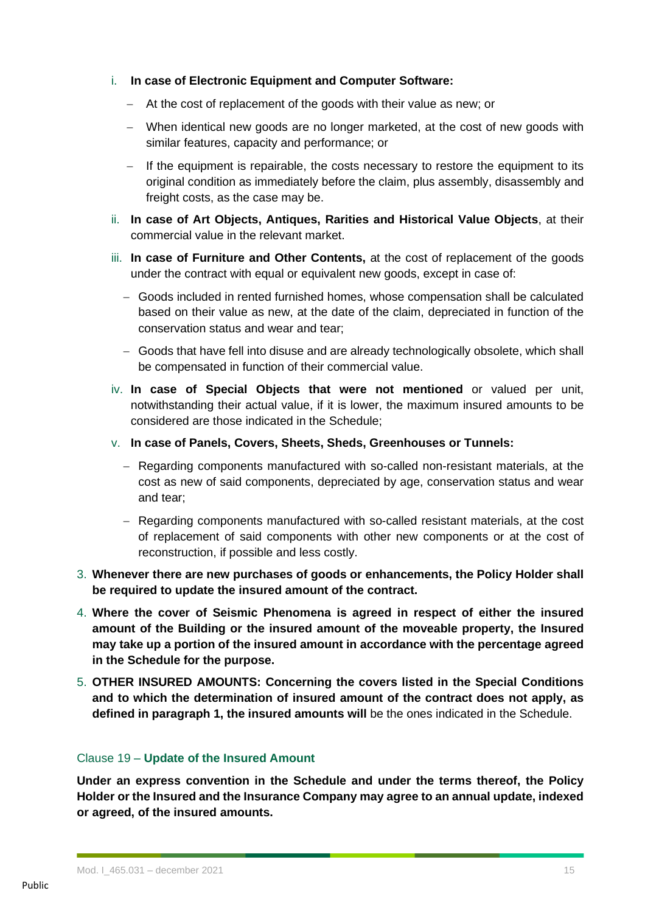i. **In case of Electronic Equipment and Computer Software:**

   - At the cost of replacement of the goods with their value as new; or
   - When identical new goods are no longer marketed, at the cost of new goods with similar features, capacity and performance; or
   - If the equipment is repairable, the costs necessary to restore the equipment to its original condition as immediately before the claim, plus assembly, disassembly and freight costs, as the case may be.

ii. **In case of Art Objects, Antiques, Rarities and Historical Value Objects**, at their commercial value in the relevant market.

iii. **In case of Furniture and Other Contents,** at the cost of replacement of the goods under the contract with equal or equivalent new goods, except in case of:

   - Goods included in rented furnished homes, whose compensation shall be calculated based on their value as new, at the date of the claim, depreciated in function of the conservation status and wear and tear;
   - Goods that have fell into disuse and are already technologically obsolete, which shall be compensated in function of their commercial value.

iv. **In case of Special Objects that were not mentioned** or valued per unit, notwithstanding their actual value, if it is lower, the maximum insured amounts to be considered are those indicated in the Schedule;

v. **In case of Panels, Covers, Sheets, Sheds, Greenhouses or Tunnels:**

   - Regarding components manufactured with so-called non-resistant materials, at the cost as new of said components, depreciated by age, conservation status and wear and tear;
   - Regarding components manufactured with so-called resistant materials, at the cost of replacement of said components with other new components or at the cost of reconstruction, if possible and less costly.

3. **Whenever there are new purchases of goods or enhancements, the Policy Holder shall be required to update the insured amount of the contract.**

4. **Where the cover of Seismic Phenomena is agreed in respect of either the insured amount of the Building or the insured amount of the moveable property, the Insured may take up a portion of the insured amount in accordance with the percentage agreed in the Schedule for the purpose.**

5. **OTHER INSURED AMOUNTS: Concerning the covers listed in the Special Conditions and to which the determination of insured amount of the contract does not apply, as defined in paragraph 1, the insured amounts will** be the ones indicated in the Schedule.

## Clause 19 – **Update of the Insured Amount**

**Under an express convention in the Schedule and under the terms thereof, the Policy Holder or the Insured and the Insurance Company may agree to an annual update, indexed or agreed, of the insured amounts.**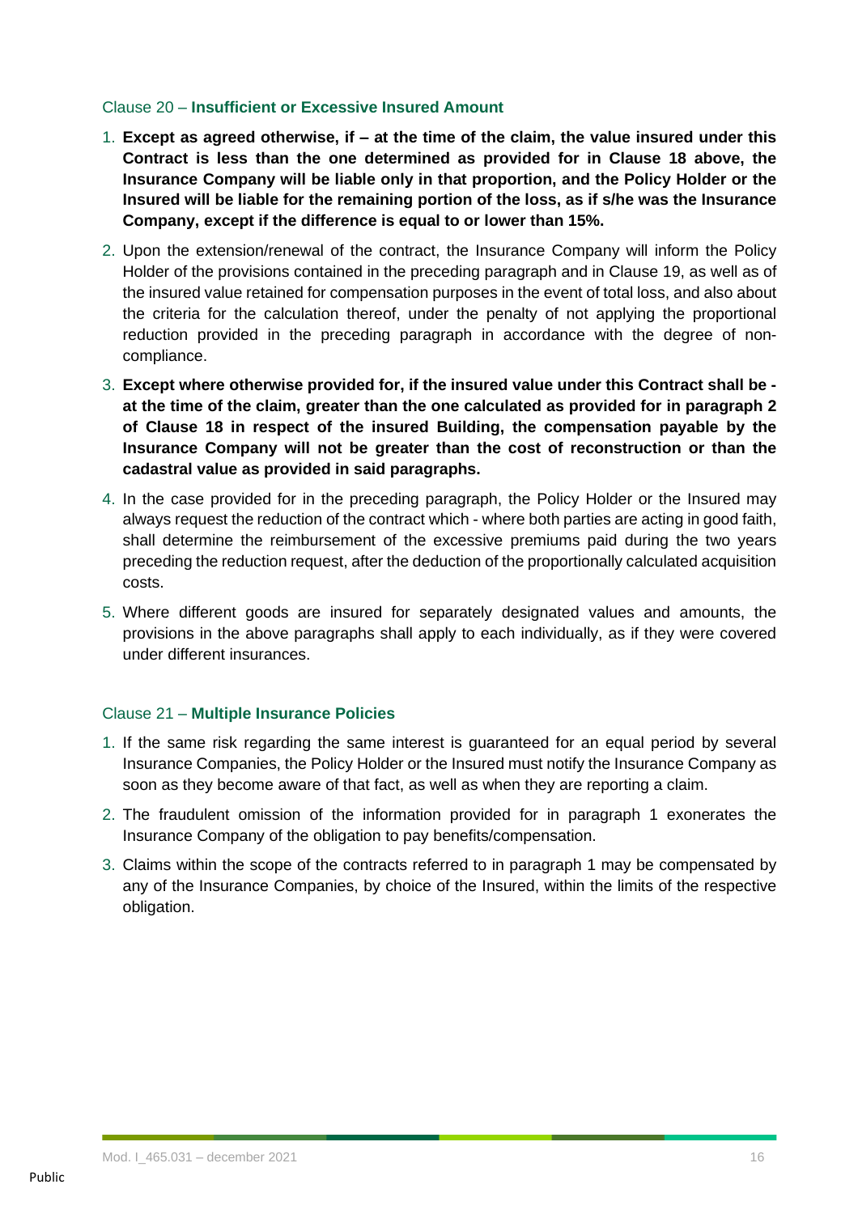### Clause 20 – **Insufficient or Excessive Insured Amount**

1. **Except as agreed otherwise, if – at the time of the claim, the value insured under this Contract is less than the one determined as provided for in Clause 18 above, the Insurance Company will be liable only in that proportion, and the Policy Holder or the Insured will be liable for the remaining portion of the loss, as if s/he was the Insurance Company, except if the difference is equal to or lower than 15%.**
2. Upon the extension/renewal of the contract, the Insurance Company will inform the Policy Holder of the provisions contained in the preceding paragraph and in Clause 19, as well as of the insured value retained for compensation purposes in the event of total loss, and also about the criteria for the calculation thereof, under the penalty of not applying the proportional reduction provided in the preceding paragraph in accordance with the degree of non-compliance.
3. **Except where otherwise provided for, if the insured value under this Contract shall be - at the time of the claim, greater than the one calculated as provided for in paragraph 2 of Clause 18 in respect of the insured Building, the compensation payable by the Insurance Company will not be greater than the cost of reconstruction or than the cadastral value as provided in said paragraphs.**
4. In the case provided for in the preceding paragraph, the Policy Holder or the Insured may always request the reduction of the contract which - where both parties are acting in good faith, shall determine the reimbursement of the excessive premiums paid during the two years preceding the reduction request, after the deduction of the proportionally calculated acquisition costs.
5. Where different goods are insured for separately designated values and amounts, the provisions in the above paragraphs shall apply to each individually, as if they were covered under different insurances.

### Clause 21 – **Multiple Insurance Policies**

1. If the same risk regarding the same interest is guaranteed for an equal period by several Insurance Companies, the Policy Holder or the Insured must notify the Insurance Company as soon as they become aware of that fact, as well as when they are reporting a claim.
2. The fraudulent omission of the information provided for in paragraph 1 exonerates the Insurance Company of the obligation to pay benefits/compensation.
3. Claims within the scope of the contracts referred to in paragraph 1 may be compensated by any of the Insurance Companies, by choice of the Insured, within the limits of the respective obligation.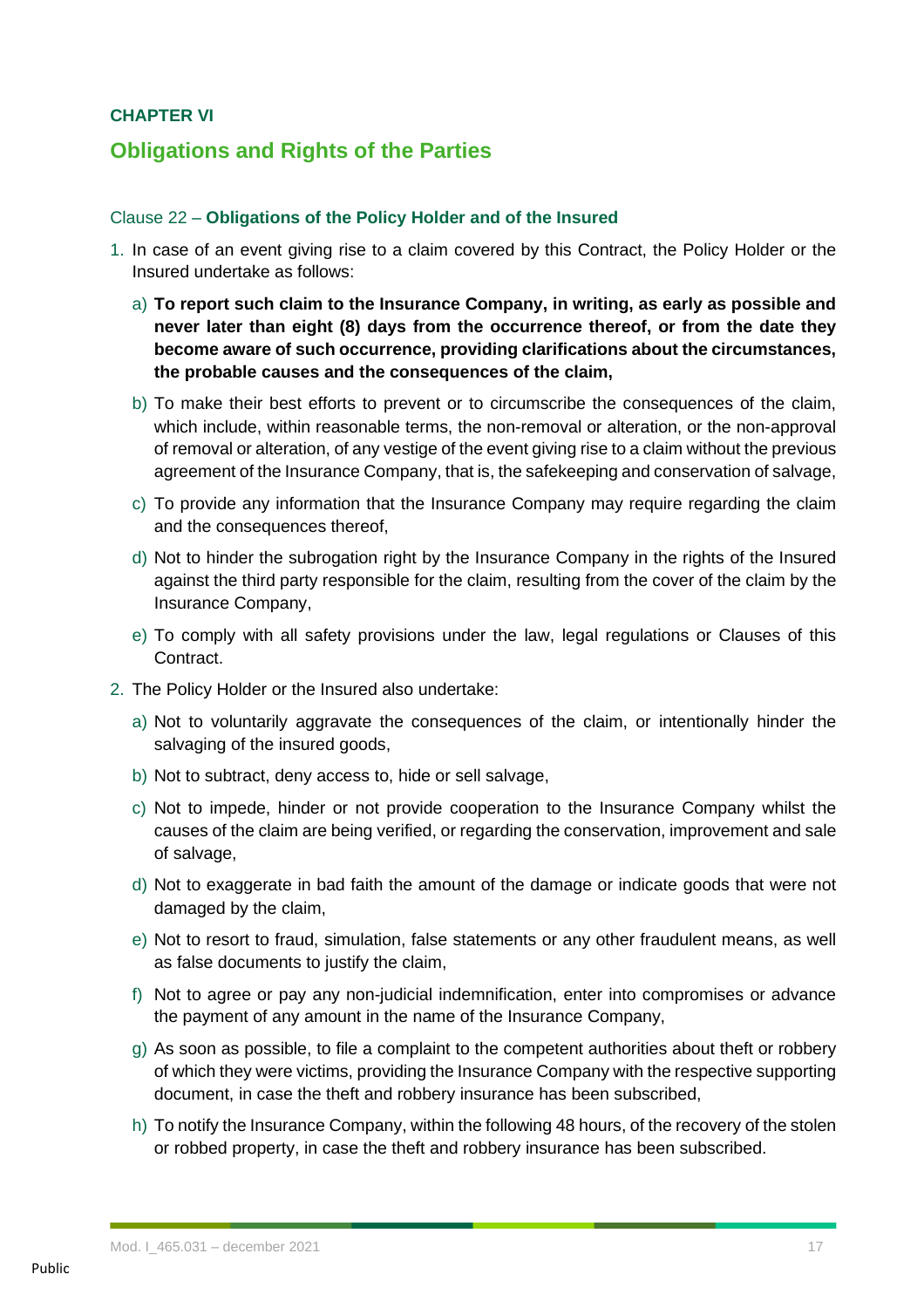## CHAPTER VI

# Obligations and Rights of the Parties

### Clause 22 – **Obligations of the Policy Holder and of the Insured**

1. In case of an event giving rise to a claim covered by this Contract, the Policy Holder or the Insured undertake as follows:

   a) **To report such claim to the Insurance Company, in writing, as early as possible and never later than eight (8) days from the occurrence thereof, or from the date they become aware of such occurrence, providing clarifications about the circumstances, the probable causes and the consequences of the claim,**

   b) To make their best efforts to prevent or to circumscribe the consequences of the claim, which include, within reasonable terms, the non-removal or alteration, or the non-approval of removal or alteration, of any vestige of the event giving rise to a claim without the previous agreement of the Insurance Company, that is, the safekeeping and conservation of salvage,

   c) To provide any information that the Insurance Company may require regarding the claim and the consequences thereof,

   d) Not to hinder the subrogation right by the Insurance Company in the rights of the Insured against the third party responsible for the claim, resulting from the cover of the claim by the Insurance Company,

   e) To comply with all safety provisions under the law, legal regulations or Clauses of this Contract.

2. The Policy Holder or the Insured also undertake:

   a) Not to voluntarily aggravate the consequences of the claim, or intentionally hinder the salvaging of the insured goods,

   b) Not to subtract, deny access to, hide or sell salvage,

   c) Not to impede, hinder or not provide cooperation to the Insurance Company whilst the causes of the claim are being verified, or regarding the conservation, improvement and sale of salvage,

   d) Not to exaggerate in bad faith the amount of the damage or indicate goods that were not damaged by the claim,

   e) Not to resort to fraud, simulation, false statements or any other fraudulent means, as well as false documents to justify the claim,

   f) Not to agree or pay any non-judicial indemnification, enter into compromises or advance the payment of any amount in the name of the Insurance Company,

   g) As soon as possible, to file a complaint to the competent authorities about theft or robbery of which they were victims, providing the Insurance Company with the respective supporting document, in case the theft and robbery insurance has been subscribed,

   h) To notify the Insurance Company, within the following 48 hours, of the recovery of the stolen or robbed property, in case the theft and robbery insurance has been subscribed.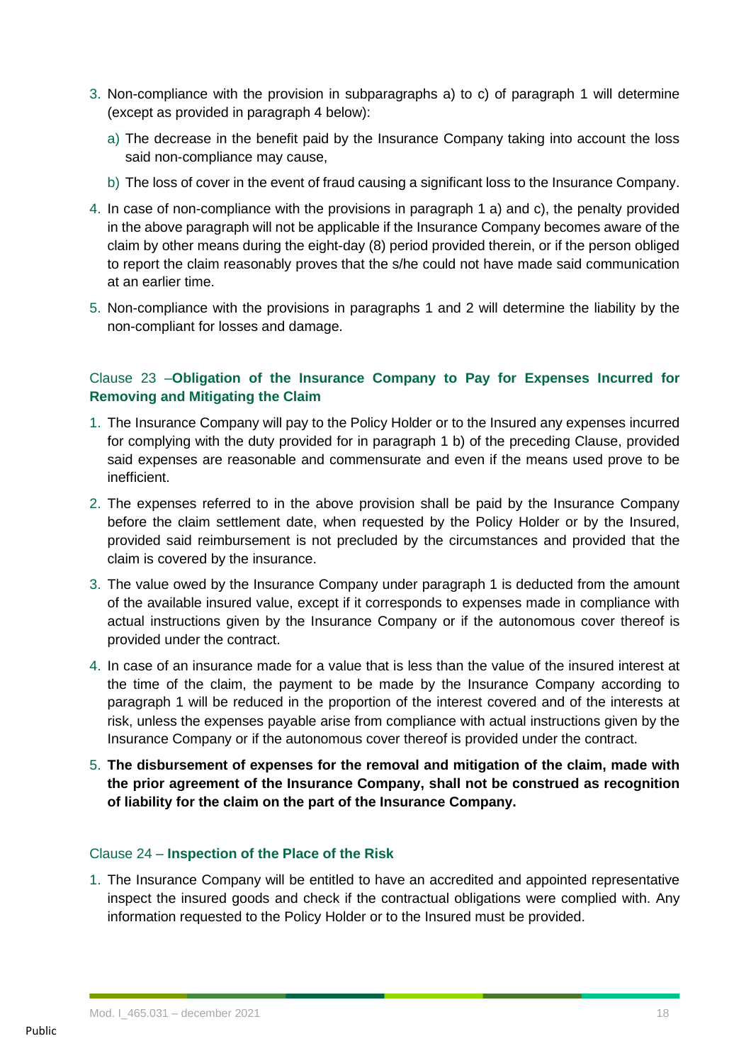3. Non-compliance with the provision in subparagraphs a) to c) of paragraph 1 will determine (except as provided in paragraph 4 below):

   a) The decrease in the benefit paid by the Insurance Company taking into account the loss said non-compliance may cause,

   b) The loss of cover in the event of fraud causing a significant loss to the Insurance Company.

4. In case of non-compliance with the provisions in paragraph 1 a) and c), the penalty provided in the above paragraph will not be applicable if the Insurance Company becomes aware of the claim by other means during the eight-day (8) period provided therein, or if the person obliged to report the claim reasonably proves that the s/he could not have made said communication at an earlier time.

5. Non-compliance with the provisions in paragraphs 1 and 2 will determine the liability by the non-compliant for losses and damage.

### Clause 23 –**Obligation of the Insurance Company to Pay for Expenses Incurred for Removing and Mitigating the Claim**

1. The Insurance Company will pay to the Policy Holder or to the Insured any expenses incurred for complying with the duty provided for in paragraph 1 b) of the preceding Clause, provided said expenses are reasonable and commensurate and even if the means used prove to be inefficient.

2. The expenses referred to in the above provision shall be paid by the Insurance Company before the claim settlement date, when requested by the Policy Holder or by the Insured, provided said reimbursement is not precluded by the circumstances and provided that the claim is covered by the insurance.

3. The value owed by the Insurance Company under paragraph 1 is deducted from the amount of the available insured value, except if it corresponds to expenses made in compliance with actual instructions given by the Insurance Company or if the autonomous cover thereof is provided under the contract.

4. In case of an insurance made for a value that is less than the value of the insured interest at the time of the claim, the payment to be made by the Insurance Company according to paragraph 1 will be reduced in the proportion of the interest covered and of the interests at risk, unless the expenses payable arise from compliance with actual instructions given by the Insurance Company or if the autonomous cover thereof is provided under the contract.

5. **The disbursement of expenses for the removal and mitigation of the claim, made with the prior agreement of the Insurance Company, shall not be construed as recognition of liability for the claim on the part of the Insurance Company.**

### Clause 24 – **Inspection of the Place of the Risk**

1. The Insurance Company will be entitled to have an accredited and appointed representative inspect the insured goods and check if the contractual obligations were complied with. Any information requested to the Policy Holder or to the Insured must be provided.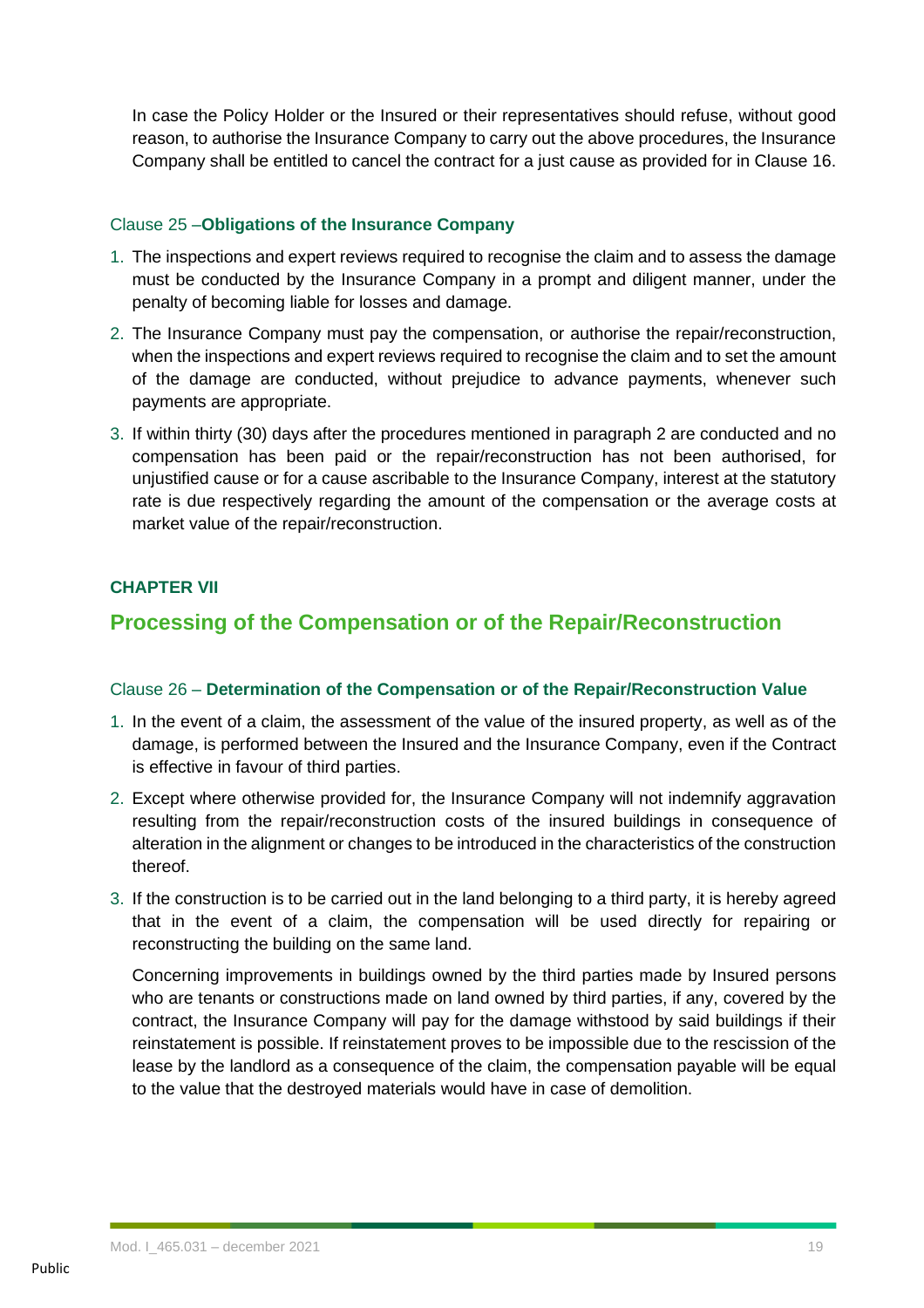In case the Policy Holder or the Insured or their representatives should refuse, without good reason, to authorise the Insurance Company to carry out the above procedures, the Insurance Company shall be entitled to cancel the contract for a just cause as provided for in Clause 16.

### Clause 25 –**Obligations of the Insurance Company**

1. The inspections and expert reviews required to recognise the claim and to assess the damage must be conducted by the Insurance Company in a prompt and diligent manner, under the penalty of becoming liable for losses and damage.
2. The Insurance Company must pay the compensation, or authorise the repair/reconstruction, when the inspections and expert reviews required to recognise the claim and to set the amount of the damage are conducted, without prejudice to advance payments, whenever such payments are appropriate.
3. If within thirty (30) days after the procedures mentioned in paragraph 2 are conducted and no compensation has been paid or the repair/reconstruction has not been authorised, for unjustified cause or for a cause ascribable to the Insurance Company, interest at the statutory rate is due respectively regarding the amount of the compensation or the average costs at market value of the repair/reconstruction.

**CHAPTER VII**

## Processing of the Compensation or of the Repair/Reconstruction

### Clause 26 – **Determination of the Compensation or of the Repair/Reconstruction Value**

1. In the event of a claim, the assessment of the value of the insured property, as well as of the damage, is performed between the Insured and the Insurance Company, even if the Contract is effective in favour of third parties.
2. Except where otherwise provided for, the Insurance Company will not indemnify aggravation resulting from the repair/reconstruction costs of the insured buildings in consequence of alteration in the alignment or changes to be introduced in the characteristics of the construction thereof.
3. If the construction is to be carried out in the land belonging to a third party, it is hereby agreed that in the event of a claim, the compensation will be used directly for repairing or reconstructing the building on the same land.

   Concerning improvements in buildings owned by the third parties made by Insured persons who are tenants or constructions made on land owned by third parties, if any, covered by the contract, the Insurance Company will pay for the damage withstood by said buildings if their reinstatement is possible. If reinstatement proves to be impossible due to the rescission of the lease by the landlord as a consequence of the claim, the compensation payable will be equal to the value that the destroyed materials would have in case of demolition.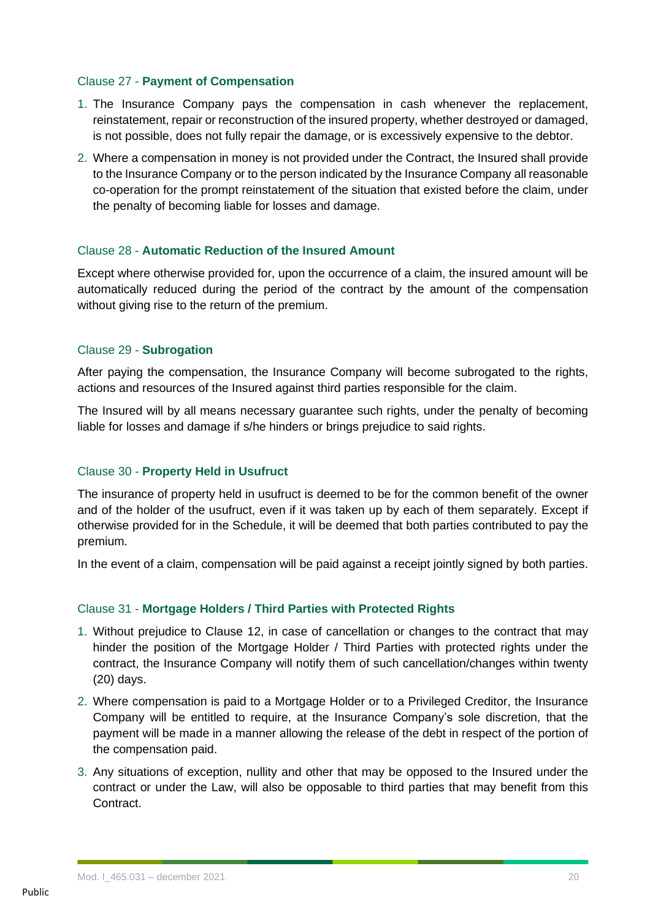### Clause 27 - **Payment of Compensation**

1. The Insurance Company pays the compensation in cash whenever the replacement, reinstatement, repair or reconstruction of the insured property, whether destroyed or damaged, is not possible, does not fully repair the damage, or is excessively expensive to the debtor.
2. Where a compensation in money is not provided under the Contract, the Insured shall provide to the Insurance Company or to the person indicated by the Insurance Company all reasonable co-operation for the prompt reinstatement of the situation that existed before the claim, under the penalty of becoming liable for losses and damage.

### Clause 28 - **Automatic Reduction of the Insured Amount**

Except where otherwise provided for, upon the occurrence of a claim, the insured amount will be automatically reduced during the period of the contract by the amount of the compensation without giving rise to the return of the premium.

### Clause 29 - **Subrogation**

After paying the compensation, the Insurance Company will become subrogated to the rights, actions and resources of the Insured against third parties responsible for the claim.

The Insured will by all means necessary guarantee such rights, under the penalty of becoming liable for losses and damage if s/he hinders or brings prejudice to said rights.

### Clause 30 - **Property Held in Usufruct**

The insurance of property held in usufruct is deemed to be for the common benefit of the owner and of the holder of the usufruct, even if it was taken up by each of them separately. Except if otherwise provided for in the Schedule, it will be deemed that both parties contributed to pay the premium.

In the event of a claim, compensation will be paid against a receipt jointly signed by both parties.

### Clause 31 - **Mortgage Holders / Third Parties with Protected Rights**

1. Without prejudice to Clause 12, in case of cancellation or changes to the contract that may hinder the position of the Mortgage Holder / Third Parties with protected rights under the contract, the Insurance Company will notify them of such cancellation/changes within twenty (20) days.
2. Where compensation is paid to a Mortgage Holder or to a Privileged Creditor, the Insurance Company will be entitled to require, at the Insurance Company's sole discretion, that the payment will be made in a manner allowing the release of the debt in respect of the portion of the compensation paid.
3. Any situations of exception, nullity and other that may be opposed to the Insured under the contract or under the Law, will also be opposable to third parties that may benefit from this Contract.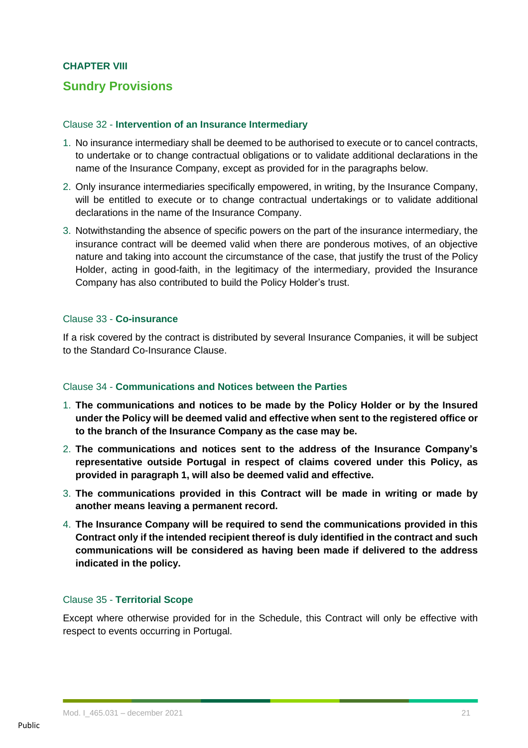**CHAPTER VIII**

## Sundry Provisions

### Clause 32 - **Intervention of an Insurance Intermediary**

1. No insurance intermediary shall be deemed to be authorised to execute or to cancel contracts, to undertake or to change contractual obligations or to validate additional declarations in the name of the Insurance Company, except as provided for in the paragraphs below.
2. Only insurance intermediaries specifically empowered, in writing, by the Insurance Company, will be entitled to execute or to change contractual undertakings or to validate additional declarations in the name of the Insurance Company.
3. Notwithstanding the absence of specific powers on the part of the insurance intermediary, the insurance contract will be deemed valid when there are ponderous motives, of an objective nature and taking into account the circumstance of the case, that justify the trust of the Policy Holder, acting in good-faith, in the legitimacy of the intermediary, provided the Insurance Company has also contributed to build the Policy Holder's trust.

### Clause 33 - **Co-insurance**

If a risk covered by the contract is distributed by several Insurance Companies, it will be subject to the Standard Co-Insurance Clause.

### Clause 34 - **Communications and Notices between the Parties**

1. **The communications and notices to be made by the Policy Holder or by the Insured under the Policy will be deemed valid and effective when sent to the registered office or to the branch of the Insurance Company as the case may be.**
2. **The communications and notices sent to the address of the Insurance Company's representative outside Portugal in respect of claims covered under this Policy, as provided in paragraph 1, will also be deemed valid and effective.**
3. **The communications provided in this Contract will be made in writing or made by another means leaving a permanent record.**
4. **The Insurance Company will be required to send the communications provided in this Contract only if the intended recipient thereof is duly identified in the contract and such communications will be considered as having been made if delivered to the address indicated in the policy.**

### Clause 35 - **Territorial Scope**

Except where otherwise provided for in the Schedule, this Contract will only be effective with respect to events occurring in Portugal.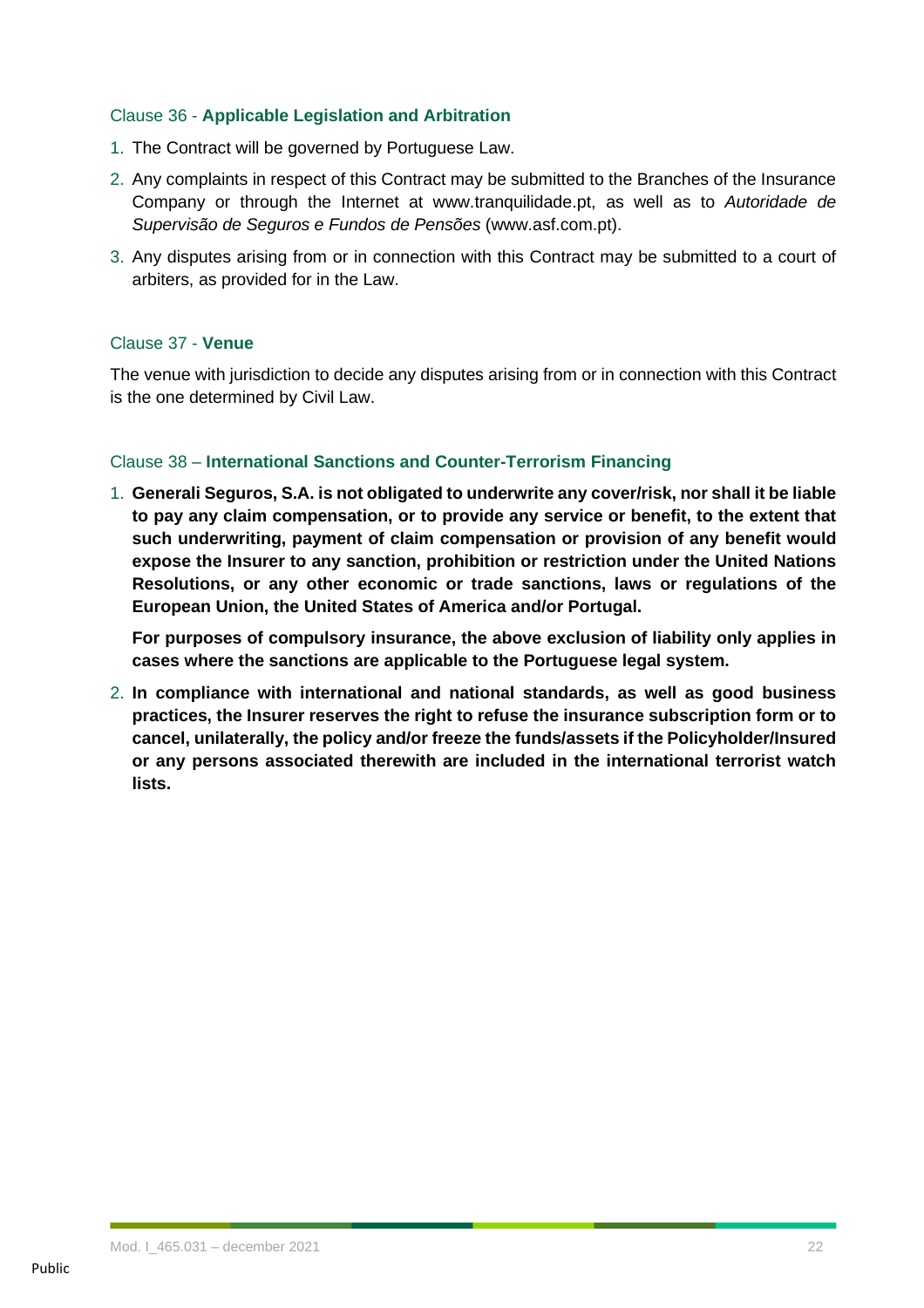### Clause 36 - **Applicable Legislation and Arbitration**

1. The Contract will be governed by Portuguese Law.
2. Any complaints in respect of this Contract may be submitted to the Branches of the Insurance Company or through the Internet at www.tranquilidade.pt, as well as to *Autoridade de Supervisão de Seguros e Fundos de Pensões* (www.asf.com.pt).
3. Any disputes arising from or in connection with this Contract may be submitted to a court of arbiters, as provided for in the Law.

### Clause 37 - **Venue**

The venue with jurisdiction to decide any disputes arising from or in connection with this Contract is the one determined by Civil Law.

### Clause 38 – **International Sanctions and Counter-Terrorism Financing**

1. **Generali Seguros, S.A. is not obligated to underwrite any cover/risk, nor shall it be liable to pay any claim compensation, or to provide any service or benefit, to the extent that such underwriting, payment of claim compensation or provision of any benefit would expose the Insurer to any sanction, prohibition or restriction under the United Nations Resolutions, or any other economic or trade sanctions, laws or regulations of the European Union, the United States of America and/or Portugal.**

   **For purposes of compulsory insurance, the above exclusion of liability only applies in cases where the sanctions are applicable to the Portuguese legal system.**

2. **In compliance with international and national standards, as well as good business practices, the Insurer reserves the right to refuse the insurance subscription form or to cancel, unilaterally, the policy and/or freeze the funds/assets if the Policyholder/Insured or any persons associated therewith are included in the international terrorist watch lists.**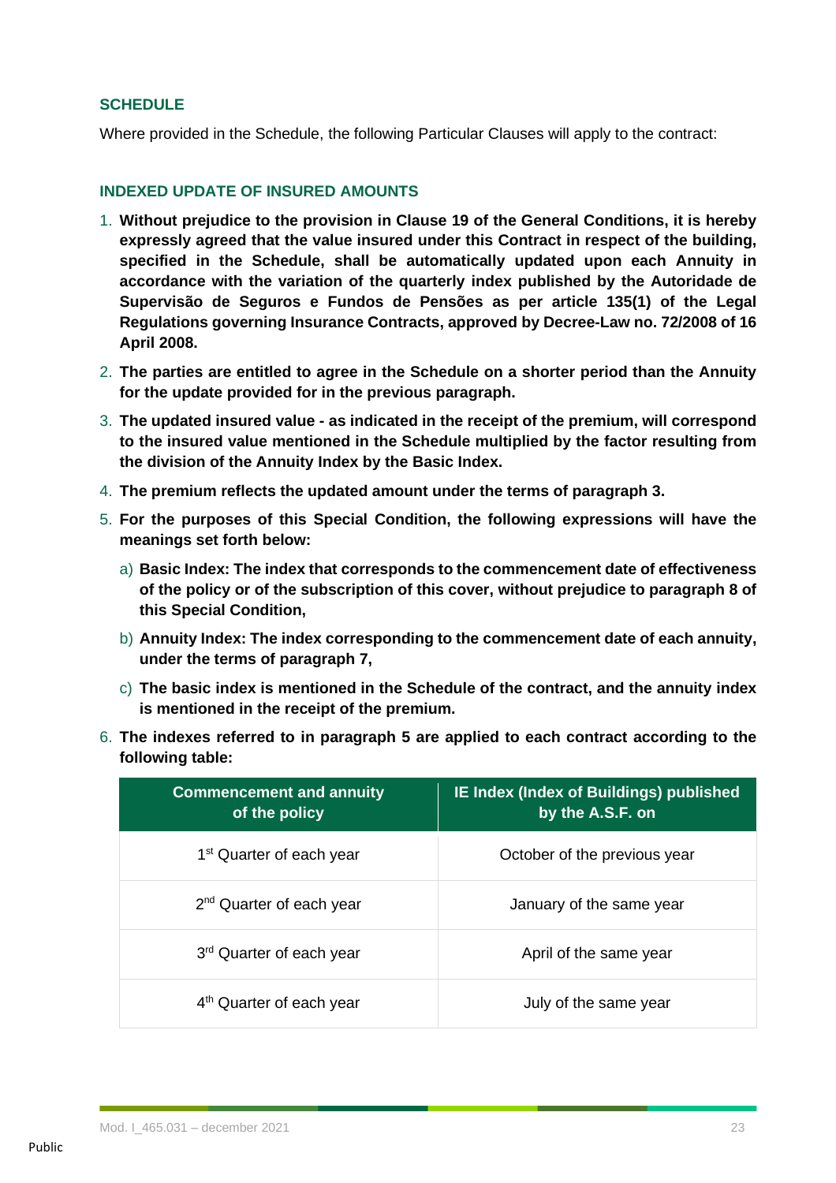## SCHEDULE

Where provided in the Schedule, the following Particular Clauses will apply to the contract:

## INDEXED UPDATE OF INSURED AMOUNTS

1. **Without prejudice to the provision in Clause 19 of the General Conditions, it is hereby expressly agreed that the value insured under this Contract in respect of the building, specified in the Schedule, shall be automatically updated upon each Annuity in accordance with the variation of the quarterly index published by the Autoridade de Supervisão de Seguros e Fundos de Pensões as per article 135(1) of the Legal Regulations governing Insurance Contracts, approved by Decree-Law no. 72/2008 of 16 April 2008.**
2. **The parties are entitled to agree in the Schedule on a shorter period than the Annuity for the update provided for in the previous paragraph.**
3. **The updated insured value - as indicated in the receipt of the premium, will correspond to the insured value mentioned in the Schedule multiplied by the factor resulting from the division of the Annuity Index by the Basic Index.**
4. **The premium reflects the updated amount under the terms of paragraph 3.**
5. **For the purposes of this Special Condition, the following expressions will have the meanings set forth below:**
   a) **Basic Index: The index that corresponds to the commencement date of effectiveness of the policy or of the subscription of this cover, without prejudice to paragraph 8 of this Special Condition,**
   b) **Annuity Index: The index corresponding to the commencement date of each annuity, under the terms of paragraph 7,**
   c) **The basic index is mentioned in the Schedule of the contract, and the annuity index is mentioned in the receipt of the premium.**
6. **The indexes referred to in paragraph 5 are applied to each contract according to the following table:**

| Commencement and annuity of the policy | IE Index (Index of Buildings) published by the A.S.F. on |
|---|---|
| 1st Quarter of each year | October of the previous year |
| 2nd Quarter of each year | January of the same year |
| 3rd Quarter of each year | April of the same year |
| 4th Quarter of each year | July of the same year |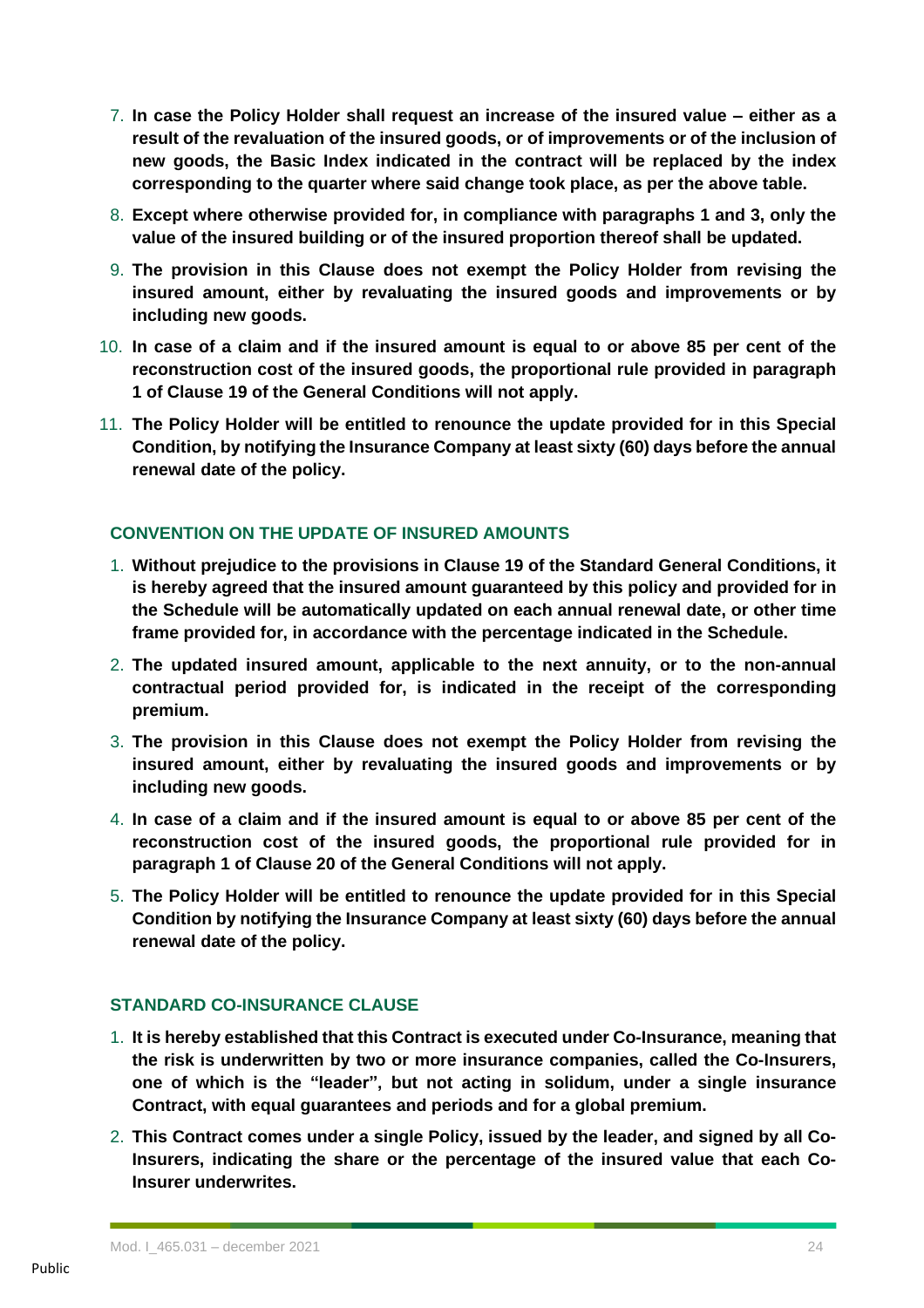7. **In case the Policy Holder shall request an increase of the insured value – either as a result of the revaluation of the insured goods, or of improvements or of the inclusion of new goods, the Basic Index indicated in the contract will be replaced by the index corresponding to the quarter where said change took place, as per the above table.**
8. **Except where otherwise provided for, in compliance with paragraphs 1 and 3, only the value of the insured building or of the insured proportion thereof shall be updated.**
9. **The provision in this Clause does not exempt the Policy Holder from revising the insured amount, either by revaluating the insured goods and improvements or by including new goods.**
10. **In case of a claim and if the insured amount is equal to or above 85 per cent of the reconstruction cost of the insured goods, the proportional rule provided in paragraph 1 of Clause 19 of the General Conditions will not apply.**
11. **The Policy Holder will be entitled to renounce the update provided for in this Special Condition, by notifying the Insurance Company at least sixty (60) days before the annual renewal date of the policy.**

## CONVENTION ON THE UPDATE OF INSURED AMOUNTS

1. **Without prejudice to the provisions in Clause 19 of the Standard General Conditions, it is hereby agreed that the insured amount guaranteed by this policy and provided for in the Schedule will be automatically updated on each annual renewal date, or other time frame provided for, in accordance with the percentage indicated in the Schedule.**
2. **The updated insured amount, applicable to the next annuity, or to the non-annual contractual period provided for, is indicated in the receipt of the corresponding premium.**
3. **The provision in this Clause does not exempt the Policy Holder from revising the insured amount, either by revaluating the insured goods and improvements or by including new goods.**
4. **In case of a claim and if the insured amount is equal to or above 85 per cent of the reconstruction cost of the insured goods, the proportional rule provided for in paragraph 1 of Clause 20 of the General Conditions will not apply.**
5. **The Policy Holder will be entitled to renounce the update provided for in this Special Condition by notifying the Insurance Company at least sixty (60) days before the annual renewal date of the policy.**

## STANDARD CO-INSURANCE CLAUSE

1. **It is hereby established that this Contract is executed under Co-Insurance, meaning that the risk is underwritten by two or more insurance companies, called the Co-Insurers, one of which is the "leader", but not acting in solidum, under a single insurance Contract, with equal guarantees and periods and for a global premium.**
2. **This Contract comes under a single Policy, issued by the leader, and signed by all Co-Insurers, indicating the share or the percentage of the insured value that each Co-Insurer underwrites.**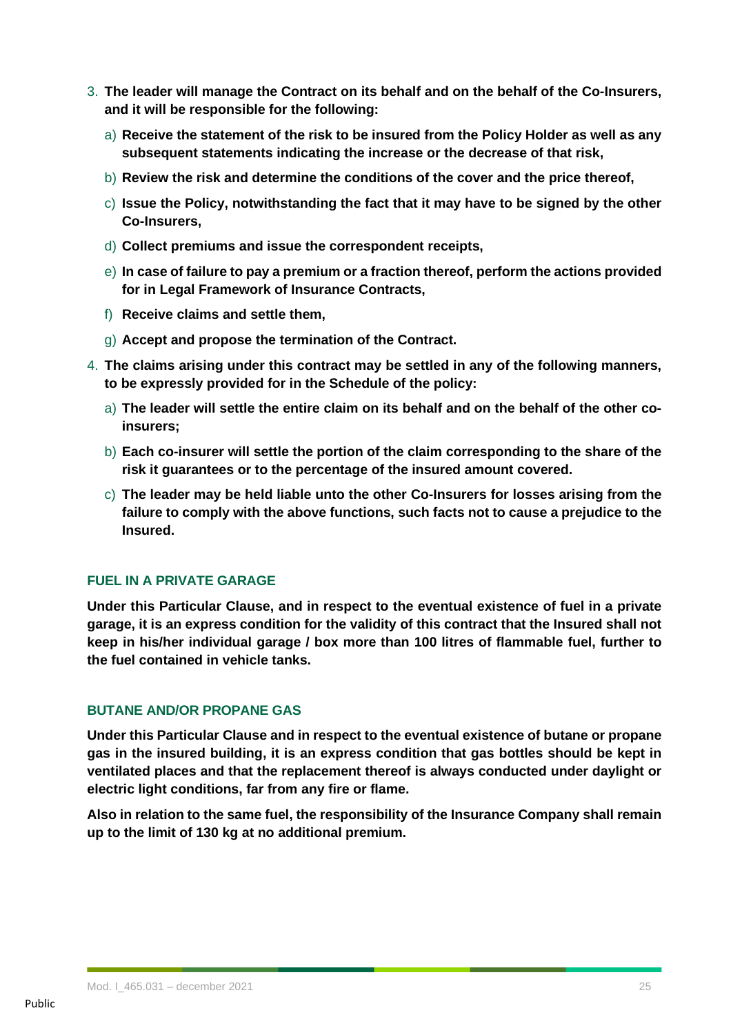3. **The leader will manage the Contract on its behalf and on the behalf of the Co-Insurers, and it will be responsible for the following:**

   a) **Receive the statement of the risk to be insured from the Policy Holder as well as any subsequent statements indicating the increase or the decrease of that risk,**

   b) **Review the risk and determine the conditions of the cover and the price thereof,**

   c) **Issue the Policy, notwithstanding the fact that it may have to be signed by the other Co-Insurers,**

   d) **Collect premiums and issue the correspondent receipts,**

   e) **In case of failure to pay a premium or a fraction thereof, perform the actions provided for in Legal Framework of Insurance Contracts,**

   f) **Receive claims and settle them,**

   g) **Accept and propose the termination of the Contract.**

4. **The claims arising under this contract may be settled in any of the following manners, to be expressly provided for in the Schedule of the policy:**

   a) **The leader will settle the entire claim on its behalf and on the behalf of the other co-insurers;**

   b) **Each co-insurer will settle the portion of the claim corresponding to the share of the risk it guarantees or to the percentage of the insured amount covered.**

   c) **The leader may be held liable unto the other Co-Insurers for losses arising from the failure to comply with the above functions, such facts not to cause a prejudice to the Insured.**

### FUEL IN A PRIVATE GARAGE

**Under this Particular Clause, and in respect to the eventual existence of fuel in a private garage, it is an express condition for the validity of this contract that the Insured shall not keep in his/her individual garage / box more than 100 litres of flammable fuel, further to the fuel contained in vehicle tanks.**

### BUTANE AND/OR PROPANE GAS

**Under this Particular Clause and in respect to the eventual existence of butane or propane gas in the insured building, it is an express condition that gas bottles should be kept in ventilated places and that the replacement thereof is always conducted under daylight or electric light conditions, far from any fire or flame.**

**Also in relation to the same fuel, the responsibility of the Insurance Company shall remain up to the limit of 130 kg at no additional premium.**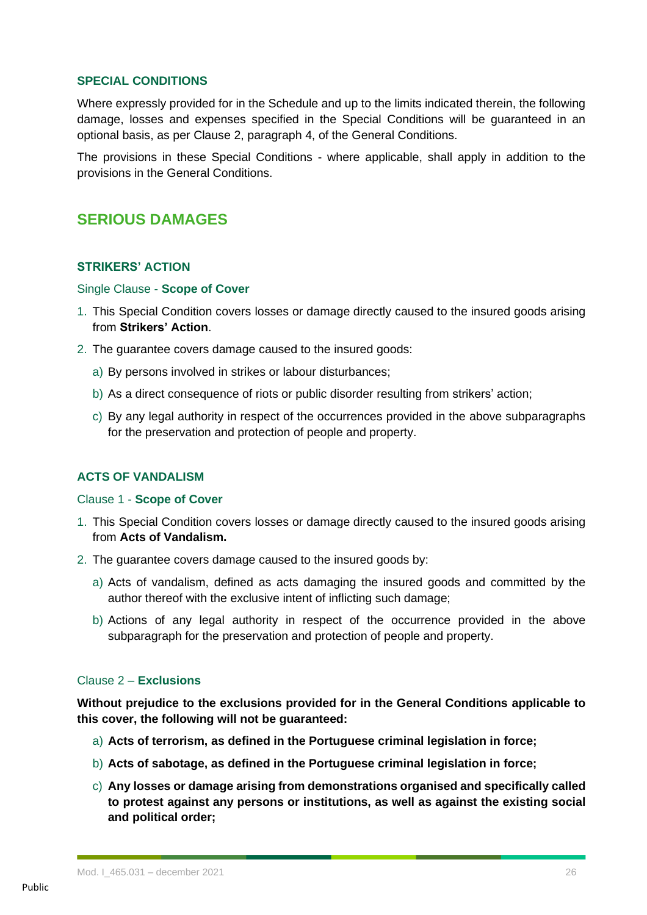### SPECIAL CONDITIONS

Where expressly provided for in the Schedule and up to the limits indicated therein, the following damage, losses and expenses specified in the Special Conditions will be guaranteed in an optional basis, as per Clause 2, paragraph 4, of the General Conditions.

The provisions in these Special Conditions - where applicable, shall apply in addition to the provisions in the General Conditions.

## SERIOUS DAMAGES

### STRIKERS' ACTION

Single Clause - **Scope of Cover**

1. This Special Condition covers losses or damage directly caused to the insured goods arising from **Strikers' Action**.
2. The guarantee covers damage caused to the insured goods:
   a) By persons involved in strikes or labour disturbances;
   b) As a direct consequence of riots or public disorder resulting from strikers' action;
   c) By any legal authority in respect of the occurrences provided in the above subparagraphs for the preservation and protection of people and property.

### ACTS OF VANDALISM

Clause 1 - **Scope of Cover**

1. This Special Condition covers losses or damage directly caused to the insured goods arising from **Acts of Vandalism.**
2. The guarantee covers damage caused to the insured goods by:
   a) Acts of vandalism, defined as acts damaging the insured goods and committed by the author thereof with the exclusive intent of inflicting such damage;
   b) Actions of any legal authority in respect of the occurrence provided in the above subparagraph for the preservation and protection of people and property.

Clause 2 – **Exclusions**

**Without prejudice to the exclusions provided for in the General Conditions applicable to this cover, the following will not be guaranteed:**

a) **Acts of terrorism, as defined in the Portuguese criminal legislation in force;**
b) **Acts of sabotage, as defined in the Portuguese criminal legislation in force;**
c) **Any losses or damage arising from demonstrations organised and specifically called to protest against any persons or institutions, as well as against the existing social and political order;**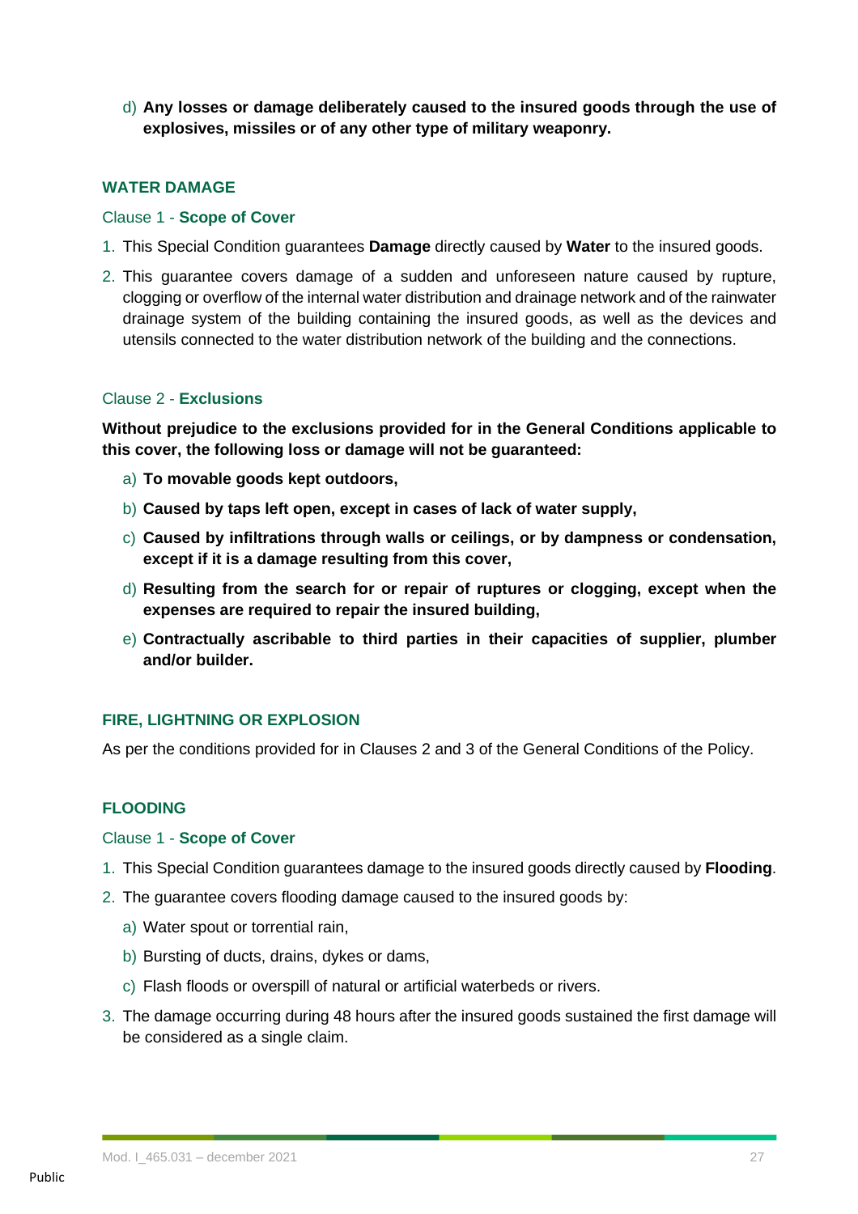d) **Any losses or damage deliberately caused to the insured goods through the use of explosives, missiles or of any other type of military weaponry.**

## WATER DAMAGE

### Clause 1 - **Scope of Cover**

1. This Special Condition guarantees **Damage** directly caused by **Water** to the insured goods.
2. This guarantee covers damage of a sudden and unforeseen nature caused by rupture, clogging or overflow of the internal water distribution and drainage network and of the rainwater drainage system of the building containing the insured goods, as well as the devices and utensils connected to the water distribution network of the building and the connections.

### Clause 2 - **Exclusions**

**Without prejudice to the exclusions provided for in the General Conditions applicable to this cover, the following loss or damage will not be guaranteed:**

a) **To movable goods kept outdoors,**

b) **Caused by taps left open, except in cases of lack of water supply,**

c) **Caused by infiltrations through walls or ceilings, or by dampness or condensation, except if it is a damage resulting from this cover,**

d) **Resulting from the search for or repair of ruptures or clogging, except when the expenses are required to repair the insured building,**

e) **Contractually ascribable to third parties in their capacities of supplier, plumber and/or builder.**

## FIRE, LIGHTNING OR EXPLOSION

As per the conditions provided for in Clauses 2 and 3 of the General Conditions of the Policy.

## FLOODING

### Clause 1 - **Scope of Cover**

1. This Special Condition guarantees damage to the insured goods directly caused by **Flooding**.
2. The guarantee covers flooding damage caused to the insured goods by:

   a) Water spout or torrential rain,

   b) Bursting of ducts, drains, dykes or dams,

   c) Flash floods or overspill of natural or artificial waterbeds or rivers.
3. The damage occurring during 48 hours after the insured goods sustained the first damage will be considered as a single claim.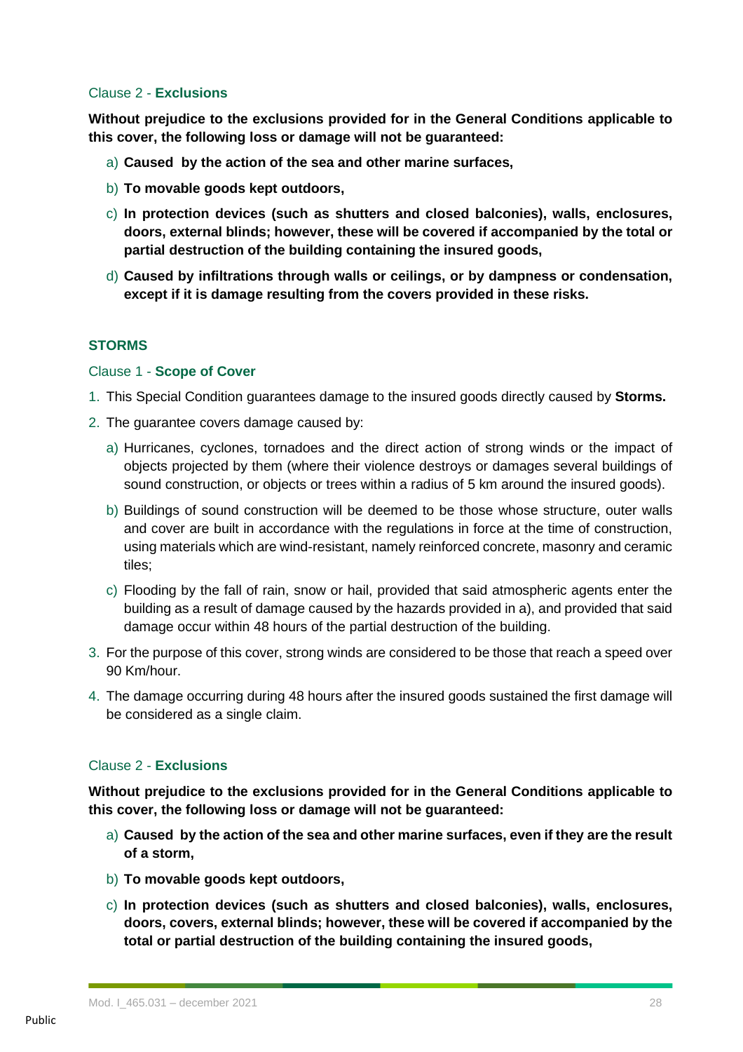### Clause 2 - **Exclusions**

**Without prejudice to the exclusions provided for in the General Conditions applicable to this cover, the following loss or damage will not be guaranteed:**

a) **Caused by the action of the sea and other marine surfaces,**

b) **To movable goods kept outdoors,**

c) **In protection devices (such as shutters and closed balconies), walls, enclosures, doors, external blinds; however, these will be covered if accompanied by the total or partial destruction of the building containing the insured goods,**

d) **Caused by infiltrations through walls or ceilings, or by dampness or condensation, except if it is damage resulting from the covers provided in these risks.**

## STORMS

### Clause 1 - **Scope of Cover**

1. This Special Condition guarantees damage to the insured goods directly caused by **Storms.**
2. The guarantee covers damage caused by:
   a) Hurricanes, cyclones, tornadoes and the direct action of strong winds or the impact of objects projected by them (where their violence destroys or damages several buildings of sound construction, or objects or trees within a radius of 5 km around the insured goods).
   b) Buildings of sound construction will be deemed to be those whose structure, outer walls and cover are built in accordance with the regulations in force at the time of construction, using materials which are wind-resistant, namely reinforced concrete, masonry and ceramic tiles;
   c) Flooding by the fall of rain, snow or hail, provided that said atmospheric agents enter the building as a result of damage caused by the hazards provided in a), and provided that said damage occur within 48 hours of the partial destruction of the building.
3. For the purpose of this cover, strong winds are considered to be those that reach a speed over 90 Km/hour.
4. The damage occurring during 48 hours after the insured goods sustained the first damage will be considered as a single claim.

### Clause 2 - **Exclusions**

**Without prejudice to the exclusions provided for in the General Conditions applicable to this cover, the following loss or damage will not be guaranteed:**

a) **Caused by the action of the sea and other marine surfaces, even if they are the result of a storm,**

b) **To movable goods kept outdoors,**

c) **In protection devices (such as shutters and closed balconies), walls, enclosures, doors, covers, external blinds; however, these will be covered if accompanied by the total or partial destruction of the building containing the insured goods,**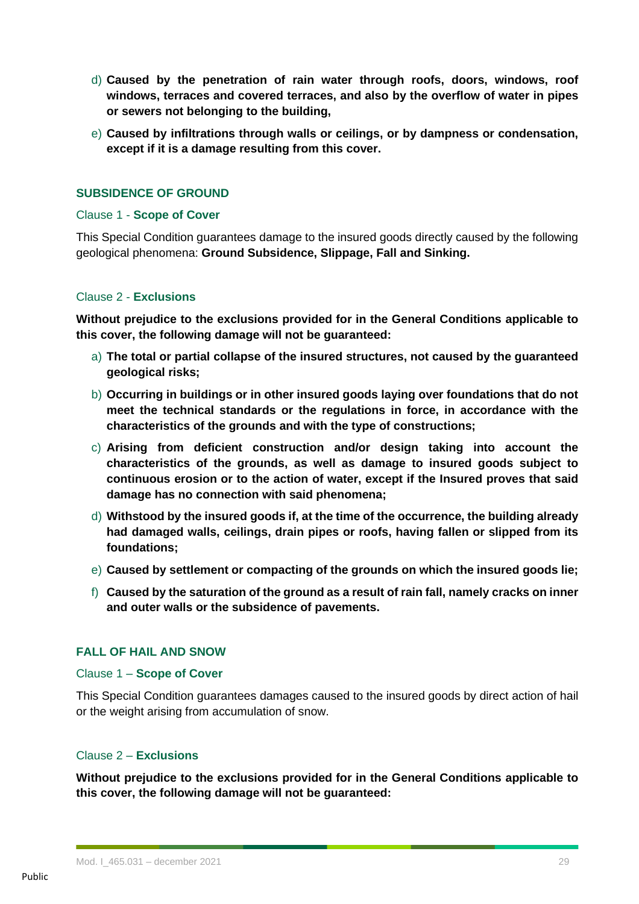d) **Caused by the penetration of rain water through roofs, doors, windows, roof windows, terraces and covered terraces, and also by the overflow of water in pipes or sewers not belonging to the building,**

e) **Caused by infiltrations through walls or ceilings, or by dampness or condensation, except if it is a damage resulting from this cover.**

## SUBSIDENCE OF GROUND

### Clause 1 - **Scope of Cover**

This Special Condition guarantees damage to the insured goods directly caused by the following geological phenomena: **Ground Subsidence, Slippage, Fall and Sinking.**

### Clause 2 - **Exclusions**

**Without prejudice to the exclusions provided for in the General Conditions applicable to this cover, the following damage will not be guaranteed:**

a) **The total or partial collapse of the insured structures, not caused by the guaranteed geological risks;**

b) **Occurring in buildings or in other insured goods laying over foundations that do not meet the technical standards or the regulations in force, in accordance with the characteristics of the grounds and with the type of constructions;**

c) **Arising from deficient construction and/or design taking into account the characteristics of the grounds, as well as damage to insured goods subject to continuous erosion or to the action of water, except if the Insured proves that said damage has no connection with said phenomena;**

d) **Withstood by the insured goods if, at the time of the occurrence, the building already had damaged walls, ceilings, drain pipes or roofs, having fallen or slipped from its foundations;**

e) **Caused by settlement or compacting of the grounds on which the insured goods lie;**

f) **Caused by the saturation of the ground as a result of rain fall, namely cracks on inner and outer walls or the subsidence of pavements.**

## FALL OF HAIL AND SNOW

### Clause 1 – **Scope of Cover**

This Special Condition guarantees damages caused to the insured goods by direct action of hail or the weight arising from accumulation of snow.

### Clause 2 – **Exclusions**

**Without prejudice to the exclusions provided for in the General Conditions applicable to this cover, the following damage will not be guaranteed:**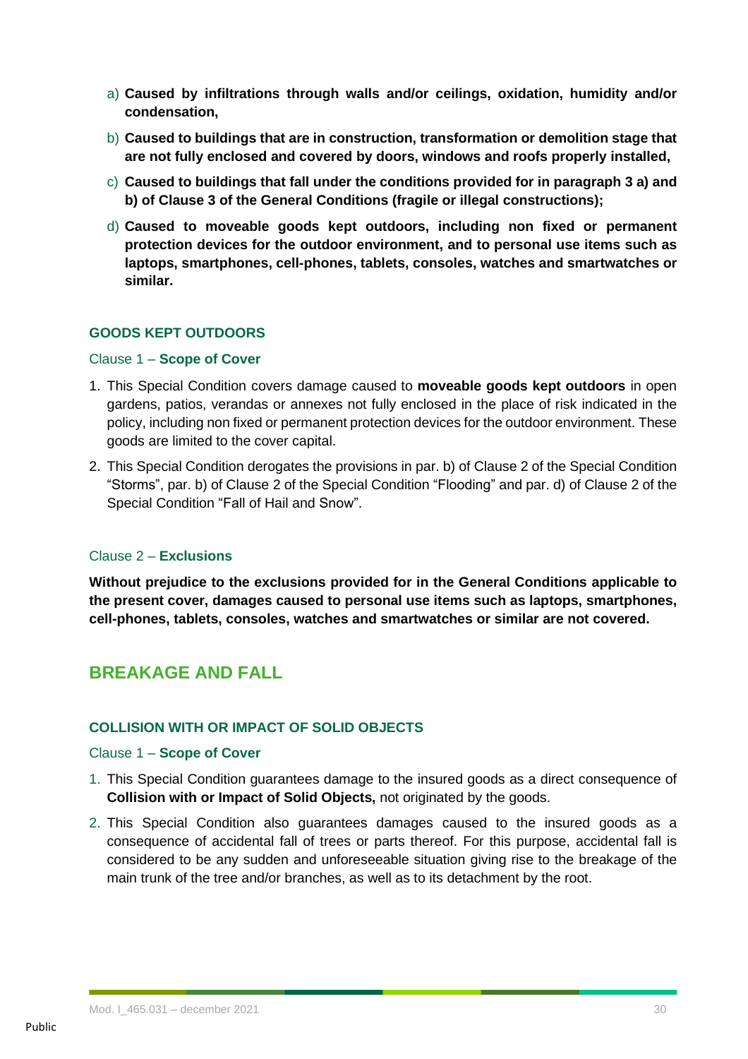a) **Caused by infiltrations through walls and/or ceilings, oxidation, humidity and/or condensation,**

b) **Caused to buildings that are in construction, transformation or demolition stage that are not fully enclosed and covered by doors, windows and roofs properly installed,**

c) **Caused to buildings that fall under the conditions provided for in paragraph 3 a) and b) of Clause 3 of the General Conditions (fragile or illegal constructions);**

d) **Caused to moveable goods kept outdoors, including non fixed or permanent protection devices for the outdoor environment, and to personal use items such as laptops, smartphones, cell-phones, tablets, consoles, watches and smartwatches or similar.**

### GOODS KEPT OUTDOORS

Clause 1 – **Scope of Cover**

1. This Special Condition covers damage caused to **moveable goods kept outdoors** in open gardens, patios, verandas or annexes not fully enclosed in the place of risk indicated in the policy, including non fixed or permanent protection devices for the outdoor environment. These goods are limited to the cover capital.
2. This Special Condition derogates the provisions in par. b) of Clause 2 of the Special Condition "Storms", par. b) of Clause 2 of the Special Condition "Flooding" and par. d) of Clause 2 of the Special Condition "Fall of Hail and Snow".

Clause 2 – **Exclusions**

**Without prejudice to the exclusions provided for in the General Conditions applicable to the present cover, damages caused to personal use items such as laptops, smartphones, cell-phones, tablets, consoles, watches and smartwatches or similar are not covered.**

## BREAKAGE AND FALL

### COLLISION WITH OR IMPACT OF SOLID OBJECTS

Clause 1 – **Scope of Cover**

1. This Special Condition guarantees damage to the insured goods as a direct consequence of **Collision with or Impact of Solid Objects,** not originated by the goods.
2. This Special Condition also guarantees damages caused to the insured goods as a consequence of accidental fall of trees or parts thereof. For this purpose, accidental fall is considered to be any sudden and unforeseeable situation giving rise to the breakage of the main trunk of the tree and/or branches, as well as to its detachment by the root.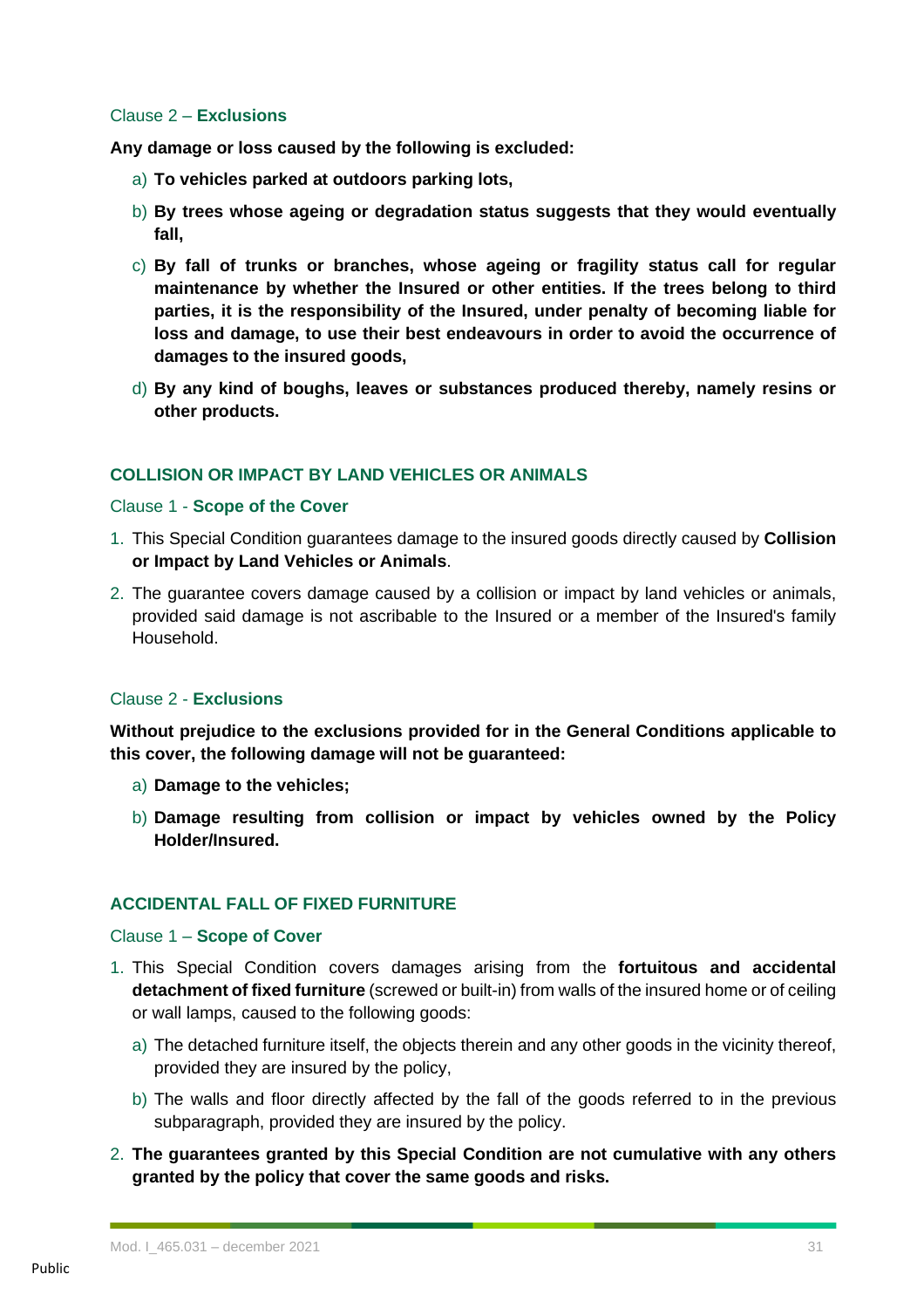Clause 2 – **Exclusions**

**Any damage or loss caused by the following is excluded:**

a) **To vehicles parked at outdoors parking lots,**

b) **By trees whose ageing or degradation status suggests that they would eventually fall,**

c) **By fall of trunks or branches, whose ageing or fragility status call for regular maintenance by whether the Insured or other entities. If the trees belong to third parties, it is the responsibility of the Insured, under penalty of becoming liable for loss and damage, to use their best endeavours in order to avoid the occurrence of damages to the insured goods,**

d) **By any kind of boughs, leaves or substances produced thereby, namely resins or other products.**

## COLLISION OR IMPACT BY LAND VEHICLES OR ANIMALS

Clause 1 - **Scope of the Cover**

1. This Special Condition guarantees damage to the insured goods directly caused by **Collision or Impact by Land Vehicles or Animals**.
2. The guarantee covers damage caused by a collision or impact by land vehicles or animals, provided said damage is not ascribable to the Insured or a member of the Insured's family Household.

Clause 2 - **Exclusions**

**Without prejudice to the exclusions provided for in the General Conditions applicable to this cover, the following damage will not be guaranteed:**

a) **Damage to the vehicles;**

b) **Damage resulting from collision or impact by vehicles owned by the Policy Holder/Insured.**

## ACCIDENTAL FALL OF FIXED FURNITURE

Clause 1 – **Scope of Cover**

1. This Special Condition covers damages arising from the **fortuitous and accidental detachment of fixed furniture** (screwed or built-in) from walls of the insured home or of ceiling or wall lamps, caused to the following goods:

   a) The detached furniture itself, the objects therein and any other goods in the vicinity thereof, provided they are insured by the policy,

   b) The walls and floor directly affected by the fall of the goods referred to in the previous subparagraph, provided they are insured by the policy.

2. **The guarantees granted by this Special Condition are not cumulative with any others granted by the policy that cover the same goods and risks.**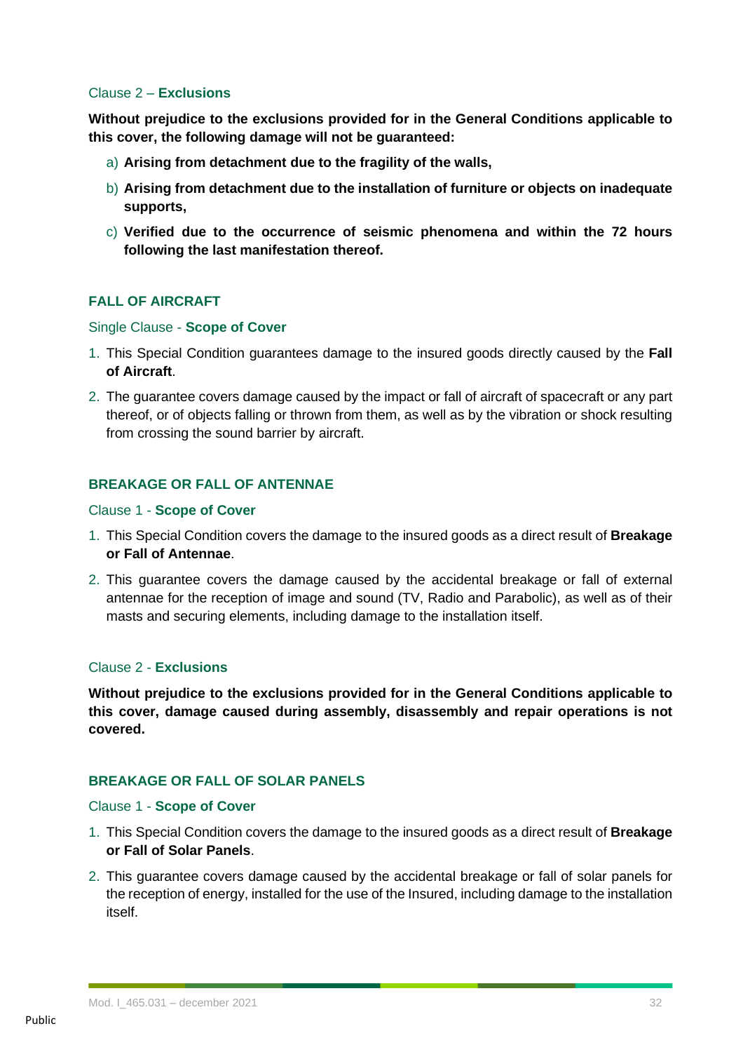Clause 2 – **Exclusions**

**Without prejudice to the exclusions provided for in the General Conditions applicable to this cover, the following damage will not be guaranteed:**

a) **Arising from detachment due to the fragility of the walls,**

b) **Arising from detachment due to the installation of furniture or objects on inadequate supports,**

c) **Verified due to the occurrence of seismic phenomena and within the 72 hours following the last manifestation thereof.**

## FALL OF AIRCRAFT

Single Clause - **Scope of Cover**

1. This Special Condition guarantees damage to the insured goods directly caused by the **Fall of Aircraft**.
2. The guarantee covers damage caused by the impact or fall of aircraft of spacecraft or any part thereof, or of objects falling or thrown from them, as well as by the vibration or shock resulting from crossing the sound barrier by aircraft.

## BREAKAGE OR FALL OF ANTENNAE

Clause 1 - **Scope of Cover**

1. This Special Condition covers the damage to the insured goods as a direct result of **Breakage or Fall of Antennae**.
2. This guarantee covers the damage caused by the accidental breakage or fall of external antennae for the reception of image and sound (TV, Radio and Parabolic), as well as of their masts and securing elements, including damage to the installation itself.

Clause 2 - **Exclusions**

**Without prejudice to the exclusions provided for in the General Conditions applicable to this cover, damage caused during assembly, disassembly and repair operations is not covered.**

## BREAKAGE OR FALL OF SOLAR PANELS

Clause 1 - **Scope of Cover**

1. This Special Condition covers the damage to the insured goods as a direct result of **Breakage or Fall of Solar Panels**.
2. This guarantee covers damage caused by the accidental breakage or fall of solar panels for the reception of energy, installed for the use of the Insured, including damage to the installation itself.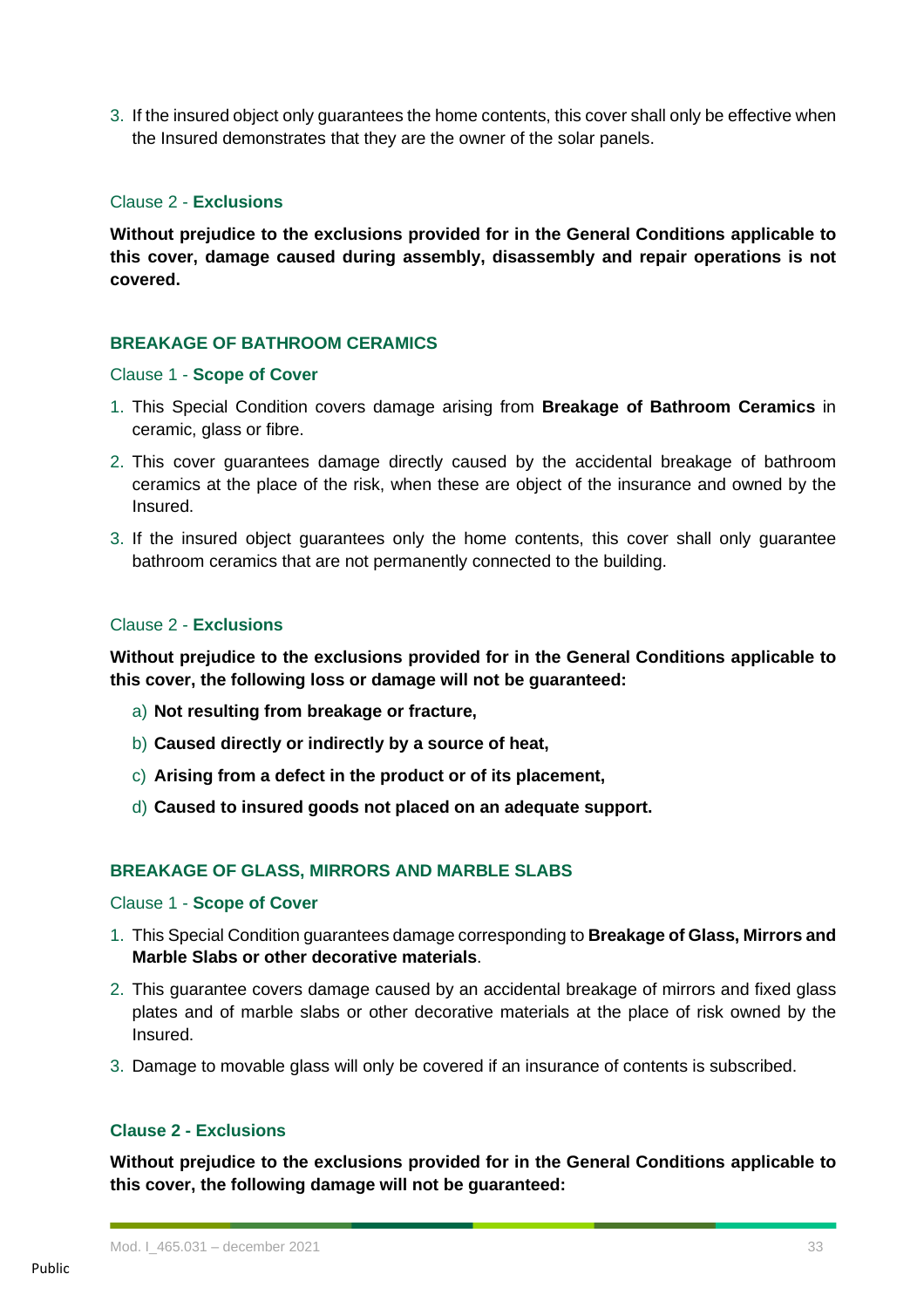3. If the insured object only guarantees the home contents, this cover shall only be effective when the Insured demonstrates that they are the owner of the solar panels.

### Clause 2 - **Exclusions**

**Without prejudice to the exclusions provided for in the General Conditions applicable to this cover, damage caused during assembly, disassembly and repair operations is not covered.**

## BREAKAGE OF BATHROOM CERAMICS

### Clause 1 - **Scope of Cover**

1. This Special Condition covers damage arising from **Breakage of Bathroom Ceramics** in ceramic, glass or fibre.
2. This cover guarantees damage directly caused by the accidental breakage of bathroom ceramics at the place of the risk, when these are object of the insurance and owned by the Insured.
3. If the insured object guarantees only the home contents, this cover shall only guarantee bathroom ceramics that are not permanently connected to the building.

### Clause 2 - **Exclusions**

**Without prejudice to the exclusions provided for in the General Conditions applicable to this cover, the following loss or damage will not be guaranteed:**

a) **Not resulting from breakage or fracture,**

b) **Caused directly or indirectly by a source of heat,**

c) **Arising from a defect in the product or of its placement,**

d) **Caused to insured goods not placed on an adequate support.**

## BREAKAGE OF GLASS, MIRRORS AND MARBLE SLABS

### Clause 1 - **Scope of Cover**

1. This Special Condition guarantees damage corresponding to **Breakage of Glass, Mirrors and Marble Slabs or other decorative materials**.
2. This guarantee covers damage caused by an accidental breakage of mirrors and fixed glass plates and of marble slabs or other decorative materials at the place of risk owned by the Insured.
3. Damage to movable glass will only be covered if an insurance of contents is subscribed.

### **Clause 2 - Exclusions**

**Without prejudice to the exclusions provided for in the General Conditions applicable to this cover, the following damage will not be guaranteed:**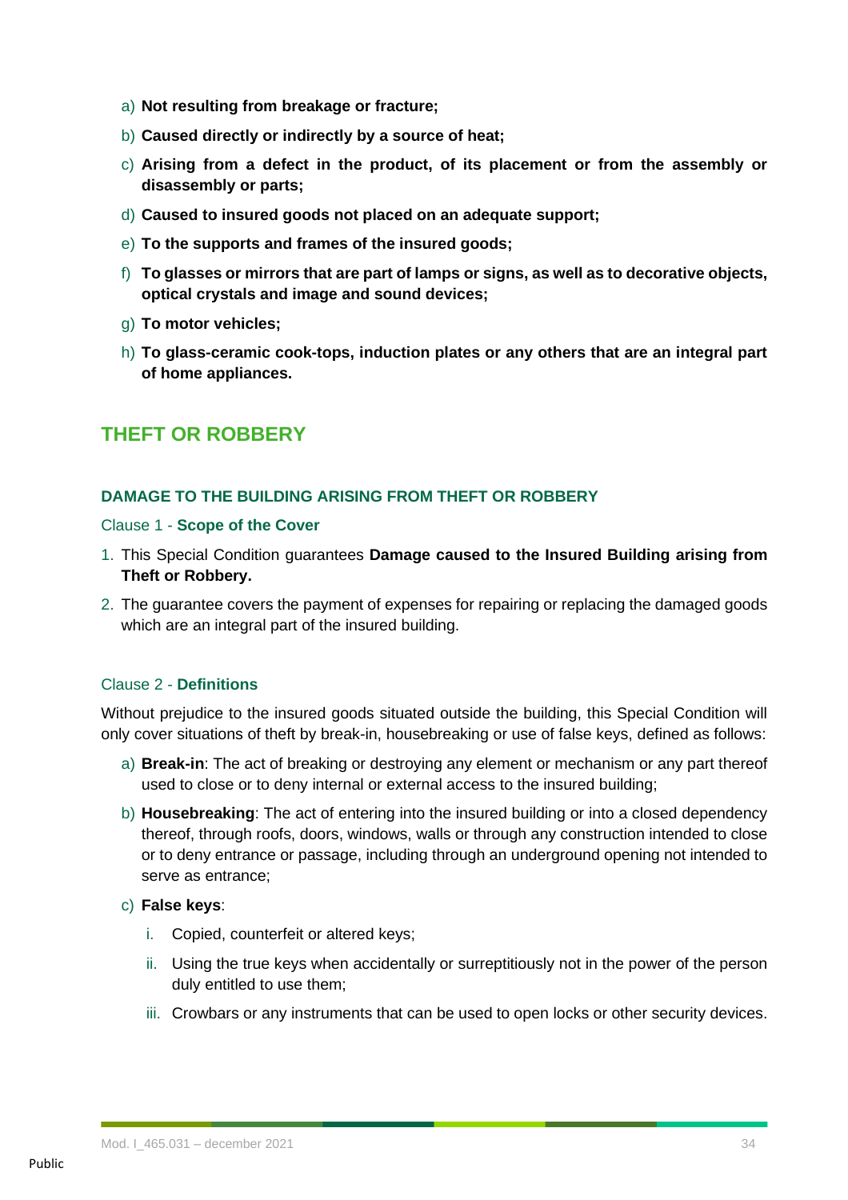a) **Not resulting from breakage or fracture;**

b) **Caused directly or indirectly by a source of heat;**

c) **Arising from a defect in the product, of its placement or from the assembly or disassembly or parts;**

d) **Caused to insured goods not placed on an adequate support;**

e) **To the supports and frames of the insured goods;**

f) **To glasses or mirrors that are part of lamps or signs, as well as to decorative objects, optical crystals and image and sound devices;**

g) **To motor vehicles;**

h) **To glass-ceramic cook-tops, induction plates or any others that are an integral part of home appliances.**

## THEFT OR ROBBERY

### DAMAGE TO THE BUILDING ARISING FROM THEFT OR ROBBERY

Clause 1 - **Scope of the Cover**

1. This Special Condition guarantees **Damage caused to the Insured Building arising from Theft or Robbery.**
2. The guarantee covers the payment of expenses for repairing or replacing the damaged goods which are an integral part of the insured building.

Clause 2 - **Definitions**

Without prejudice to the insured goods situated outside the building, this Special Condition will only cover situations of theft by break-in, housebreaking or use of false keys, defined as follows:

a) **Break-in**: The act of breaking or destroying any element or mechanism or any part thereof used to close or to deny internal or external access to the insured building;

b) **Housebreaking**: The act of entering into the insured building or into a closed dependency thereof, through roofs, doors, windows, walls or through any construction intended to close or to deny entrance or passage, including through an underground opening not intended to serve as entrance;

c) **False keys**:

   i. Copied, counterfeit or altered keys;

   ii. Using the true keys when accidentally or surreptitiously not in the power of the person duly entitled to use them;

   iii. Crowbars or any instruments that can be used to open locks or other security devices.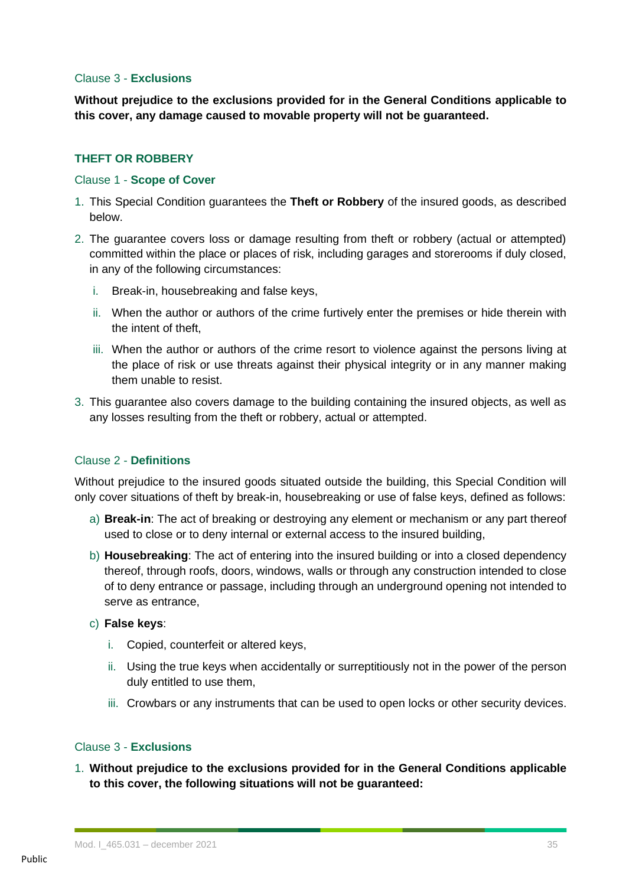Clause 3 - **Exclusions**

**Without prejudice to the exclusions provided for in the General Conditions applicable to this cover, any damage caused to movable property will not be guaranteed.**

## THEFT OR ROBBERY

Clause 1 - **Scope of Cover**

1. This Special Condition guarantees the **Theft or Robbery** of the insured goods, as described below.
2. The guarantee covers loss or damage resulting from theft or robbery (actual or attempted) committed within the place or places of risk, including garages and storerooms if duly closed, in any of the following circumstances:
   i. Break-in, housebreaking and false keys,
   ii. When the author or authors of the crime furtively enter the premises or hide therein with the intent of theft,
   iii. When the author or authors of the crime resort to violence against the persons living at the place of risk or use threats against their physical integrity or in any manner making them unable to resist.
3. This guarantee also covers damage to the building containing the insured objects, as well as any losses resulting from the theft or robbery, actual or attempted.

Clause 2 - **Definitions**

Without prejudice to the insured goods situated outside the building, this Special Condition will only cover situations of theft by break-in, housebreaking or use of false keys, defined as follows:

a) **Break-in**: The act of breaking or destroying any element or mechanism or any part thereof used to close or to deny internal or external access to the insured building,

b) **Housebreaking**: The act of entering into the insured building or into a closed dependency thereof, through roofs, doors, windows, walls or through any construction intended to close of to deny entrance or passage, including through an underground opening not intended to serve as entrance,

c) **False keys**:
   i. Copied, counterfeit or altered keys,
   ii. Using the true keys when accidentally or surreptitiously not in the power of the person duly entitled to use them,
   iii. Crowbars or any instruments that can be used to open locks or other security devices.

Clause 3 - **Exclusions**

1. **Without prejudice to the exclusions provided for in the General Conditions applicable to this cover, the following situations will not be guaranteed:**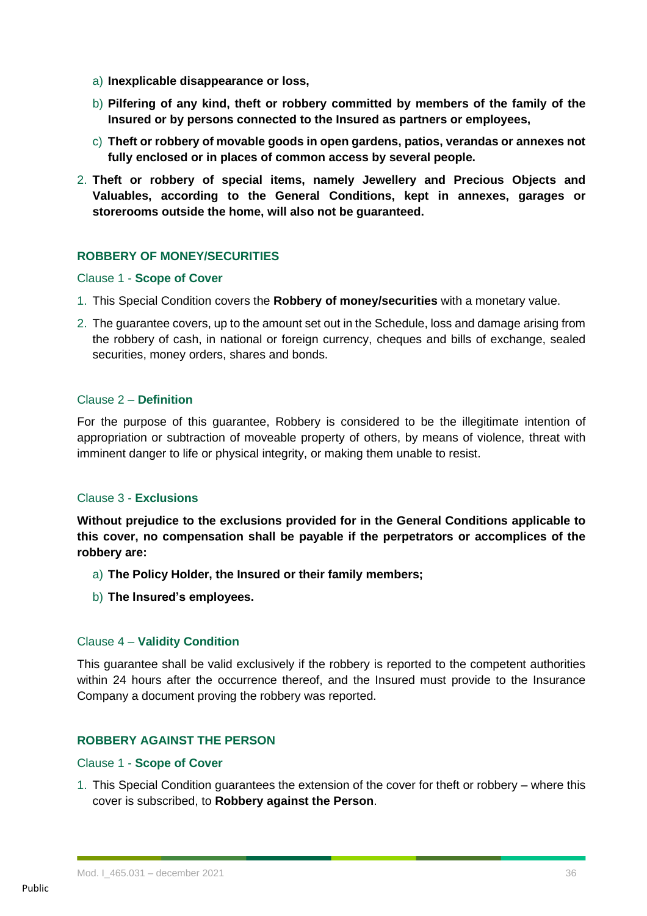a) **Inexplicable disappearance or loss,**

b) **Pilfering of any kind, theft or robbery committed by members of the family of the Insured or by persons connected to the Insured as partners or employees,**

c) **Theft or robbery of movable goods in open gardens, patios, verandas or annexes not fully enclosed or in places of common access by several people.**

2. **Theft or robbery of special items, namely Jewellery and Precious Objects and Valuables, according to the General Conditions, kept in annexes, garages or storerooms outside the home, will also not be guaranteed.**

## ROBBERY OF MONEY/SECURITIES

### Clause 1 - Scope of Cover

1. This Special Condition covers the **Robbery of money/securities** with a monetary value.
2. The guarantee covers, up to the amount set out in the Schedule, loss and damage arising from the robbery of cash, in national or foreign currency, cheques and bills of exchange, sealed securities, money orders, shares and bonds.

### Clause 2 – Definition

For the purpose of this guarantee, Robbery is considered to be the illegitimate intention of appropriation or subtraction of moveable property of others, by means of violence, threat with imminent danger to life or physical integrity, or making them unable to resist.

### Clause 3 - Exclusions

**Without prejudice to the exclusions provided for in the General Conditions applicable to this cover, no compensation shall be payable if the perpetrators or accomplices of the robbery are:**

a) **The Policy Holder, the Insured or their family members;**

b) **The Insured's employees.**

### Clause 4 – Validity Condition

This guarantee shall be valid exclusively if the robbery is reported to the competent authorities within 24 hours after the occurrence thereof, and the Insured must provide to the Insurance Company a document proving the robbery was reported.

## ROBBERY AGAINST THE PERSON

### Clause 1 - Scope of Cover

1. This Special Condition guarantees the extension of the cover for theft or robbery – where this cover is subscribed, to **Robbery against the Person**.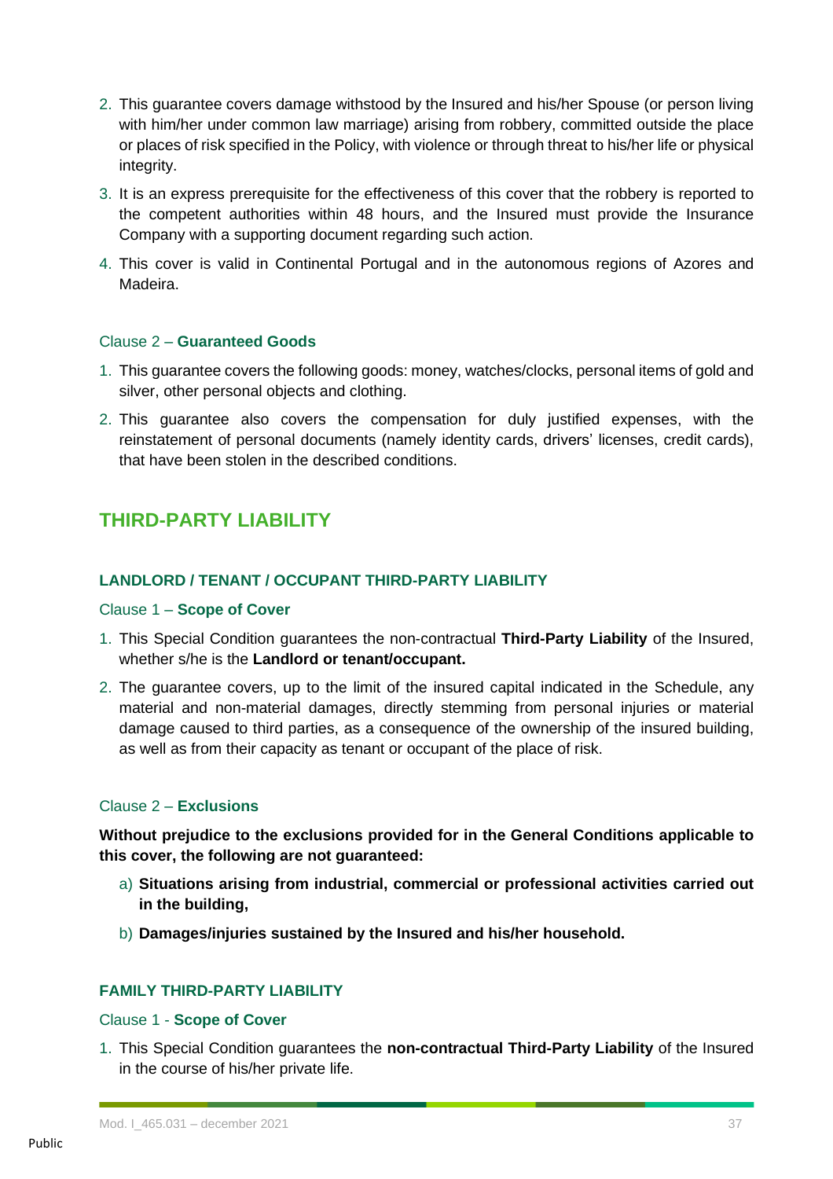2. This guarantee covers damage withstood by the Insured and his/her Spouse (or person living with him/her under common law marriage) arising from robbery, committed outside the place or places of risk specified in the Policy, with violence or through threat to his/her life or physical integrity.
3. It is an express prerequisite for the effectiveness of this cover that the robbery is reported to the competent authorities within 48 hours, and the Insured must provide the Insurance Company with a supporting document regarding such action.
4. This cover is valid in Continental Portugal and in the autonomous regions of Azores and Madeira.

### Clause 2 – **Guaranteed Goods**

1. This guarantee covers the following goods: money, watches/clocks, personal items of gold and silver, other personal objects and clothing.
2. This guarantee also covers the compensation for duly justified expenses, with the reinstatement of personal documents (namely identity cards, drivers' licenses, credit cards), that have been stolen in the described conditions.

# THIRD-PARTY LIABILITY

## LANDLORD / TENANT / OCCUPANT THIRD-PARTY LIABILITY

### Clause 1 – **Scope of Cover**

1. This Special Condition guarantees the non-contractual **Third-Party Liability** of the Insured, whether s/he is the **Landlord or tenant/occupant.**
2. The guarantee covers, up to the limit of the insured capital indicated in the Schedule, any material and non-material damages, directly stemming from personal injuries or material damage caused to third parties, as a consequence of the ownership of the insured building, as well as from their capacity as tenant or occupant of the place of risk.

### Clause 2 – **Exclusions**

**Without prejudice to the exclusions provided for in the General Conditions applicable to this cover, the following are not guaranteed:**

a) **Situations arising from industrial, commercial or professional activities carried out in the building,**

b) **Damages/injuries sustained by the Insured and his/her household.**

## FAMILY THIRD-PARTY LIABILITY

### Clause 1 - **Scope of Cover**

1. This Special Condition guarantees the **non-contractual Third-Party Liability** of the Insured in the course of his/her private life.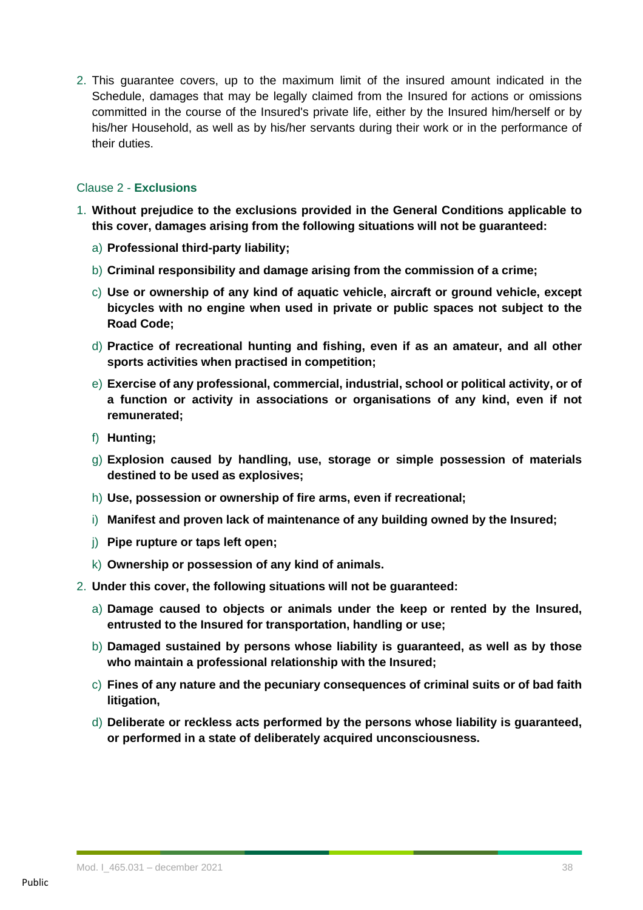2. This guarantee covers, up to the maximum limit of the insured amount indicated in the Schedule, damages that may be legally claimed from the Insured for actions or omissions committed in the course of the Insured's private life, either by the Insured him/herself or by his/her Household, as well as by his/her servants during their work or in the performance of their duties.

## Clause 2 - **Exclusions**

1. **Without prejudice to the exclusions provided in the General Conditions applicable to this cover, damages arising from the following situations will not be guaranteed:**
   a) **Professional third-party liability;**
   b) **Criminal responsibility and damage arising from the commission of a crime;**
   c) **Use or ownership of any kind of aquatic vehicle, aircraft or ground vehicle, except bicycles with no engine when used in private or public spaces not subject to the Road Code;**
   d) **Practice of recreational hunting and fishing, even if as an amateur, and all other sports activities when practised in competition;**
   e) **Exercise of any professional, commercial, industrial, school or political activity, or of a function or activity in associations or organisations of any kind, even if not remunerated;**
   f) **Hunting;**
   g) **Explosion caused by handling, use, storage or simple possession of materials destined to be used as explosives;**
   h) **Use, possession or ownership of fire arms, even if recreational;**
   i) **Manifest and proven lack of maintenance of any building owned by the Insured;**
   j) **Pipe rupture or taps left open;**
   k) **Ownership or possession of any kind of animals.**
2. **Under this cover, the following situations will not be guaranteed:**
   a) **Damage caused to objects or animals under the keep or rented by the Insured, entrusted to the Insured for transportation, handling or use;**
   b) **Damaged sustained by persons whose liability is guaranteed, as well as by those who maintain a professional relationship with the Insured;**
   c) **Fines of any nature and the pecuniary consequences of criminal suits or of bad faith litigation,**
   d) **Deliberate or reckless acts performed by the persons whose liability is guaranteed, or performed in a state of deliberately acquired unconsciousness.**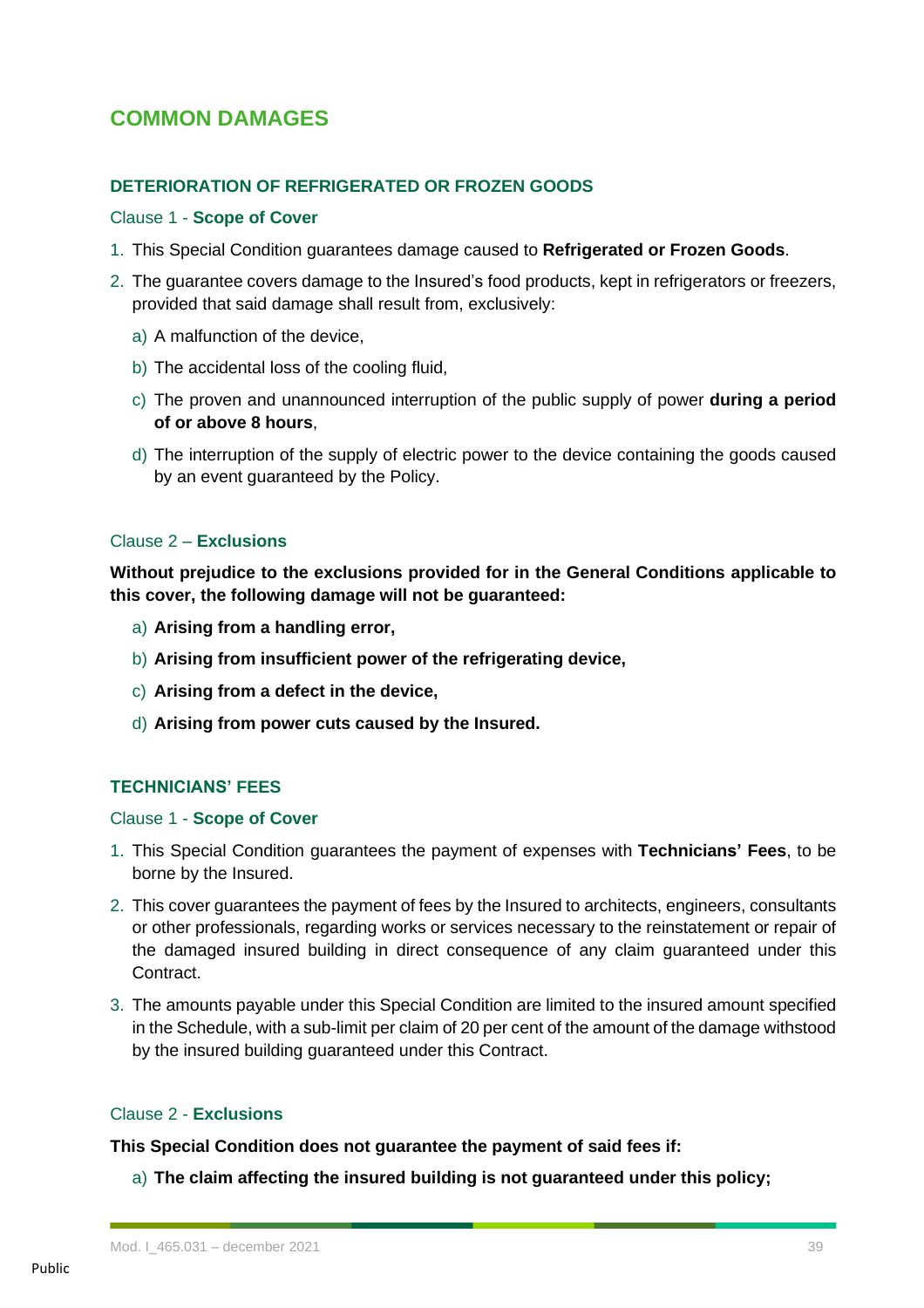# COMMON DAMAGES

## DETERIORATION OF REFRIGERATED OR FROZEN GOODS

### Clause 1 - **Scope of Cover**

1. This Special Condition guarantees damage caused to **Refrigerated or Frozen Goods**.
2. The guarantee covers damage to the Insured's food products, kept in refrigerators or freezers, provided that said damage shall result from, exclusively:
   a) A malfunction of the device,
   b) The accidental loss of the cooling fluid,
   c) The proven and unannounced interruption of the public supply of power **during a period of or above 8 hours**,
   d) The interruption of the supply of electric power to the device containing the goods caused by an event guaranteed by the Policy.

### Clause 2 – **Exclusions**

**Without prejudice to the exclusions provided for in the General Conditions applicable to this cover, the following damage will not be guaranteed:**

a) **Arising from a handling error,**
b) **Arising from insufficient power of the refrigerating device,**
c) **Arising from a defect in the device,**
d) **Arising from power cuts caused by the Insured.**

## TECHNICIANS' FEES

### Clause 1 - **Scope of Cover**

1. This Special Condition guarantees the payment of expenses with **Technicians' Fees**, to be borne by the Insured.
2. This cover guarantees the payment of fees by the Insured to architects, engineers, consultants or other professionals, regarding works or services necessary to the reinstatement or repair of the damaged insured building in direct consequence of any claim guaranteed under this Contract.
3. The amounts payable under this Special Condition are limited to the insured amount specified in the Schedule, with a sub-limit per claim of 20 per cent of the amount of the damage withstood by the insured building guaranteed under this Contract.

### Clause 2 - **Exclusions**

**This Special Condition does not guarantee the payment of said fees if:**

a) **The claim affecting the insured building is not guaranteed under this policy;**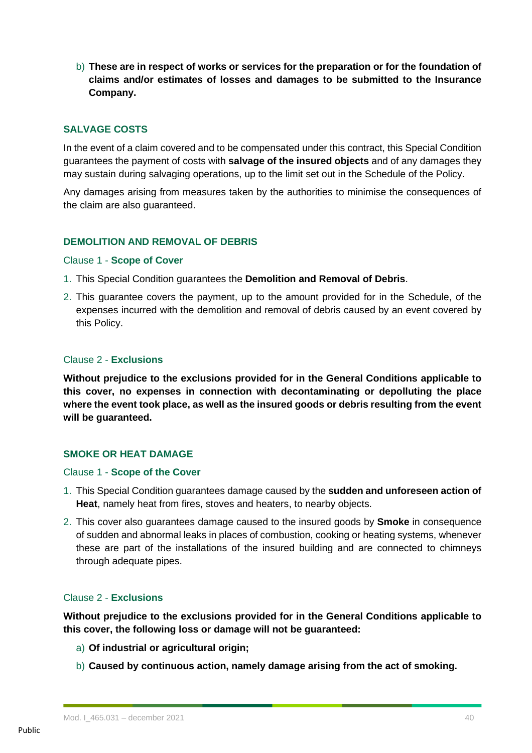b) **These are in respect of works or services for the preparation or for the foundation of claims and/or estimates of losses and damages to be submitted to the Insurance Company.**

### SALVAGE COSTS

In the event of a claim covered and to be compensated under this contract, this Special Condition guarantees the payment of costs with **salvage of the insured objects** and of any damages they may sustain during salvaging operations, up to the limit set out in the Schedule of the Policy.

Any damages arising from measures taken by the authorities to minimise the consequences of the claim are also guaranteed.

### DEMOLITION AND REMOVAL OF DEBRIS

#### Clause 1 - **Scope of Cover**

1. This Special Condition guarantees the **Demolition and Removal of Debris**.
2. This guarantee covers the payment, up to the amount provided for in the Schedule, of the expenses incurred with the demolition and removal of debris caused by an event covered by this Policy.

#### Clause 2 - **Exclusions**

**Without prejudice to the exclusions provided for in the General Conditions applicable to this cover, no expenses in connection with decontaminating or depolluting the place where the event took place, as well as the insured goods or debris resulting from the event will be guaranteed.**

### SMOKE OR HEAT DAMAGE

#### Clause 1 - **Scope of the Cover**

1. This Special Condition guarantees damage caused by the **sudden and unforeseen action of Heat**, namely heat from fires, stoves and heaters, to nearby objects.
2. This cover also guarantees damage caused to the insured goods by **Smoke** in consequence of sudden and abnormal leaks in places of combustion, cooking or heating systems, whenever these are part of the installations of the insured building and are connected to chimneys through adequate pipes.

#### Clause 2 - **Exclusions**

**Without prejudice to the exclusions provided for in the General Conditions applicable to this cover, the following loss or damage will not be guaranteed:**

a) **Of industrial or agricultural origin;**

b) **Caused by continuous action, namely damage arising from the act of smoking.**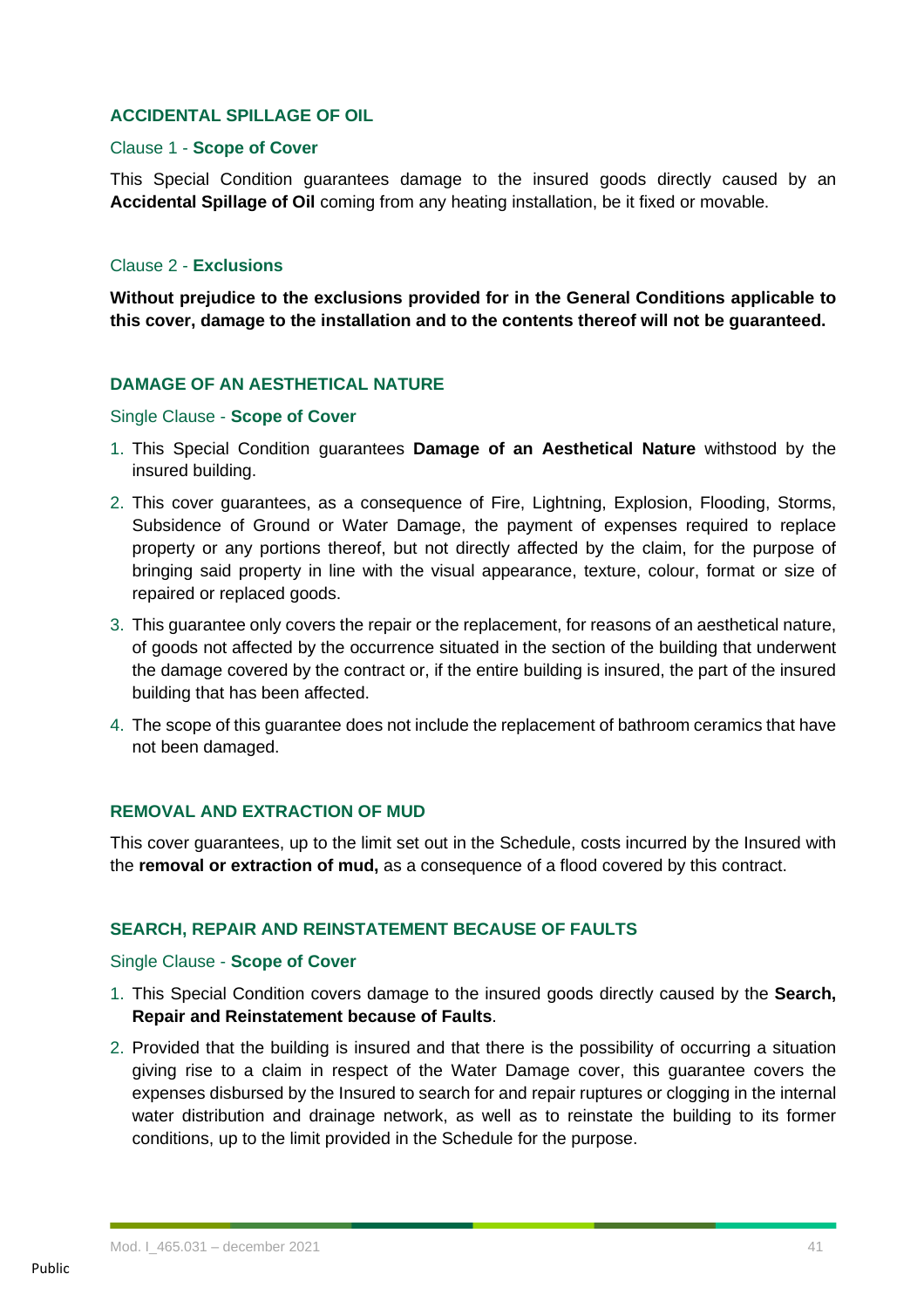## ACCIDENTAL SPILLAGE OF OIL

### Clause 1 - **Scope of Cover**

This Special Condition guarantees damage to the insured goods directly caused by an **Accidental Spillage of Oil** coming from any heating installation, be it fixed or movable.

### Clause 2 - **Exclusions**

**Without prejudice to the exclusions provided for in the General Conditions applicable to this cover, damage to the installation and to the contents thereof will not be guaranteed.**

## DAMAGE OF AN AESTHETICAL NATURE

### Single Clause - **Scope of Cover**

1. This Special Condition guarantees **Damage of an Aesthetical Nature** withstood by the insured building.
2. This cover guarantees, as a consequence of Fire, Lightning, Explosion, Flooding, Storms, Subsidence of Ground or Water Damage, the payment of expenses required to replace property or any portions thereof, but not directly affected by the claim, for the purpose of bringing said property in line with the visual appearance, texture, colour, format or size of repaired or replaced goods.
3. This guarantee only covers the repair or the replacement, for reasons of an aesthetical nature, of goods not affected by the occurrence situated in the section of the building that underwent the damage covered by the contract or, if the entire building is insured, the part of the insured building that has been affected.
4. The scope of this guarantee does not include the replacement of bathroom ceramics that have not been damaged.

## REMOVAL AND EXTRACTION OF MUD

This cover guarantees, up to the limit set out in the Schedule, costs incurred by the Insured with the **removal or extraction of mud,** as a consequence of a flood covered by this contract.

## SEARCH, REPAIR AND REINSTATEMENT BECAUSE OF FAULTS

### Single Clause - **Scope of Cover**

1. This Special Condition covers damage to the insured goods directly caused by the **Search, Repair and Reinstatement because of Faults**.
2. Provided that the building is insured and that there is the possibility of occurring a situation giving rise to a claim in respect of the Water Damage cover, this guarantee covers the expenses disbursed by the Insured to search for and repair ruptures or clogging in the internal water distribution and drainage network, as well as to reinstate the building to its former conditions, up to the limit provided in the Schedule for the purpose.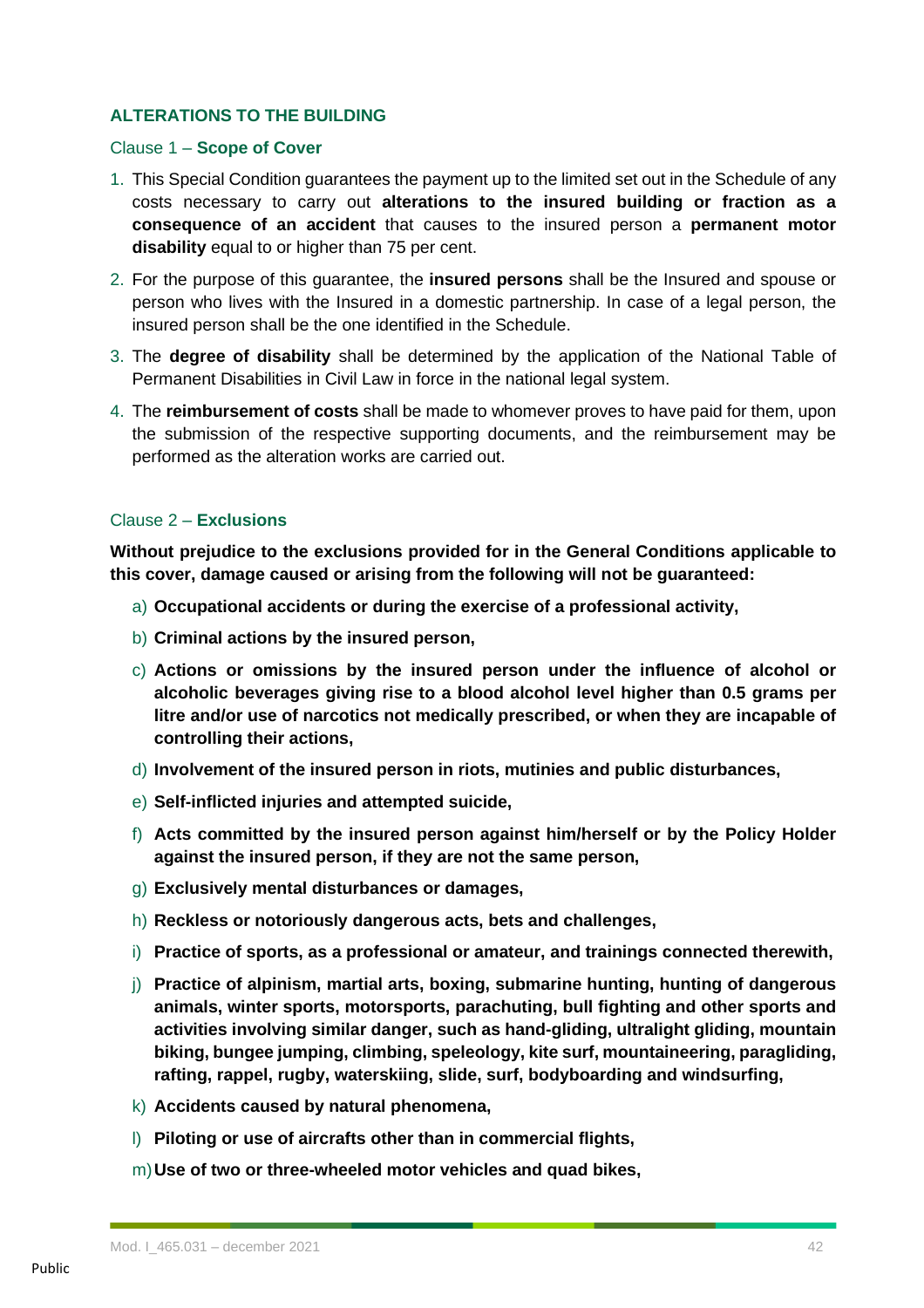## ALTERATIONS TO THE BUILDING

### Clause 1 – **Scope of Cover**

1. This Special Condition guarantees the payment up to the limited set out in the Schedule of any costs necessary to carry out **alterations to the insured building or fraction as a consequence of an accident** that causes to the insured person a **permanent motor disability** equal to or higher than 75 per cent.
2. For the purpose of this guarantee, the **insured persons** shall be the Insured and spouse or person who lives with the Insured in a domestic partnership. In case of a legal person, the insured person shall be the one identified in the Schedule.
3. The **degree of disability** shall be determined by the application of the National Table of Permanent Disabilities in Civil Law in force in the national legal system.
4. The **reimbursement of costs** shall be made to whomever proves to have paid for them, upon the submission of the respective supporting documents, and the reimbursement may be performed as the alteration works are carried out.

### Clause 2 – **Exclusions**

**Without prejudice to the exclusions provided for in the General Conditions applicable to this cover, damage caused or arising from the following will not be guaranteed:**

a) **Occupational accidents or during the exercise of a professional activity,**

b) **Criminal actions by the insured person,**

c) **Actions or omissions by the insured person under the influence of alcohol or alcoholic beverages giving rise to a blood alcohol level higher than 0.5 grams per litre and/or use of narcotics not medically prescribed, or when they are incapable of controlling their actions,**

d) **Involvement of the insured person in riots, mutinies and public disturbances,**

e) **Self-inflicted injuries and attempted suicide,**

f) **Acts committed by the insured person against him/herself or by the Policy Holder against the insured person, if they are not the same person,**

g) **Exclusively mental disturbances or damages,**

h) **Reckless or notoriously dangerous acts, bets and challenges,**

i) **Practice of sports, as a professional or amateur, and trainings connected therewith,**

j) **Practice of alpinism, martial arts, boxing, submarine hunting, hunting of dangerous animals, winter sports, motorsports, parachuting, bull fighting and other sports and activities involving similar danger, such as hand-gliding, ultralight gliding, mountain biking, bungee jumping, climbing, speleology, kite surf, mountaineering, paragliding, rafting, rappel, rugby, waterskiing, slide, surf, bodyboarding and windsurfing,**

k) **Accidents caused by natural phenomena,**

l) **Piloting or use of aircrafts other than in commercial flights,**

m) **Use of two or three-wheeled motor vehicles and quad bikes,**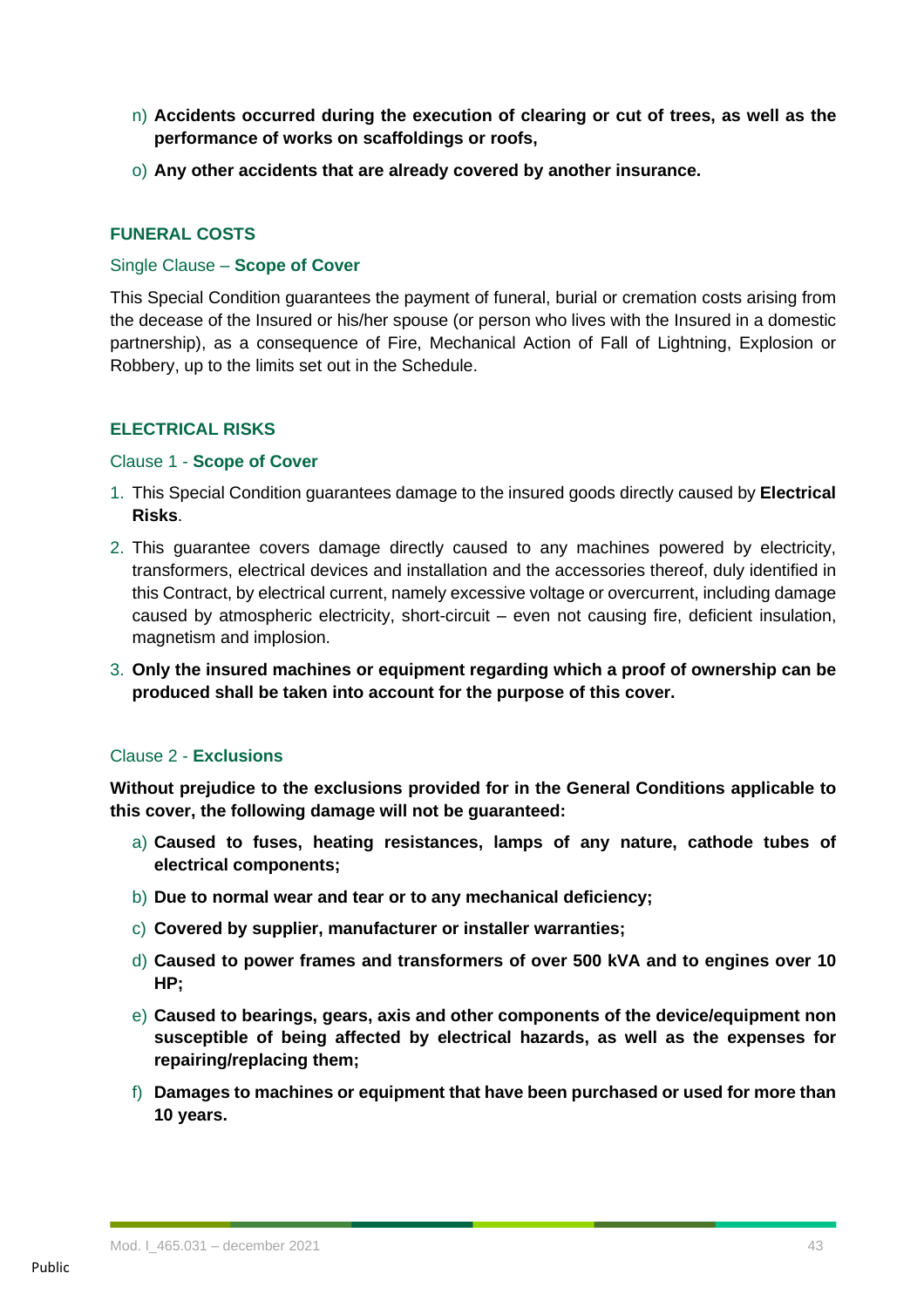n) **Accidents occurred during the execution of clearing or cut of trees, as well as the performance of works on scaffoldings or roofs,**

o) **Any other accidents that are already covered by another insurance.**

## FUNERAL COSTS

### Single Clause – **Scope of Cover**

This Special Condition guarantees the payment of funeral, burial or cremation costs arising from the decease of the Insured or his/her spouse (or person who lives with the Insured in a domestic partnership), as a consequence of Fire, Mechanical Action of Fall of Lightning, Explosion or Robbery, up to the limits set out in the Schedule.

## ELECTRICAL RISKS

### Clause 1 - **Scope of Cover**

1. This Special Condition guarantees damage to the insured goods directly caused by **Electrical Risks**.
2. This guarantee covers damage directly caused to any machines powered by electricity, transformers, electrical devices and installation and the accessories thereof, duly identified in this Contract, by electrical current, namely excessive voltage or overcurrent, including damage caused by atmospheric electricity, short-circuit – even not causing fire, deficient insulation, magnetism and implosion.
3. **Only the insured machines or equipment regarding which a proof of ownership can be produced shall be taken into account for the purpose of this cover.**

### Clause 2 - **Exclusions**

**Without prejudice to the exclusions provided for in the General Conditions applicable to this cover, the following damage will not be guaranteed:**

a) **Caused to fuses, heating resistances, lamps of any nature, cathode tubes of electrical components;**

b) **Due to normal wear and tear or to any mechanical deficiency;**

c) **Covered by supplier, manufacturer or installer warranties;**

d) **Caused to power frames and transformers of over 500 kVA and to engines over 10 HP;**

e) **Caused to bearings, gears, axis and other components of the device/equipment non susceptible of being affected by electrical hazards, as well as the expenses for repairing/replacing them;**

f) **Damages to machines or equipment that have been purchased or used for more than 10 years.**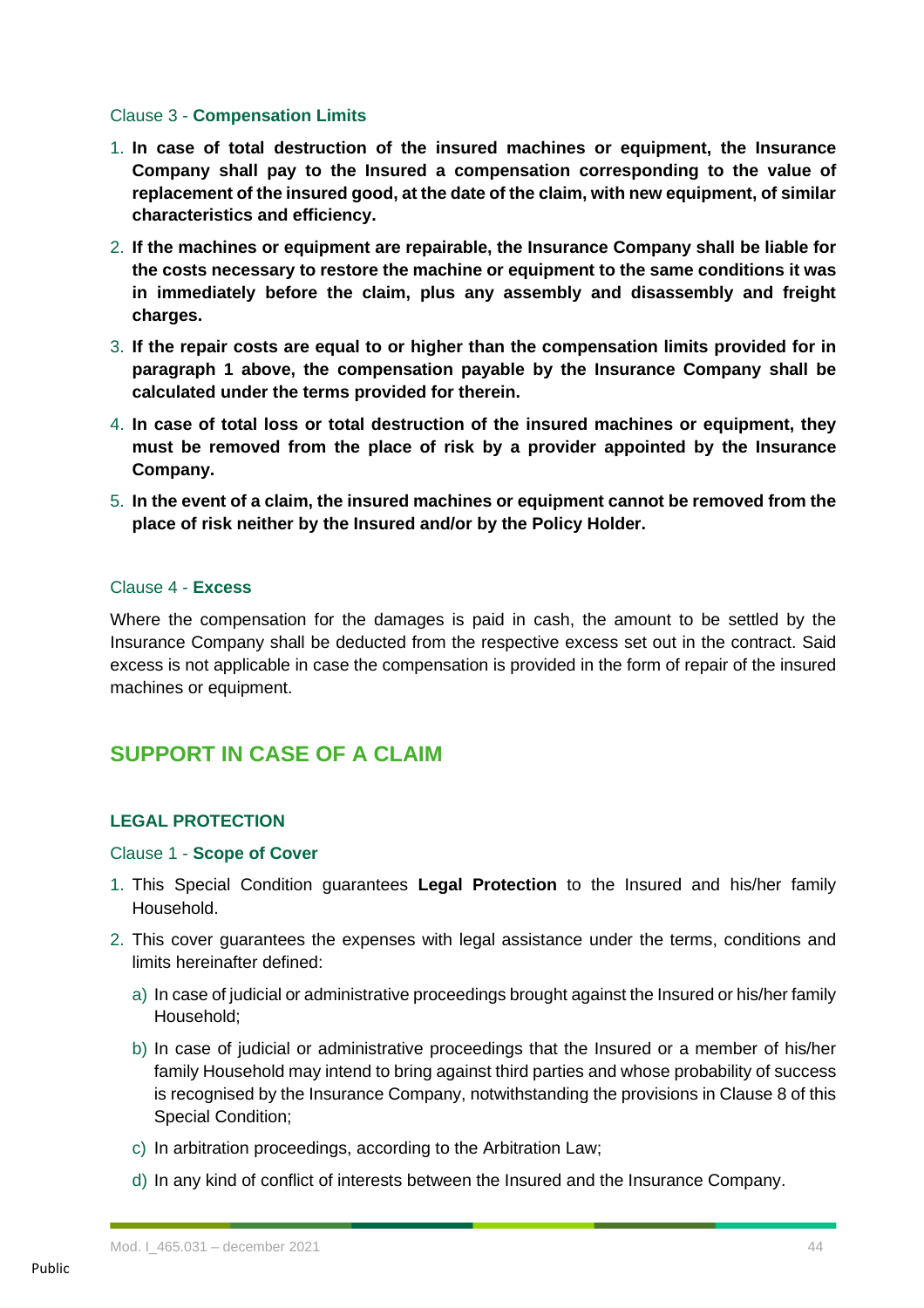Clause 3 - **Compensation Limits**

1. **In case of total destruction of the insured machines or equipment, the Insurance Company shall pay to the Insured a compensation corresponding to the value of replacement of the insured good, at the date of the claim, with new equipment, of similar characteristics and efficiency.**
2. **If the machines or equipment are repairable, the Insurance Company shall be liable for the costs necessary to restore the machine or equipment to the same conditions it was in immediately before the claim, plus any assembly and disassembly and freight charges.**
3. **If the repair costs are equal to or higher than the compensation limits provided for in paragraph 1 above, the compensation payable by the Insurance Company shall be calculated under the terms provided for therein.**
4. **In case of total loss or total destruction of the insured machines or equipment, they must be removed from the place of risk by a provider appointed by the Insurance Company.**
5. **In the event of a claim, the insured machines or equipment cannot be removed from the place of risk neither by the Insured and/or by the Policy Holder.**

Clause 4 - **Excess**

Where the compensation for the damages is paid in cash, the amount to be settled by the Insurance Company shall be deducted from the respective excess set out in the contract. Said excess is not applicable in case the compensation is provided in the form of repair of the insured machines or equipment.

## SUPPORT IN CASE OF A CLAIM

### LEGAL PROTECTION

Clause 1 - **Scope of Cover**

1. This Special Condition guarantees **Legal Protection** to the Insured and his/her family Household.
2. This cover guarantees the expenses with legal assistance under the terms, conditions and limits hereinafter defined:
   a) In case of judicial or administrative proceedings brought against the Insured or his/her family Household;
   b) In case of judicial or administrative proceedings that the Insured or a member of his/her family Household may intend to bring against third parties and whose probability of success is recognised by the Insurance Company, notwithstanding the provisions in Clause 8 of this Special Condition;
   c) In arbitration proceedings, according to the Arbitration Law;
   d) In any kind of conflict of interests between the Insured and the Insurance Company.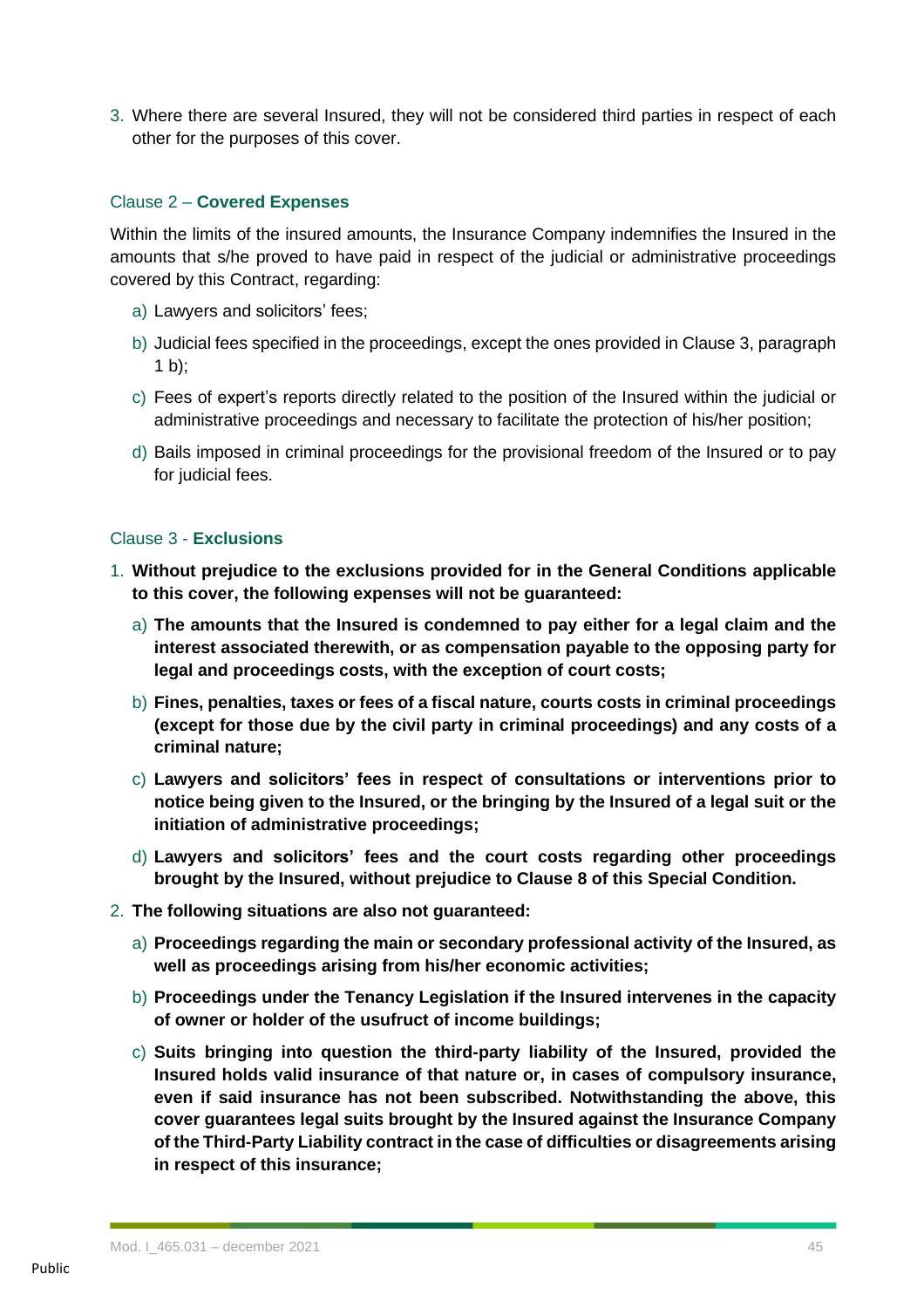3. Where there are several Insured, they will not be considered third parties in respect of each other for the purposes of this cover.

### Clause 2 – **Covered Expenses**

Within the limits of the insured amounts, the Insurance Company indemnifies the Insured in the amounts that s/he proved to have paid in respect of the judicial or administrative proceedings covered by this Contract, regarding:

a) Lawyers and solicitors' fees;

b) Judicial fees specified in the proceedings, except the ones provided in Clause 3, paragraph 1 b);

c) Fees of expert's reports directly related to the position of the Insured within the judicial or administrative proceedings and necessary to facilitate the protection of his/her position;

d) Bails imposed in criminal proceedings for the provisional freedom of the Insured or to pay for judicial fees.

### Clause 3 - **Exclusions**

1. **Without prejudice to the exclusions provided for in the General Conditions applicable to this cover, the following expenses will not be guaranteed:**

   a) **The amounts that the Insured is condemned to pay either for a legal claim and the interest associated therewith, or as compensation payable to the opposing party for legal and proceedings costs, with the exception of court costs;**

   b) **Fines, penalties, taxes or fees of a fiscal nature, courts costs in criminal proceedings (except for those due by the civil party in criminal proceedings) and any costs of a criminal nature;**

   c) **Lawyers and solicitors' fees in respect of consultations or interventions prior to notice being given to the Insured, or the bringing by the Insured of a legal suit or the initiation of administrative proceedings;**

   d) **Lawyers and solicitors' fees and the court costs regarding other proceedings brought by the Insured, without prejudice to Clause 8 of this Special Condition.**

2. **The following situations are also not guaranteed:**

   a) **Proceedings regarding the main or secondary professional activity of the Insured, as well as proceedings arising from his/her economic activities;**

   b) **Proceedings under the Tenancy Legislation if the Insured intervenes in the capacity of owner or holder of the usufruct of income buildings;**

   c) **Suits bringing into question the third-party liability of the Insured, provided the Insured holds valid insurance of that nature or, in cases of compulsory insurance, even if said insurance has not been subscribed. Notwithstanding the above, this cover guarantees legal suits brought by the Insured against the Insurance Company of the Third-Party Liability contract in the case of difficulties or disagreements arising in respect of this insurance;**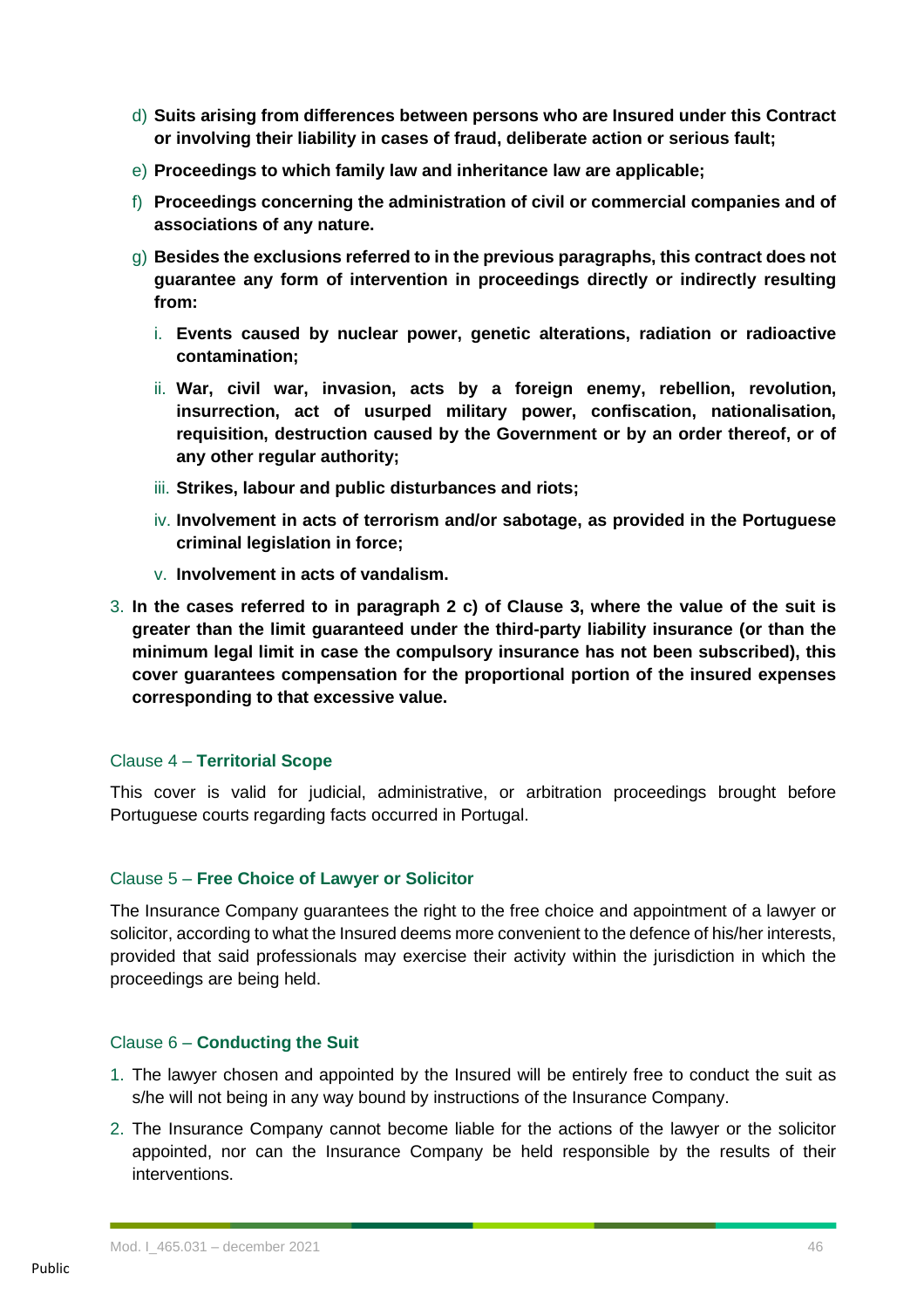d) **Suits arising from differences between persons who are Insured under this Contract or involving their liability in cases of fraud, deliberate action or serious fault;**

e) **Proceedings to which family law and inheritance law are applicable;**

f) **Proceedings concerning the administration of civil or commercial companies and of associations of any nature.**

g) **Besides the exclusions referred to in the previous paragraphs, this contract does not guarantee any form of intervention in proceedings directly or indirectly resulting from:**

   i. **Events caused by nuclear power, genetic alterations, radiation or radioactive contamination;**

   ii. **War, civil war, invasion, acts by a foreign enemy, rebellion, revolution, insurrection, act of usurped military power, confiscation, nationalisation, requisition, destruction caused by the Government or by an order thereof, or of any other regular authority;**

   iii. **Strikes, labour and public disturbances and riots;**

   iv. **Involvement in acts of terrorism and/or sabotage, as provided in the Portuguese criminal legislation in force;**

   v. **Involvement in acts of vandalism.**

3. **In the cases referred to in paragraph 2 c) of Clause 3, where the value of the suit is greater than the limit guaranteed under the third-party liability insurance (or than the minimum legal limit in case the compulsory insurance has not been subscribed), this cover guarantees compensation for the proportional portion of the insured expenses corresponding to that excessive value.**

## Clause 4 – **Territorial Scope**

This cover is valid for judicial, administrative, or arbitration proceedings brought before Portuguese courts regarding facts occurred in Portugal.

## Clause 5 – **Free Choice of Lawyer or Solicitor**

The Insurance Company guarantees the right to the free choice and appointment of a lawyer or solicitor, according to what the Insured deems more convenient to the defence of his/her interests, provided that said professionals may exercise their activity within the jurisdiction in which the proceedings are being held.

## Clause 6 – **Conducting the Suit**

1. The lawyer chosen and appointed by the Insured will be entirely free to conduct the suit as s/he will not being in any way bound by instructions of the Insurance Company.
2. The Insurance Company cannot become liable for the actions of the lawyer or the solicitor appointed, nor can the Insurance Company be held responsible by the results of their interventions.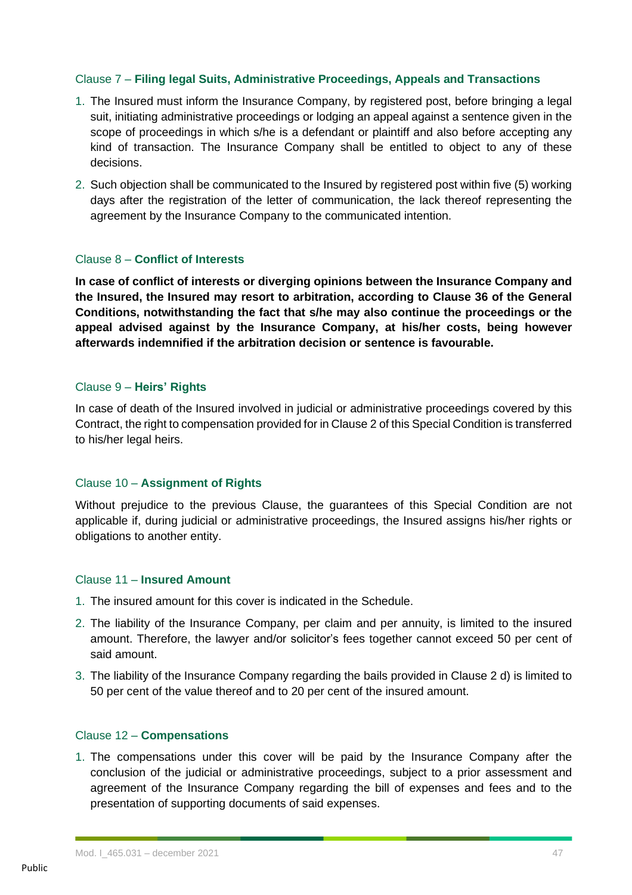### Clause 7 – **Filing legal Suits, Administrative Proceedings, Appeals and Transactions**

1. The Insured must inform the Insurance Company, by registered post, before bringing a legal suit, initiating administrative proceedings or lodging an appeal against a sentence given in the scope of proceedings in which s/he is a defendant or plaintiff and also before accepting any kind of transaction. The Insurance Company shall be entitled to object to any of these decisions.
2. Such objection shall be communicated to the Insured by registered post within five (5) working days after the registration of the letter of communication, the lack thereof representing the agreement by the Insurance Company to the communicated intention.

### Clause 8 – **Conflict of Interests**

**In case of conflict of interests or diverging opinions between the Insurance Company and the Insured, the Insured may resort to arbitration, according to Clause 36 of the General Conditions, notwithstanding the fact that s/he may also continue the proceedings or the appeal advised against by the Insurance Company, at his/her costs, being however afterwards indemnified if the arbitration decision or sentence is favourable.**

### Clause 9 – **Heirs' Rights**

In case of death of the Insured involved in judicial or administrative proceedings covered by this Contract, the right to compensation provided for in Clause 2 of this Special Condition is transferred to his/her legal heirs.

### Clause 10 – **Assignment of Rights**

Without prejudice to the previous Clause, the guarantees of this Special Condition are not applicable if, during judicial or administrative proceedings, the Insured assigns his/her rights or obligations to another entity.

### Clause 11 – **Insured Amount**

1. The insured amount for this cover is indicated in the Schedule.
2. The liability of the Insurance Company, per claim and per annuity, is limited to the insured amount. Therefore, the lawyer and/or solicitor's fees together cannot exceed 50 per cent of said amount.
3. The liability of the Insurance Company regarding the bails provided in Clause 2 d) is limited to 50 per cent of the value thereof and to 20 per cent of the insured amount.

### Clause 12 – **Compensations**

1. The compensations under this cover will be paid by the Insurance Company after the conclusion of the judicial or administrative proceedings, subject to a prior assessment and agreement of the Insurance Company regarding the bill of expenses and fees and to the presentation of supporting documents of said expenses.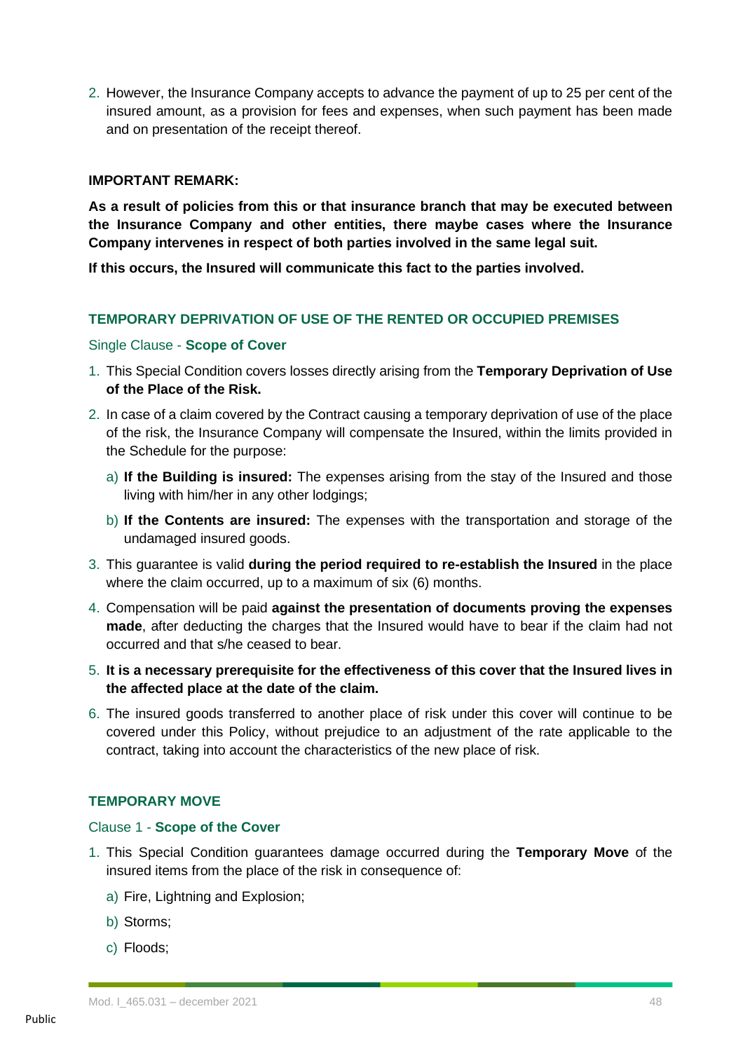2. However, the Insurance Company accepts to advance the payment of up to 25 per cent of the insured amount, as a provision for fees and expenses, when such payment has been made and on presentation of the receipt thereof.

**IMPORTANT REMARK:**

**As a result of policies from this or that insurance branch that may be executed between the Insurance Company and other entities, there maybe cases where the Insurance Company intervenes in respect of both parties involved in the same legal suit.**

**If this occurs, the Insured will communicate this fact to the parties involved.**

## TEMPORARY DEPRIVATION OF USE OF THE RENTED OR OCCUPIED PREMISES

### Single Clause - **Scope of Cover**

1. This Special Condition covers losses directly arising from the **Temporary Deprivation of Use of the Place of the Risk.**
2. In case of a claim covered by the Contract causing a temporary deprivation of use of the place of the risk, the Insurance Company will compensate the Insured, within the limits provided in the Schedule for the purpose:
   a) **If the Building is insured:** The expenses arising from the stay of the Insured and those living with him/her in any other lodgings;
   b) **If the Contents are insured:** The expenses with the transportation and storage of the undamaged insured goods.
3. This guarantee is valid **during the period required to re-establish the Insured** in the place where the claim occurred, up to a maximum of six (6) months.
4. Compensation will be paid **against the presentation of documents proving the expenses made**, after deducting the charges that the Insured would have to bear if the claim had not occurred and that s/he ceased to bear.
5. **It is a necessary prerequisite for the effectiveness of this cover that the Insured lives in the affected place at the date of the claim.**
6. The insured goods transferred to another place of risk under this cover will continue to be covered under this Policy, without prejudice to an adjustment of the rate applicable to the contract, taking into account the characteristics of the new place of risk.

## TEMPORARY MOVE

### Clause 1 - **Scope of the Cover**

1. This Special Condition guarantees damage occurred during the **Temporary Move** of the insured items from the place of the risk in consequence of:
   a) Fire, Lightning and Explosion;
   b) Storms;
   c) Floods;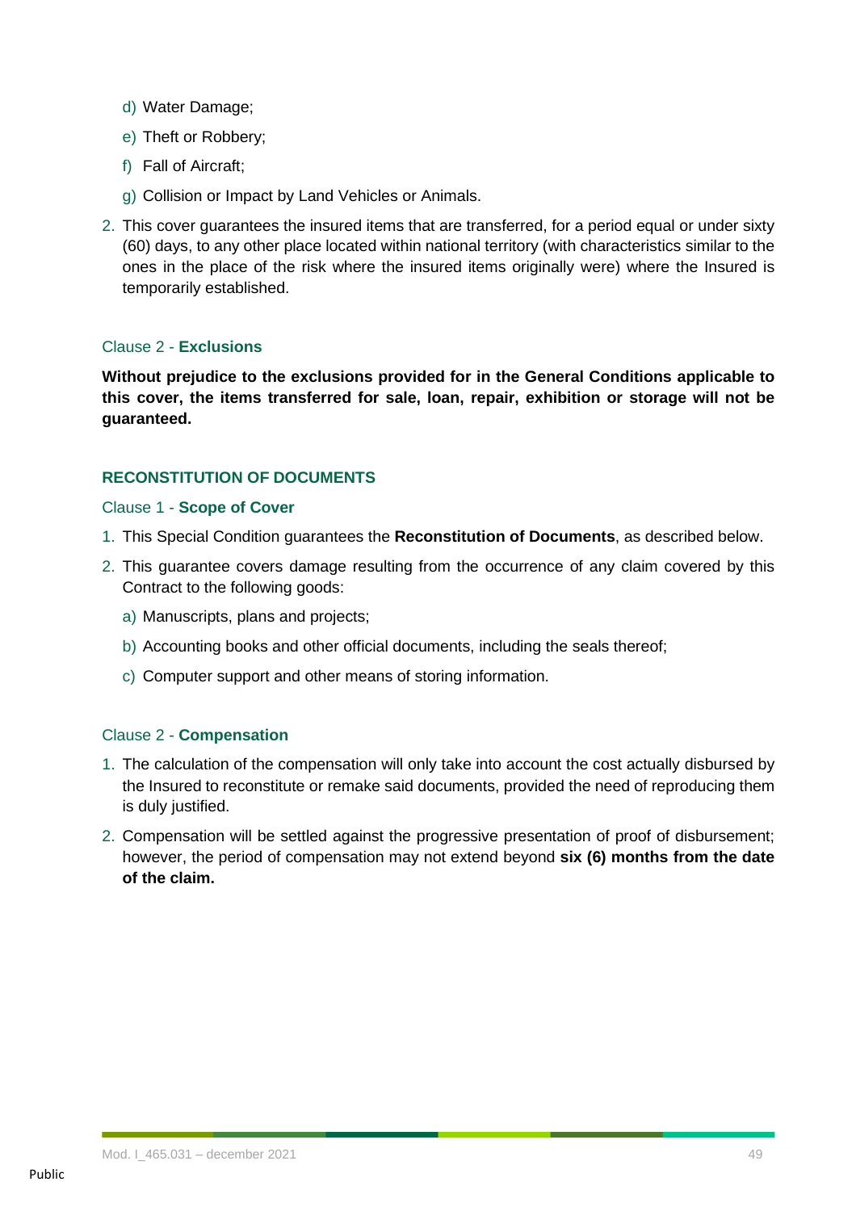d) Water Damage;

e) Theft or Robbery;

f) Fall of Aircraft;

g) Collision or Impact by Land Vehicles or Animals.

2. This cover guarantees the insured items that are transferred, for a period equal or under sixty (60) days, to any other place located within national territory (with characteristics similar to the ones in the place of the risk where the insured items originally were) where the Insured is temporarily established.

### Clause 2 - **Exclusions**

**Without prejudice to the exclusions provided for in the General Conditions applicable to this cover, the items transferred for sale, loan, repair, exhibition or storage will not be guaranteed.**

## RECONSTITUTION OF DOCUMENTS

### Clause 1 - **Scope of Cover**

1. This Special Condition guarantees the **Reconstitution of Documents**, as described below.
2. This guarantee covers damage resulting from the occurrence of any claim covered by this Contract to the following goods:
   a) Manuscripts, plans and projects;
   b) Accounting books and other official documents, including the seals thereof;
   c) Computer support and other means of storing information.

### Clause 2 - **Compensation**

1. The calculation of the compensation will only take into account the cost actually disbursed by the Insured to reconstitute or remake said documents, provided the need of reproducing them is duly justified.
2. Compensation will be settled against the progressive presentation of proof of disbursement; however, the period of compensation may not extend beyond **six (6) months from the date of the claim.**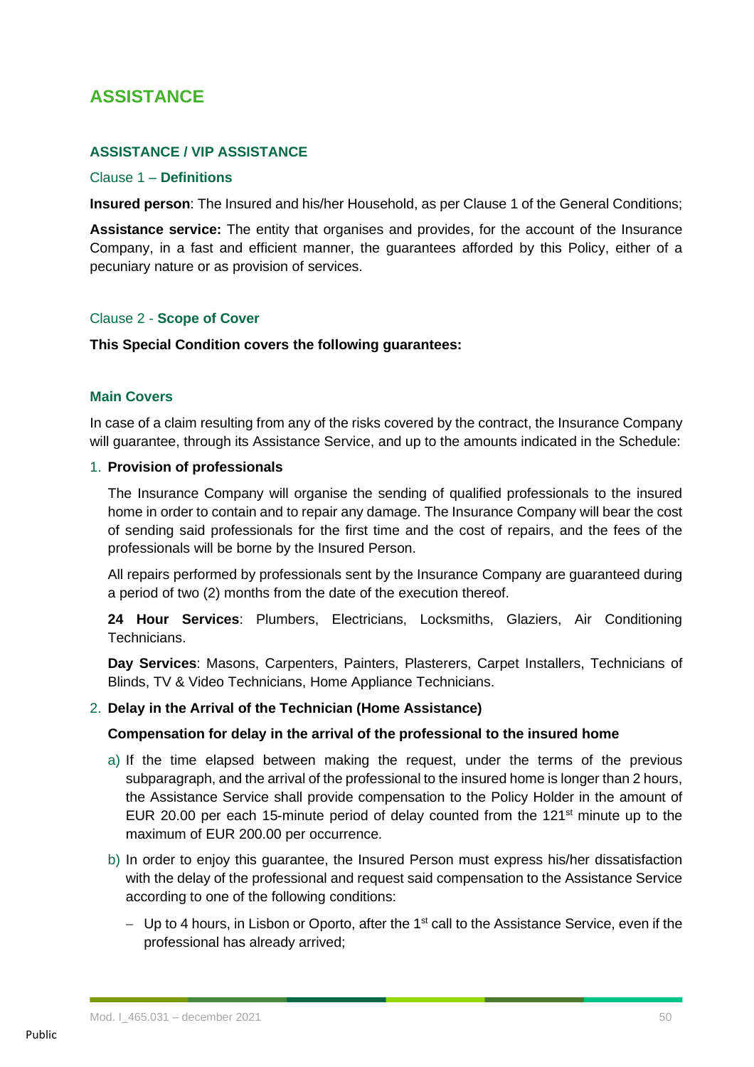# ASSISTANCE

## ASSISTANCE / VIP ASSISTANCE

### Clause 1 – **Definitions**

**Insured person**: The Insured and his/her Household, as per Clause 1 of the General Conditions;

**Assistance service:** The entity that organises and provides, for the account of the Insurance Company, in a fast and efficient manner, the guarantees afforded by this Policy, either of a pecuniary nature or as provision of services.

### Clause 2 - **Scope of Cover**

**This Special Condition covers the following guarantees:**

### Main Covers

In case of a claim resulting from any of the risks covered by the contract, the Insurance Company will guarantee, through its Assistance Service, and up to the amounts indicated in the Schedule:

1. **Provision of professionals**

   The Insurance Company will organise the sending of qualified professionals to the insured home in order to contain and to repair any damage. The Insurance Company will bear the cost of sending said professionals for the first time and the cost of repairs, and the fees of the professionals will be borne by the Insured Person.

   All repairs performed by professionals sent by the Insurance Company are guaranteed during a period of two (2) months from the date of the execution thereof.

   **24 Hour Services**: Plumbers, Electricians, Locksmiths, Glaziers, Air Conditioning Technicians.

   **Day Services**: Masons, Carpenters, Painters, Plasterers, Carpet Installers, Technicians of Blinds, TV & Video Technicians, Home Appliance Technicians.

2. **Delay in the Arrival of the Technician (Home Assistance)**

   **Compensation for delay in the arrival of the professional to the insured home**

   a) If the time elapsed between making the request, under the terms of the previous subparagraph, and the arrival of the professional to the insured home is longer than 2 hours, the Assistance Service shall provide compensation to the Policy Holder in the amount of EUR 20.00 per each 15-minute period of delay counted from the 121st minute up to the maximum of EUR 200.00 per occurrence.

   b) In order to enjoy this guarantee, the Insured Person must express his/her dissatisfaction with the delay of the professional and request said compensation to the Assistance Service according to one of the following conditions:

      - Up to 4 hours, in Lisbon or Oporto, after the 1st call to the Assistance Service, even if the professional has already arrived;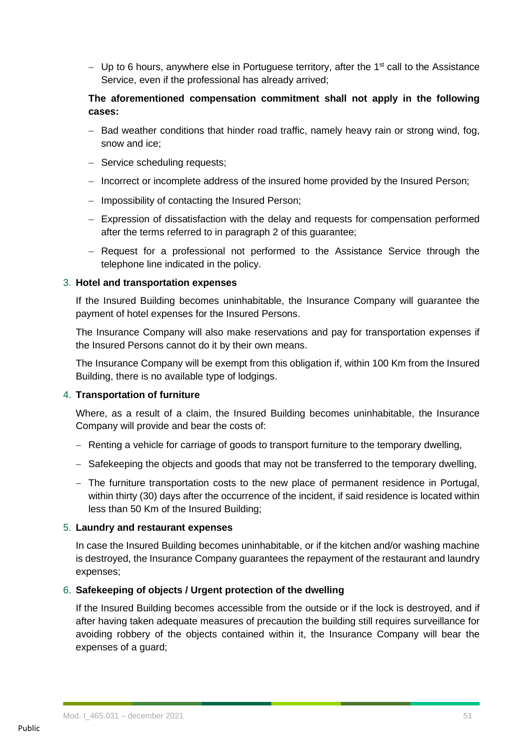- Up to 6 hours, anywhere else in Portuguese territory, after the 1st call to the Assistance Service, even if the professional has already arrived;

**The aforementioned compensation commitment shall not apply in the following cases:**

- Bad weather conditions that hinder road traffic, namely heavy rain or strong wind, fog, snow and ice;
- Service scheduling requests;
- Incorrect or incomplete address of the insured home provided by the Insured Person;
- Impossibility of contacting the Insured Person;
- Expression of dissatisfaction with the delay and requests for compensation performed after the terms referred to in paragraph 2 of this guarantee;
- Request for a professional not performed to the Assistance Service through the telephone line indicated in the policy.

3. **Hotel and transportation expenses**

   If the Insured Building becomes uninhabitable, the Insurance Company will guarantee the payment of hotel expenses for the Insured Persons.

   The Insurance Company will also make reservations and pay for transportation expenses if the Insured Persons cannot do it by their own means.

   The Insurance Company will be exempt from this obligation if, within 100 Km from the Insured Building, there is no available type of lodgings.

4. **Transportation of furniture**

   Where, as a result of a claim, the Insured Building becomes uninhabitable, the Insurance Company will provide and bear the costs of:

   - Renting a vehicle for carriage of goods to transport furniture to the temporary dwelling,
   - Safekeeping the objects and goods that may not be transferred to the temporary dwelling,
   - The furniture transportation costs to the new place of permanent residence in Portugal, within thirty (30) days after the occurrence of the incident, if said residence is located within less than 50 Km of the Insured Building;

5. **Laundry and restaurant expenses**

   In case the Insured Building becomes uninhabitable, or if the kitchen and/or washing machine is destroyed, the Insurance Company guarantees the repayment of the restaurant and laundry expenses;

6. **Safekeeping of objects / Urgent protection of the dwelling**

   If the Insured Building becomes accessible from the outside or if the lock is destroyed, and if after having taken adequate measures of precaution the building still requires surveillance for avoiding robbery of the objects contained within it, the Insurance Company will bear the expenses of a guard;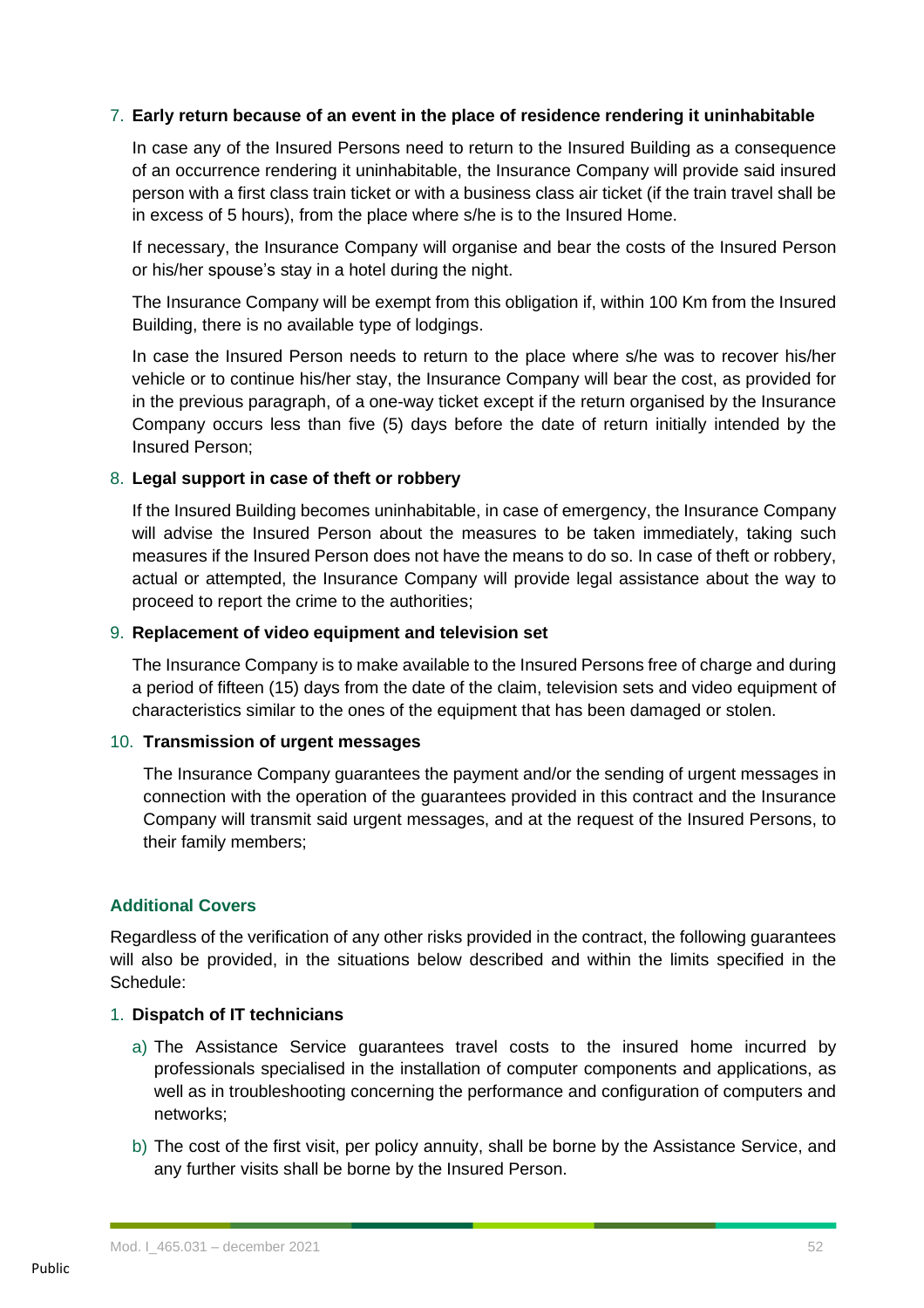7. **Early return because of an event in the place of residence rendering it uninhabitable**

   In case any of the Insured Persons need to return to the Insured Building as a consequence of an occurrence rendering it uninhabitable, the Insurance Company will provide said insured person with a first class train ticket or with a business class air ticket (if the train travel shall be in excess of 5 hours), from the place where s/he is to the Insured Home.

   If necessary, the Insurance Company will organise and bear the costs of the Insured Person or his/her spouse's stay in a hotel during the night.

   The Insurance Company will be exempt from this obligation if, within 100 Km from the Insured Building, there is no available type of lodgings.

   In case the Insured Person needs to return to the place where s/he was to recover his/her vehicle or to continue his/her stay, the Insurance Company will bear the cost, as provided for in the previous paragraph, of a one-way ticket except if the return organised by the Insurance Company occurs less than five (5) days before the date of return initially intended by the Insured Person;

8. **Legal support in case of theft or robbery**

   If the Insured Building becomes uninhabitable, in case of emergency, the Insurance Company will advise the Insured Person about the measures to be taken immediately, taking such measures if the Insured Person does not have the means to do so. In case of theft or robbery, actual or attempted, the Insurance Company will provide legal assistance about the way to proceed to report the crime to the authorities;

9. **Replacement of video equipment and television set**

   The Insurance Company is to make available to the Insured Persons free of charge and during a period of fifteen (15) days from the date of the claim, television sets and video equipment of characteristics similar to the ones of the equipment that has been damaged or stolen.

10. **Transmission of urgent messages**

    The Insurance Company guarantees the payment and/or the sending of urgent messages in connection with the operation of the guarantees provided in this contract and the Insurance Company will transmit said urgent messages, and at the request of the Insured Persons, to their family members;

## Additional Covers

Regardless of the verification of any other risks provided in the contract, the following guarantees will also be provided, in the situations below described and within the limits specified in the Schedule:

1. **Dispatch of IT technicians**

   a) The Assistance Service guarantees travel costs to the insured home incurred by professionals specialised in the installation of computer components and applications, as well as in troubleshooting concerning the performance and configuration of computers and networks;

   b) The cost of the first visit, per policy annuity, shall be borne by the Assistance Service, and any further visits shall be borne by the Insured Person.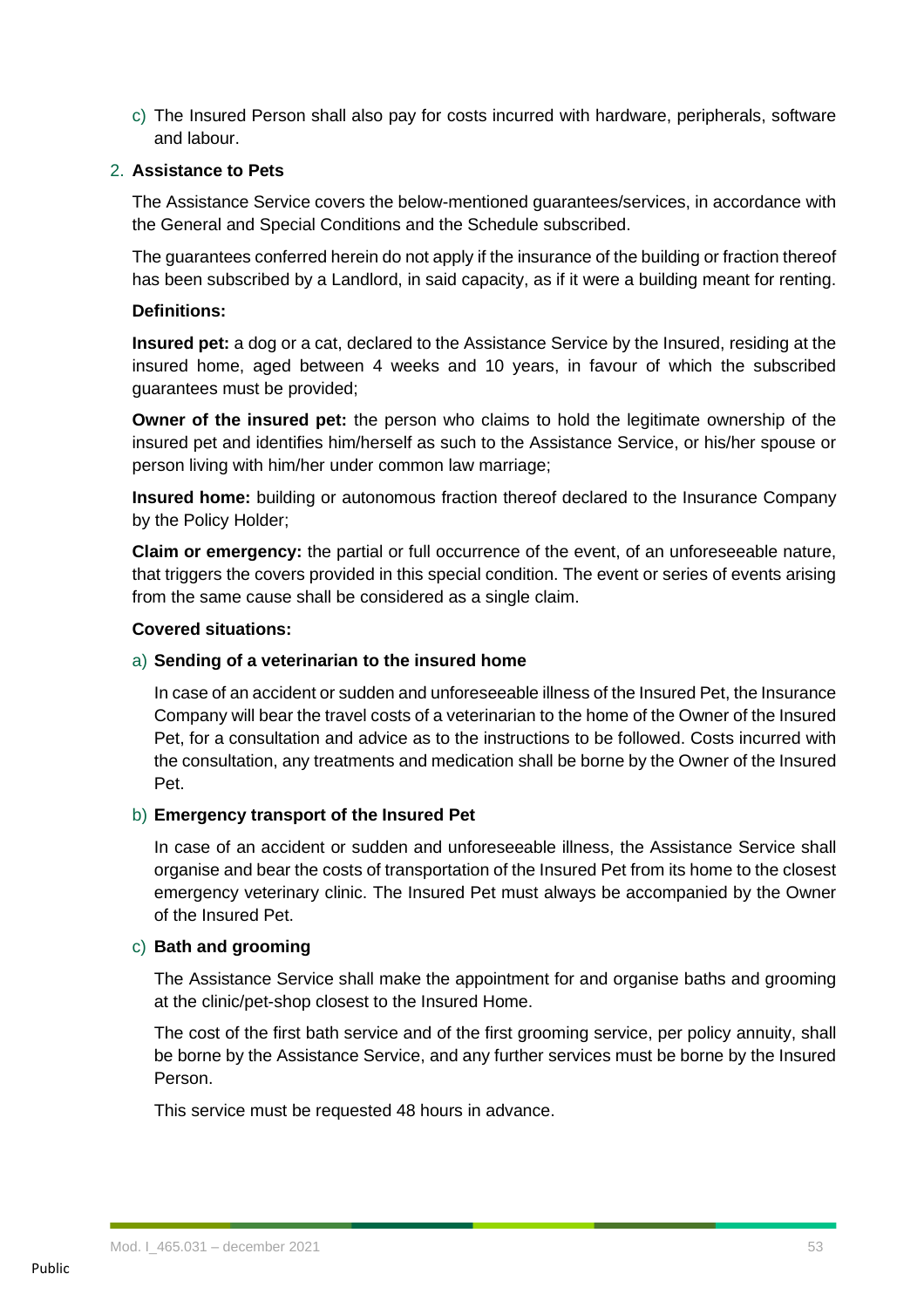c) The Insured Person shall also pay for costs incurred with hardware, peripherals, software and labour.

2. **Assistance to Pets**

The Assistance Service covers the below-mentioned guarantees/services, in accordance with the General and Special Conditions and the Schedule subscribed.

The guarantees conferred herein do not apply if the insurance of the building or fraction thereof has been subscribed by a Landlord, in said capacity, as if it were a building meant for renting.

**Definitions:**

**Insured pet:** a dog or a cat, declared to the Assistance Service by the Insured, residing at the insured home, aged between 4 weeks and 10 years, in favour of which the subscribed guarantees must be provided;

**Owner of the insured pet:** the person who claims to hold the legitimate ownership of the insured pet and identifies him/herself as such to the Assistance Service, or his/her spouse or person living with him/her under common law marriage;

**Insured home:** building or autonomous fraction thereof declared to the Insurance Company by the Policy Holder;

**Claim or emergency:** the partial or full occurrence of the event, of an unforeseeable nature, that triggers the covers provided in this special condition. The event or series of events arising from the same cause shall be considered as a single claim.

**Covered situations:**

a) **Sending of a veterinarian to the insured home**

In case of an accident or sudden and unforeseeable illness of the Insured Pet, the Insurance Company will bear the travel costs of a veterinarian to the home of the Owner of the Insured Pet, for a consultation and advice as to the instructions to be followed. Costs incurred with the consultation, any treatments and medication shall be borne by the Owner of the Insured Pet.

b) **Emergency transport of the Insured Pet**

In case of an accident or sudden and unforeseeable illness, the Assistance Service shall organise and bear the costs of transportation of the Insured Pet from its home to the closest emergency veterinary clinic. The Insured Pet must always be accompanied by the Owner of the Insured Pet.

c) **Bath and grooming**

The Assistance Service shall make the appointment for and organise baths and grooming at the clinic/pet-shop closest to the Insured Home.

The cost of the first bath service and of the first grooming service, per policy annuity, shall be borne by the Assistance Service, and any further services must be borne by the Insured Person.

This service must be requested 48 hours in advance.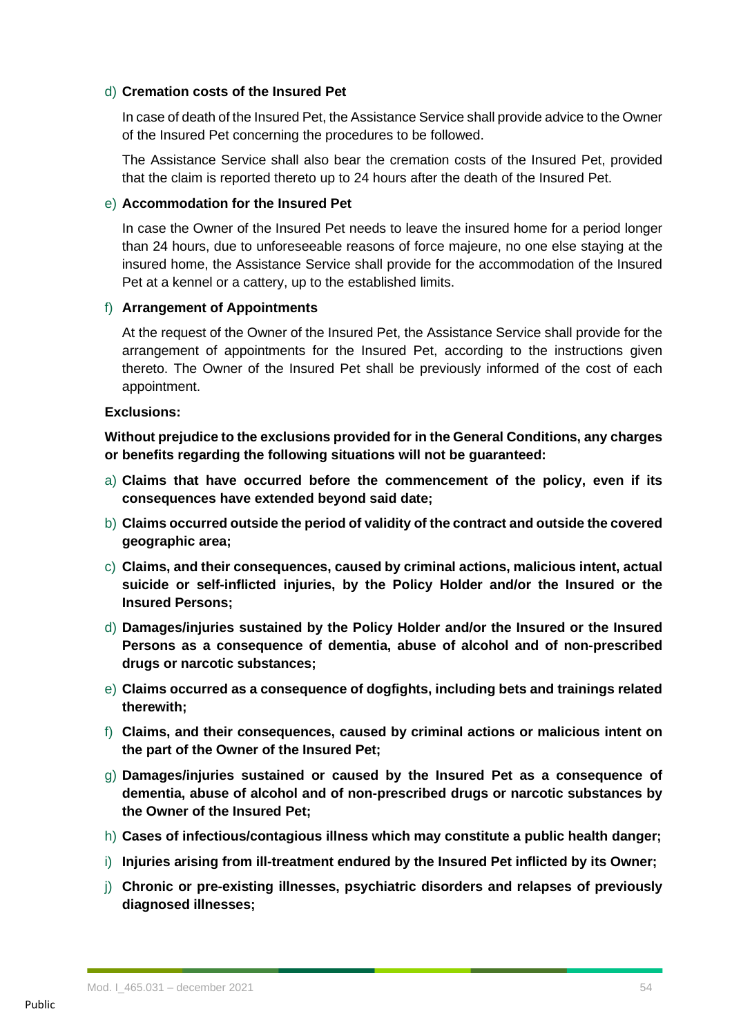d) **Cremation costs of the Insured Pet**

In case of death of the Insured Pet, the Assistance Service shall provide advice to the Owner of the Insured Pet concerning the procedures to be followed.

The Assistance Service shall also bear the cremation costs of the Insured Pet, provided that the claim is reported thereto up to 24 hours after the death of the Insured Pet.

e) **Accommodation for the Insured Pet**

In case the Owner of the Insured Pet needs to leave the insured home for a period longer than 24 hours, due to unforeseeable reasons of force majeure, no one else staying at the insured home, the Assistance Service shall provide for the accommodation of the Insured Pet at a kennel or a cattery, up to the established limits.

f) **Arrangement of Appointments**

At the request of the Owner of the Insured Pet, the Assistance Service shall provide for the arrangement of appointments for the Insured Pet, according to the instructions given thereto. The Owner of the Insured Pet shall be previously informed of the cost of each appointment.

**Exclusions:**

**Without prejudice to the exclusions provided for in the General Conditions, any charges or benefits regarding the following situations will not be guaranteed:**

a) **Claims that have occurred before the commencement of the policy, even if its consequences have extended beyond said date;**

b) **Claims occurred outside the period of validity of the contract and outside the covered geographic area;**

c) **Claims, and their consequences, caused by criminal actions, malicious intent, actual suicide or self-inflicted injuries, by the Policy Holder and/or the Insured or the Insured Persons;**

d) **Damages/injuries sustained by the Policy Holder and/or the Insured or the Insured Persons as a consequence of dementia, abuse of alcohol and of non-prescribed drugs or narcotic substances;**

e) **Claims occurred as a consequence of dogfights, including bets and trainings related therewith;**

f) **Claims, and their consequences, caused by criminal actions or malicious intent on the part of the Owner of the Insured Pet;**

g) **Damages/injuries sustained or caused by the Insured Pet as a consequence of dementia, abuse of alcohol and of non-prescribed drugs or narcotic substances by the Owner of the Insured Pet;**

h) **Cases of infectious/contagious illness which may constitute a public health danger;**

i) **Injuries arising from ill-treatment endured by the Insured Pet inflicted by its Owner;**

j) **Chronic or pre-existing illnesses, psychiatric disorders and relapses of previously diagnosed illnesses;**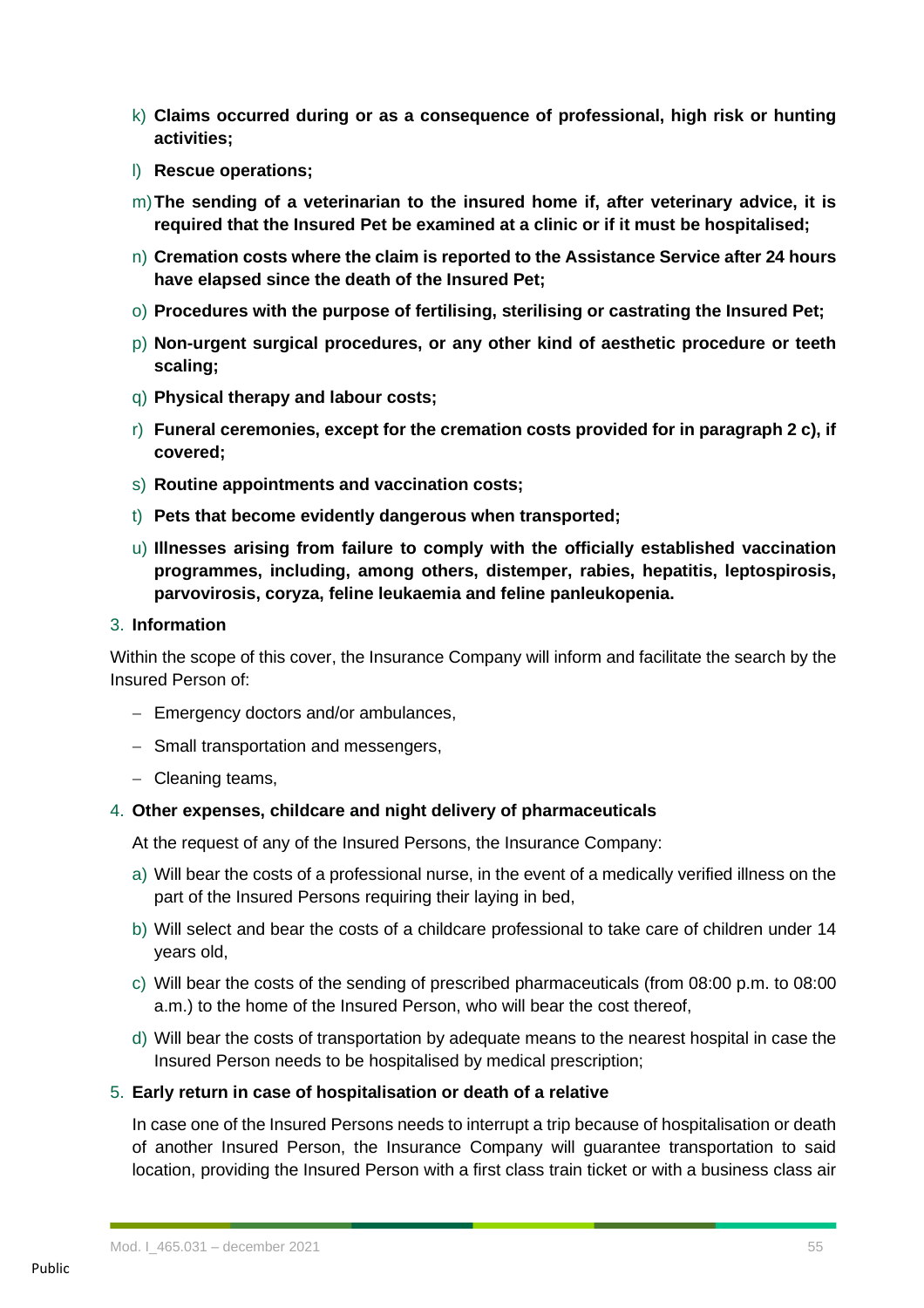k) **Claims occurred during or as a consequence of professional, high risk or hunting activities;**

l) **Rescue operations;**

m) **The sending of a veterinarian to the insured home if, after veterinary advice, it is required that the Insured Pet be examined at a clinic or if it must be hospitalised;**

n) **Cremation costs where the claim is reported to the Assistance Service after 24 hours have elapsed since the death of the Insured Pet;**

o) **Procedures with the purpose of fertilising, sterilising or castrating the Insured Pet;**

p) **Non-urgent surgical procedures, or any other kind of aesthetic procedure or teeth scaling;**

q) **Physical therapy and labour costs;**

r) **Funeral ceremonies, except for the cremation costs provided for in paragraph 2 c), if covered;**

s) **Routine appointments and vaccination costs;**

t) **Pets that become evidently dangerous when transported;**

u) **Illnesses arising from failure to comply with the officially established vaccination programmes, including, among others, distemper, rabies, hepatitis, leptospirosis, parvovirosis, coryza, feline leukaemia and feline panleukopenia.**

3. **Information**

Within the scope of this cover, the Insurance Company will inform and facilitate the search by the Insured Person of:

- Emergency doctors and/or ambulances,
- Small transportation and messengers,
- Cleaning teams,

4. **Other expenses, childcare and night delivery of pharmaceuticals**

At the request of any of the Insured Persons, the Insurance Company:

a) Will bear the costs of a professional nurse, in the event of a medically verified illness on the part of the Insured Persons requiring their laying in bed,

b) Will select and bear the costs of a childcare professional to take care of children under 14 years old,

c) Will bear the costs of the sending of prescribed pharmaceuticals (from 08:00 p.m. to 08:00 a.m.) to the home of the Insured Person, who will bear the cost thereof,

d) Will bear the costs of transportation by adequate means to the nearest hospital in case the Insured Person needs to be hospitalised by medical prescription;

5. **Early return in case of hospitalisation or death of a relative**

In case one of the Insured Persons needs to interrupt a trip because of hospitalisation or death of another Insured Person, the Insurance Company will guarantee transportation to said location, providing the Insured Person with a first class train ticket or with a business class air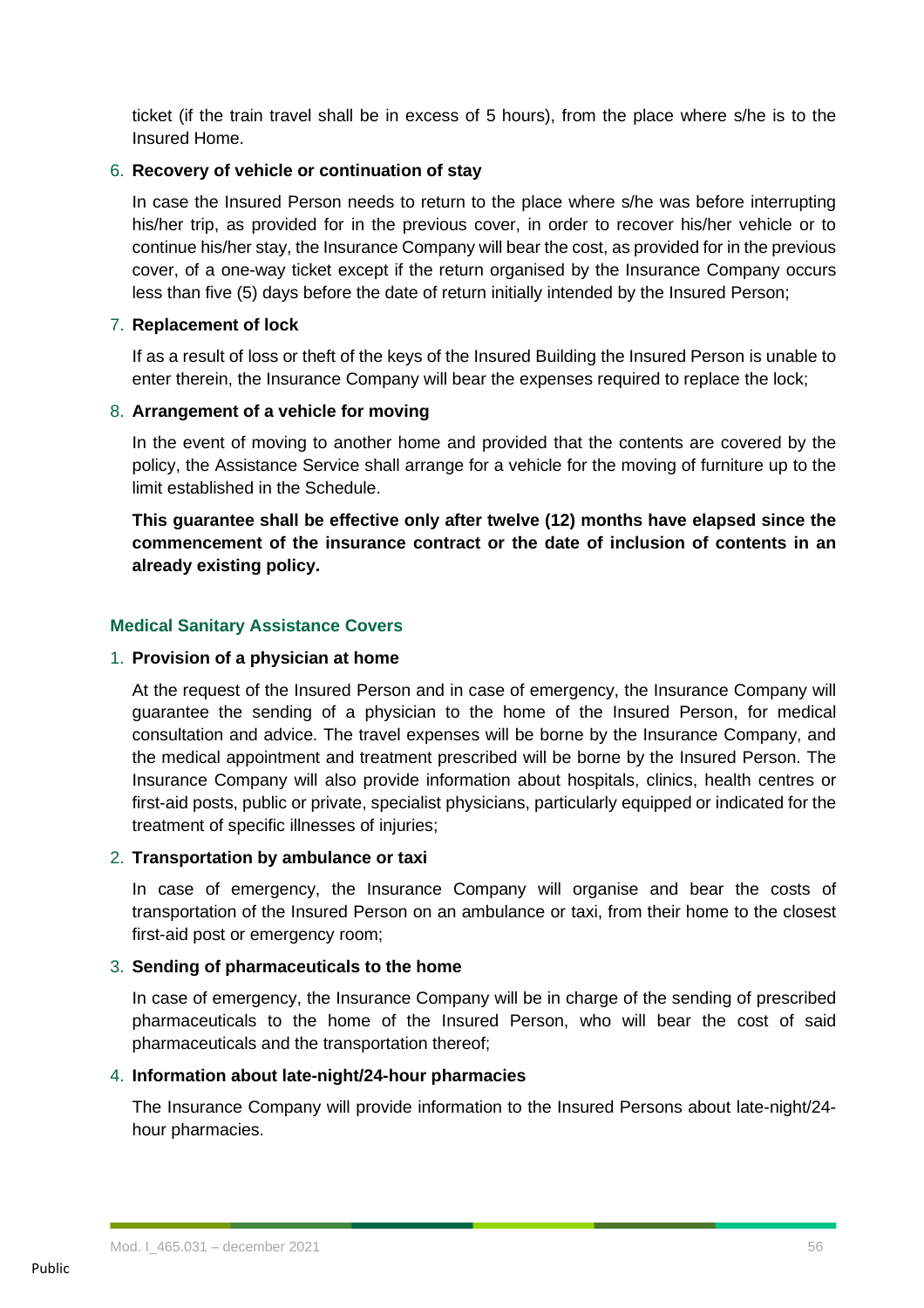ticket (if the train travel shall be in excess of 5 hours), from the place where s/he is to the Insured Home.

6. **Recovery of vehicle or continuation of stay**

   In case the Insured Person needs to return to the place where s/he was before interrupting his/her trip, as provided for in the previous cover, in order to recover his/her vehicle or to continue his/her stay, the Insurance Company will bear the cost, as provided for in the previous cover, of a one-way ticket except if the return organised by the Insurance Company occurs less than five (5) days before the date of return initially intended by the Insured Person;

7. **Replacement of lock**

   If as a result of loss or theft of the keys of the Insured Building the Insured Person is unable to enter therein, the Insurance Company will bear the expenses required to replace the lock;

8. **Arrangement of a vehicle for moving**

   In the event of moving to another home and provided that the contents are covered by the policy, the Assistance Service shall arrange for a vehicle for the moving of furniture up to the limit established in the Schedule.

   **This guarantee shall be effective only after twelve (12) months have elapsed since the commencement of the insurance contract or the date of inclusion of contents in an already existing policy.**

### Medical Sanitary Assistance Covers

1. **Provision of a physician at home**

   At the request of the Insured Person and in case of emergency, the Insurance Company will guarantee the sending of a physician to the home of the Insured Person, for medical consultation and advice. The travel expenses will be borne by the Insurance Company, and the medical appointment and treatment prescribed will be borne by the Insured Person. The Insurance Company will also provide information about hospitals, clinics, health centres or first-aid posts, public or private, specialist physicians, particularly equipped or indicated for the treatment of specific illnesses of injuries;

2. **Transportation by ambulance or taxi**

   In case of emergency, the Insurance Company will organise and bear the costs of transportation of the Insured Person on an ambulance or taxi, from their home to the closest first-aid post or emergency room;

3. **Sending of pharmaceuticals to the home**

   In case of emergency, the Insurance Company will be in charge of the sending of prescribed pharmaceuticals to the home of the Insured Person, who will bear the cost of said pharmaceuticals and the transportation thereof;

4. **Information about late-night/24-hour pharmacies**

   The Insurance Company will provide information to the Insured Persons about late-night/24-hour pharmacies.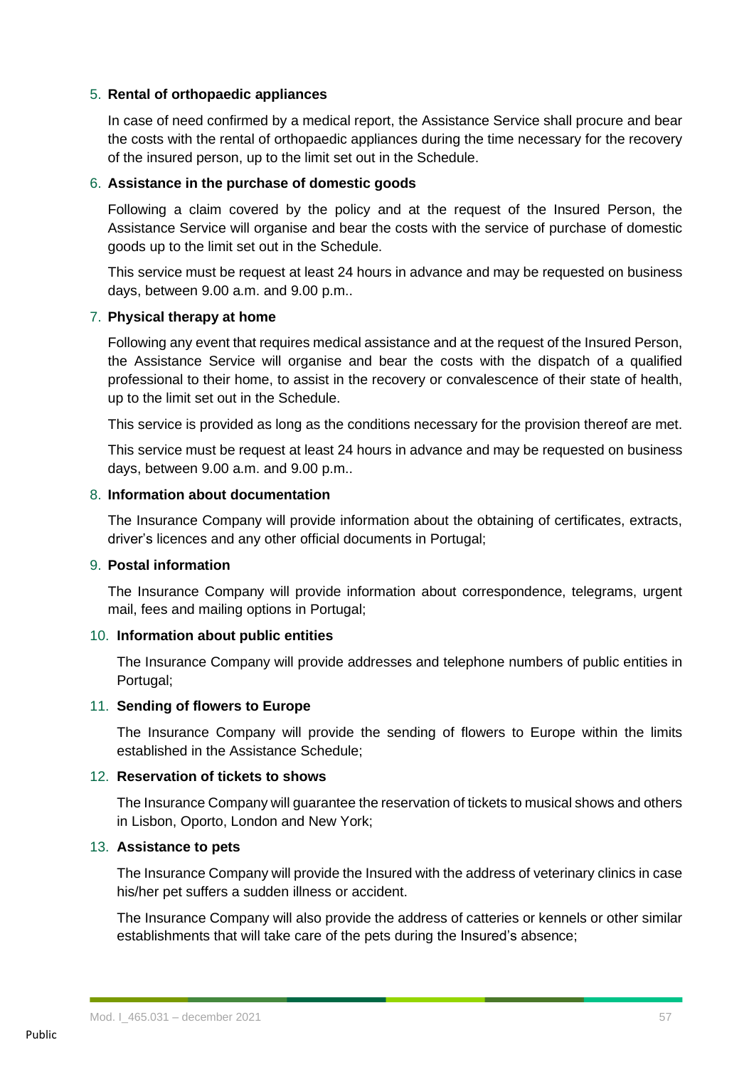5. **Rental of orthopaedic appliances**

   In case of need confirmed by a medical report, the Assistance Service shall procure and bear the costs with the rental of orthopaedic appliances during the time necessary for the recovery of the insured person, up to the limit set out in the Schedule.

6. **Assistance in the purchase of domestic goods**

   Following a claim covered by the policy and at the request of the Insured Person, the Assistance Service will organise and bear the costs with the service of purchase of domestic goods up to the limit set out in the Schedule.

   This service must be request at least 24 hours in advance and may be requested on business days, between 9.00 a.m. and 9.00 p.m..

7. **Physical therapy at home**

   Following any event that requires medical assistance and at the request of the Insured Person, the Assistance Service will organise and bear the costs with the dispatch of a qualified professional to their home, to assist in the recovery or convalescence of their state of health, up to the limit set out in the Schedule.

   This service is provided as long as the conditions necessary for the provision thereof are met.

   This service must be request at least 24 hours in advance and may be requested on business days, between 9.00 a.m. and 9.00 p.m..

8. **Information about documentation**

   The Insurance Company will provide information about the obtaining of certificates, extracts, driver's licences and any other official documents in Portugal;

9. **Postal information**

   The Insurance Company will provide information about correspondence, telegrams, urgent mail, fees and mailing options in Portugal;

10. **Information about public entities**

    The Insurance Company will provide addresses and telephone numbers of public entities in Portugal;

11. **Sending of flowers to Europe**

    The Insurance Company will provide the sending of flowers to Europe within the limits established in the Assistance Schedule;

12. **Reservation of tickets to shows**

    The Insurance Company will guarantee the reservation of tickets to musical shows and others in Lisbon, Oporto, London and New York;

13. **Assistance to pets**

    The Insurance Company will provide the Insured with the address of veterinary clinics in case his/her pet suffers a sudden illness or accident.

    The Insurance Company will also provide the address of catteries or kennels or other similar establishments that will take care of the pets during the Insured's absence;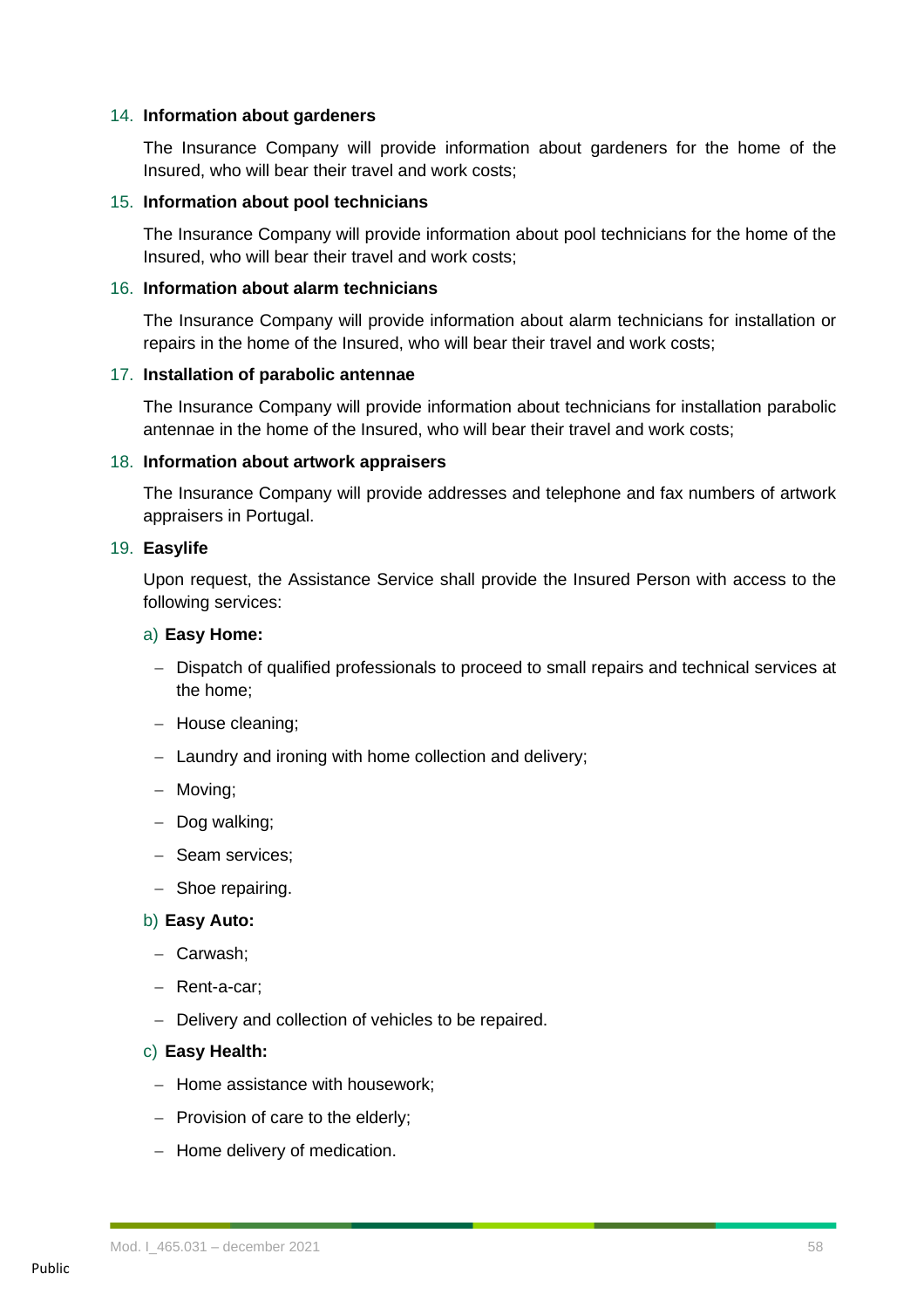14. **Information about gardeners**

    The Insurance Company will provide information about gardeners for the home of the Insured, who will bear their travel and work costs;

15. **Information about pool technicians**

    The Insurance Company will provide information about pool technicians for the home of the Insured, who will bear their travel and work costs;

16. **Information about alarm technicians**

    The Insurance Company will provide information about alarm technicians for installation or repairs in the home of the Insured, who will bear their travel and work costs;

17. **Installation of parabolic antennae**

    The Insurance Company will provide information about technicians for installation parabolic antennae in the home of the Insured, who will bear their travel and work costs;

18. **Information about artwork appraisers**

    The Insurance Company will provide addresses and telephone and fax numbers of artwork appraisers in Portugal.

19. **Easylife**

    Upon request, the Assistance Service shall provide the Insured Person with access to the following services:

    a) **Easy Home:**

    - Dispatch of qualified professionals to proceed to small repairs and technical services at the home;
    - House cleaning;
    - Laundry and ironing with home collection and delivery;
    - Moving;
    - Dog walking;
    - Seam services;
    - Shoe repairing.

    b) **Easy Auto:**

    - Carwash;
    - Rent-a-car;
    - Delivery and collection of vehicles to be repaired.

    c) **Easy Health:**

    - Home assistance with housework;
    - Provision of care to the elderly;
    - Home delivery of medication.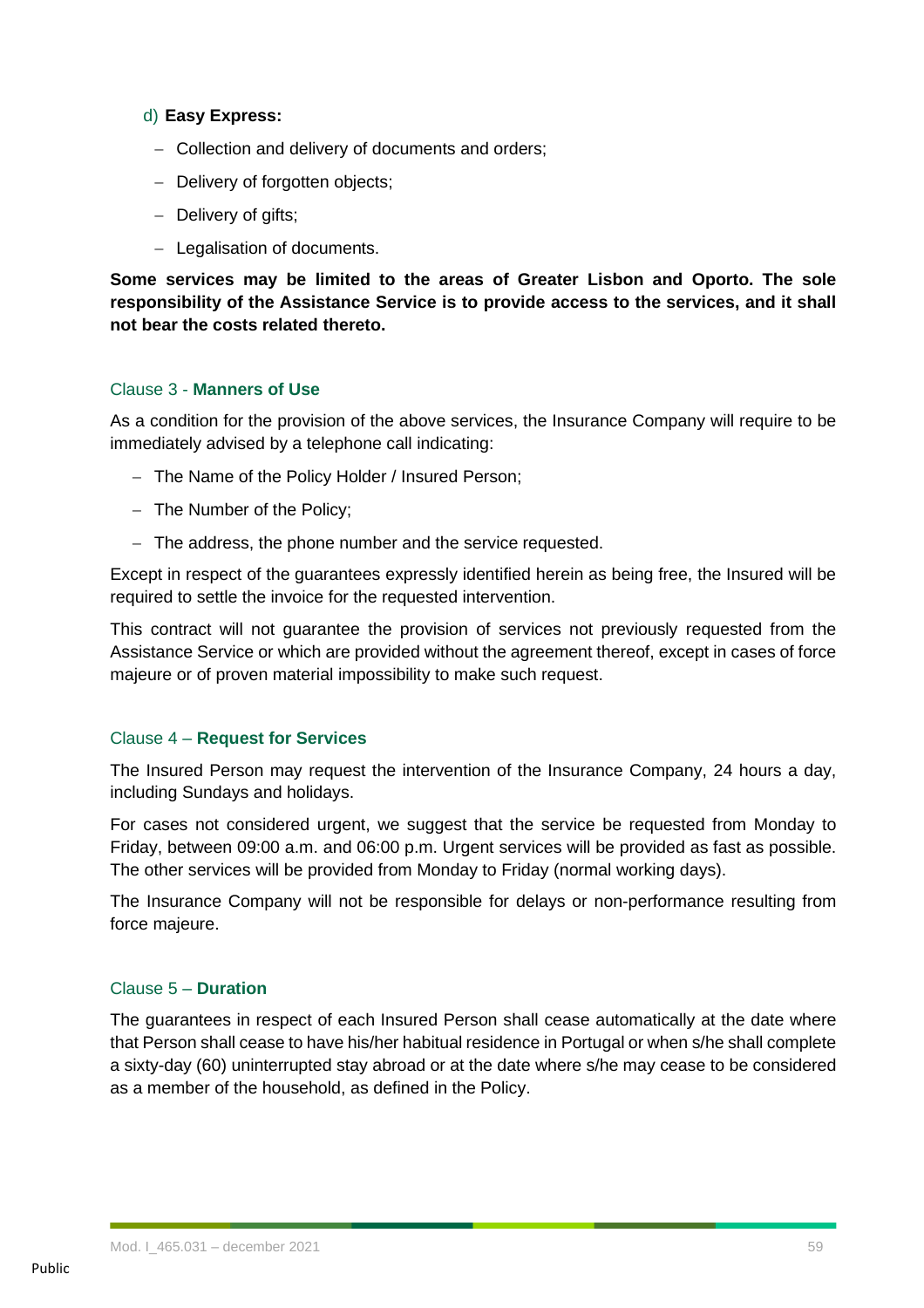d) **Easy Express:**

- Collection and delivery of documents and orders;
- Delivery of forgotten objects;
- Delivery of gifts;
- Legalisation of documents.

**Some services may be limited to the areas of Greater Lisbon and Oporto. The sole responsibility of the Assistance Service is to provide access to the services, and it shall not bear the costs related thereto.**

### Clause 3 - **Manners of Use**

As a condition for the provision of the above services, the Insurance Company will require to be immediately advised by a telephone call indicating:

- The Name of the Policy Holder / Insured Person;
- The Number of the Policy;
- The address, the phone number and the service requested.

Except in respect of the guarantees expressly identified herein as being free, the Insured will be required to settle the invoice for the requested intervention.

This contract will not guarantee the provision of services not previously requested from the Assistance Service or which are provided without the agreement thereof, except in cases of force majeure or of proven material impossibility to make such request.

### Clause 4 – **Request for Services**

The Insured Person may request the intervention of the Insurance Company, 24 hours a day, including Sundays and holidays.

For cases not considered urgent, we suggest that the service be requested from Monday to Friday, between 09:00 a.m. and 06:00 p.m. Urgent services will be provided as fast as possible. The other services will be provided from Monday to Friday (normal working days).

The Insurance Company will not be responsible for delays or non-performance resulting from force majeure.

### Clause 5 – **Duration**

The guarantees in respect of each Insured Person shall cease automatically at the date where that Person shall cease to have his/her habitual residence in Portugal or when s/he shall complete a sixty-day (60) uninterrupted stay abroad or at the date where s/he may cease to be considered as a member of the household, as defined in the Policy.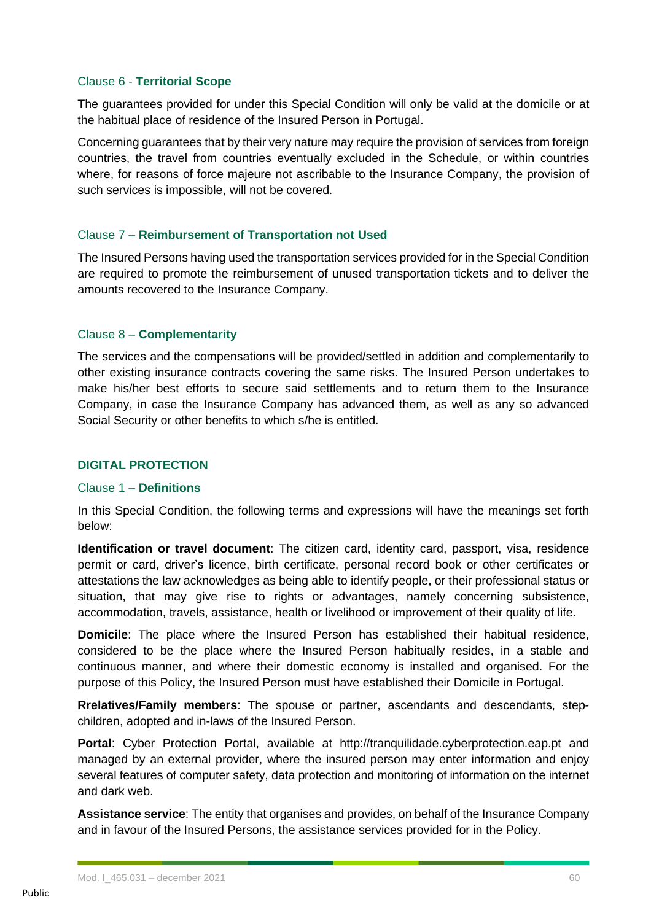### Clause 6 - **Territorial Scope**

The guarantees provided for under this Special Condition will only be valid at the domicile or at the habitual place of residence of the Insured Person in Portugal.

Concerning guarantees that by their very nature may require the provision of services from foreign countries, the travel from countries eventually excluded in the Schedule, or within countries where, for reasons of force majeure not ascribable to the Insurance Company, the provision of such services is impossible, will not be covered.

### Clause 7 – **Reimbursement of Transportation not Used**

The Insured Persons having used the transportation services provided for in the Special Condition are required to promote the reimbursement of unused transportation tickets and to deliver the amounts recovered to the Insurance Company.

### Clause 8 – **Complementarity**

The services and the compensations will be provided/settled in addition and complementarily to other existing insurance contracts covering the same risks. The Insured Person undertakes to make his/her best efforts to secure said settlements and to return them to the Insurance Company, in case the Insurance Company has advanced them, as well as any so advanced Social Security or other benefits to which s/he is entitled.

## DIGITAL PROTECTION

### Clause 1 – **Definitions**

In this Special Condition, the following terms and expressions will have the meanings set forth below:

**Identification or travel document**: The citizen card, identity card, passport, visa, residence permit or card, driver's licence, birth certificate, personal record book or other certificates or attestations the law acknowledges as being able to identify people, or their professional status or situation, that may give rise to rights or advantages, namely concerning subsistence, accommodation, travels, assistance, health or livelihood or improvement of their quality of life.

**Domicile**: The place where the Insured Person has established their habitual residence, considered to be the place where the Insured Person habitually resides, in a stable and continuous manner, and where their domestic economy is installed and organised. For the purpose of this Policy, the Insured Person must have established their Domicile in Portugal.

**Rrelatives/Family members**: The spouse or partner, ascendants and descendants, step-children, adopted and in-laws of the Insured Person.

**Portal**: Cyber Protection Portal, available at http://tranquilidade.cyberprotection.eap.pt and managed by an external provider, where the insured person may enter information and enjoy several features of computer safety, data protection and monitoring of information on the internet and dark web.

**Assistance service**: The entity that organises and provides, on behalf of the Insurance Company and in favour of the Insured Persons, the assistance services provided for in the Policy.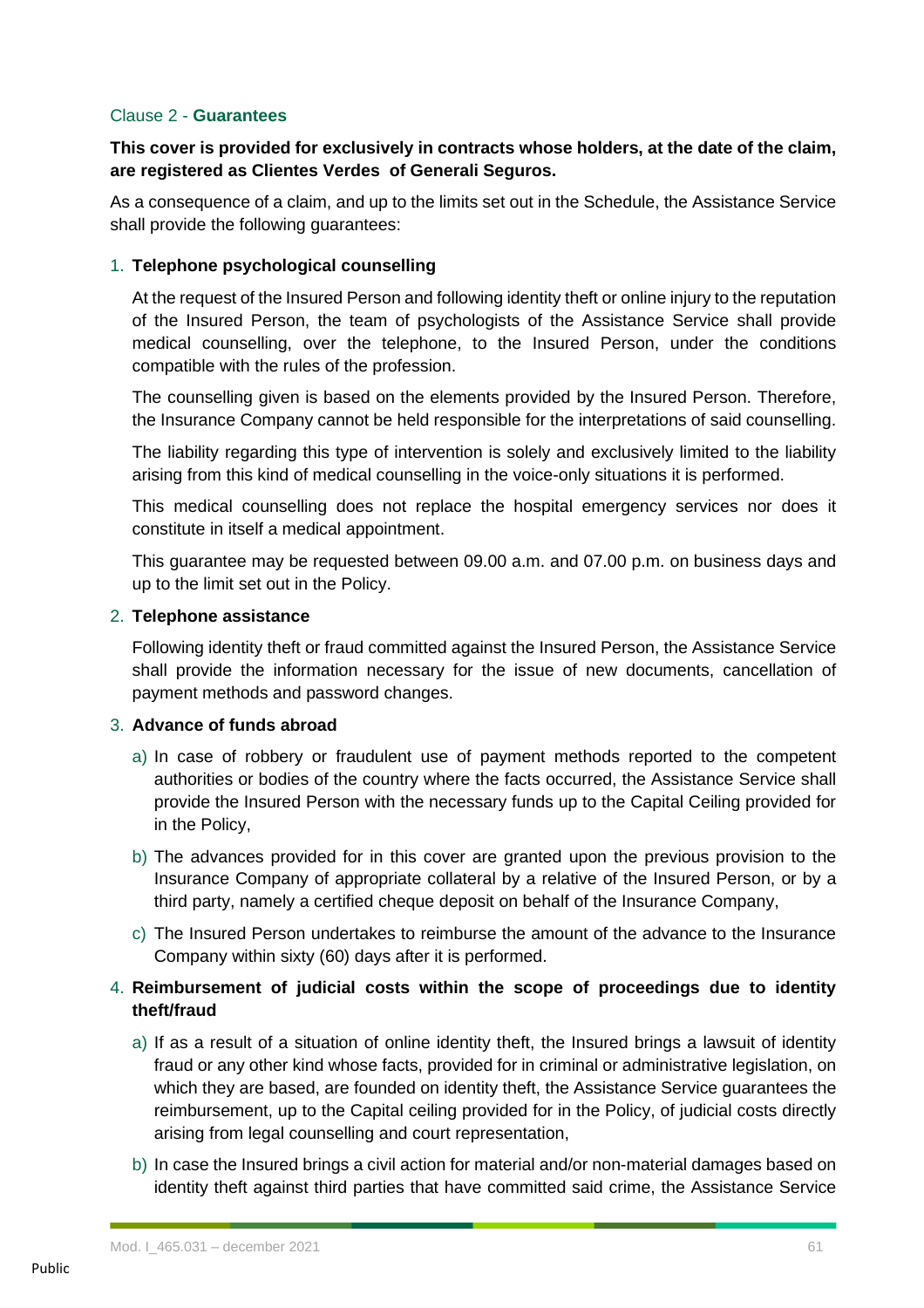## Clause 2 - **Guarantees**

**This cover is provided for exclusively in contracts whose holders, at the date of the claim, are registered as Clientes Verdes of Generali Seguros.**

As a consequence of a claim, and up to the limits set out in the Schedule, the Assistance Service shall provide the following guarantees:

1. **Telephone psychological counselling**

   At the request of the Insured Person and following identity theft or online injury to the reputation of the Insured Person, the team of psychologists of the Assistance Service shall provide medical counselling, over the telephone, to the Insured Person, under the conditions compatible with the rules of the profession.

   The counselling given is based on the elements provided by the Insured Person. Therefore, the Insurance Company cannot be held responsible for the interpretations of said counselling.

   The liability regarding this type of intervention is solely and exclusively limited to the liability arising from this kind of medical counselling in the voice-only situations it is performed.

   This medical counselling does not replace the hospital emergency services nor does it constitute in itself a medical appointment.

   This guarantee may be requested between 09.00 a.m. and 07.00 p.m. on business days and up to the limit set out in the Policy.

2. **Telephone assistance**

   Following identity theft or fraud committed against the Insured Person, the Assistance Service shall provide the information necessary for the issue of new documents, cancellation of payment methods and password changes.

3. **Advance of funds abroad**

   a) In case of robbery or fraudulent use of payment methods reported to the competent authorities or bodies of the country where the facts occurred, the Assistance Service shall provide the Insured Person with the necessary funds up to the Capital Ceiling provided for in the Policy,

   b) The advances provided for in this cover are granted upon the previous provision to the Insurance Company of appropriate collateral by a relative of the Insured Person, or by a third party, namely a certified cheque deposit on behalf of the Insurance Company,

   c) The Insured Person undertakes to reimburse the amount of the advance to the Insurance Company within sixty (60) days after it is performed.

4. **Reimbursement of judicial costs within the scope of proceedings due to identity theft/fraud**

   a) If as a result of a situation of online identity theft, the Insured brings a lawsuit of identity fraud or any other kind whose facts, provided for in criminal or administrative legislation, on which they are based, are founded on identity theft, the Assistance Service guarantees the reimbursement, up to the Capital ceiling provided for in the Policy, of judicial costs directly arising from legal counselling and court representation,

   b) In case the Insured brings a civil action for material and/or non-material damages based on identity theft against third parties that have committed said crime, the Assistance Service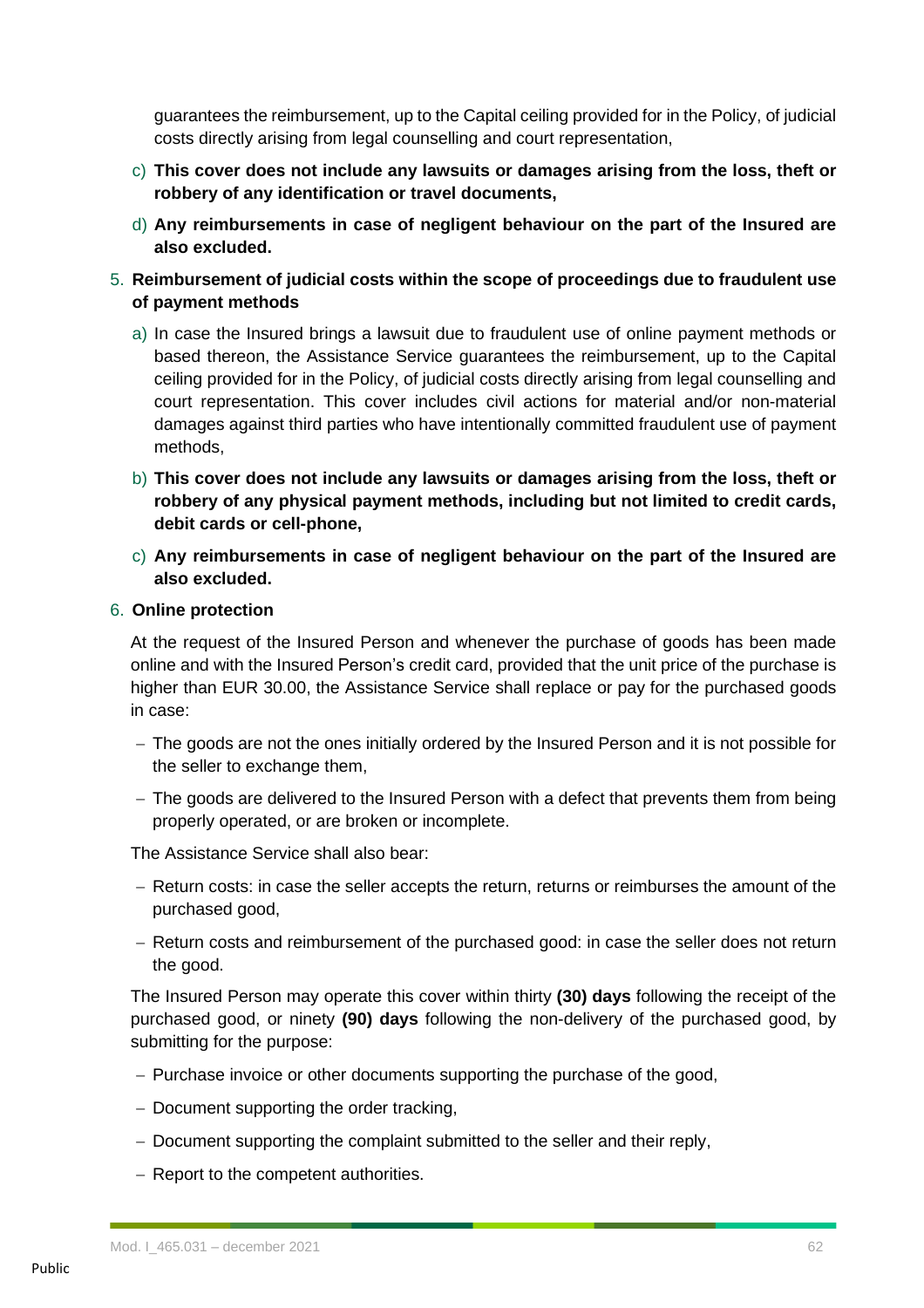guarantees the reimbursement, up to the Capital ceiling provided for in the Policy, of judicial costs directly arising from legal counselling and court representation,

c) **This cover does not include any lawsuits or damages arising from the loss, theft or robbery of any identification or travel documents,**

d) **Any reimbursements in case of negligent behaviour on the part of the Insured are also excluded.**

5. **Reimbursement of judicial costs within the scope of proceedings due to fraudulent use of payment methods**

   a) In case the Insured brings a lawsuit due to fraudulent use of online payment methods or based thereon, the Assistance Service guarantees the reimbursement, up to the Capital ceiling provided for in the Policy, of judicial costs directly arising from legal counselling and court representation. This cover includes civil actions for material and/or non-material damages against third parties who have intentionally committed fraudulent use of payment methods,

   b) **This cover does not include any lawsuits or damages arising from the loss, theft or robbery of any physical payment methods, including but not limited to credit cards, debit cards or cell-phone,**

   c) **Any reimbursements in case of negligent behaviour on the part of the Insured are also excluded.**

6. **Online protection**

   At the request of the Insured Person and whenever the purchase of goods has been made online and with the Insured Person's credit card, provided that the unit price of the purchase is higher than EUR 30.00, the Assistance Service shall replace or pay for the purchased goods in case:

   - The goods are not the ones initially ordered by the Insured Person and it is not possible for the seller to exchange them,
   - The goods are delivered to the Insured Person with a defect that prevents them from being properly operated, or are broken or incomplete.

   The Assistance Service shall also bear:

   - Return costs: in case the seller accepts the return, returns or reimburses the amount of the purchased good,
   - Return costs and reimbursement of the purchased good: in case the seller does not return the good.

   The Insured Person may operate this cover within thirty **(30) days** following the receipt of the purchased good, or ninety **(90) days** following the non-delivery of the purchased good, by submitting for the purpose:

   - Purchase invoice or other documents supporting the purchase of the good,
   - Document supporting the order tracking,
   - Document supporting the complaint submitted to the seller and their reply,
   - Report to the competent authorities.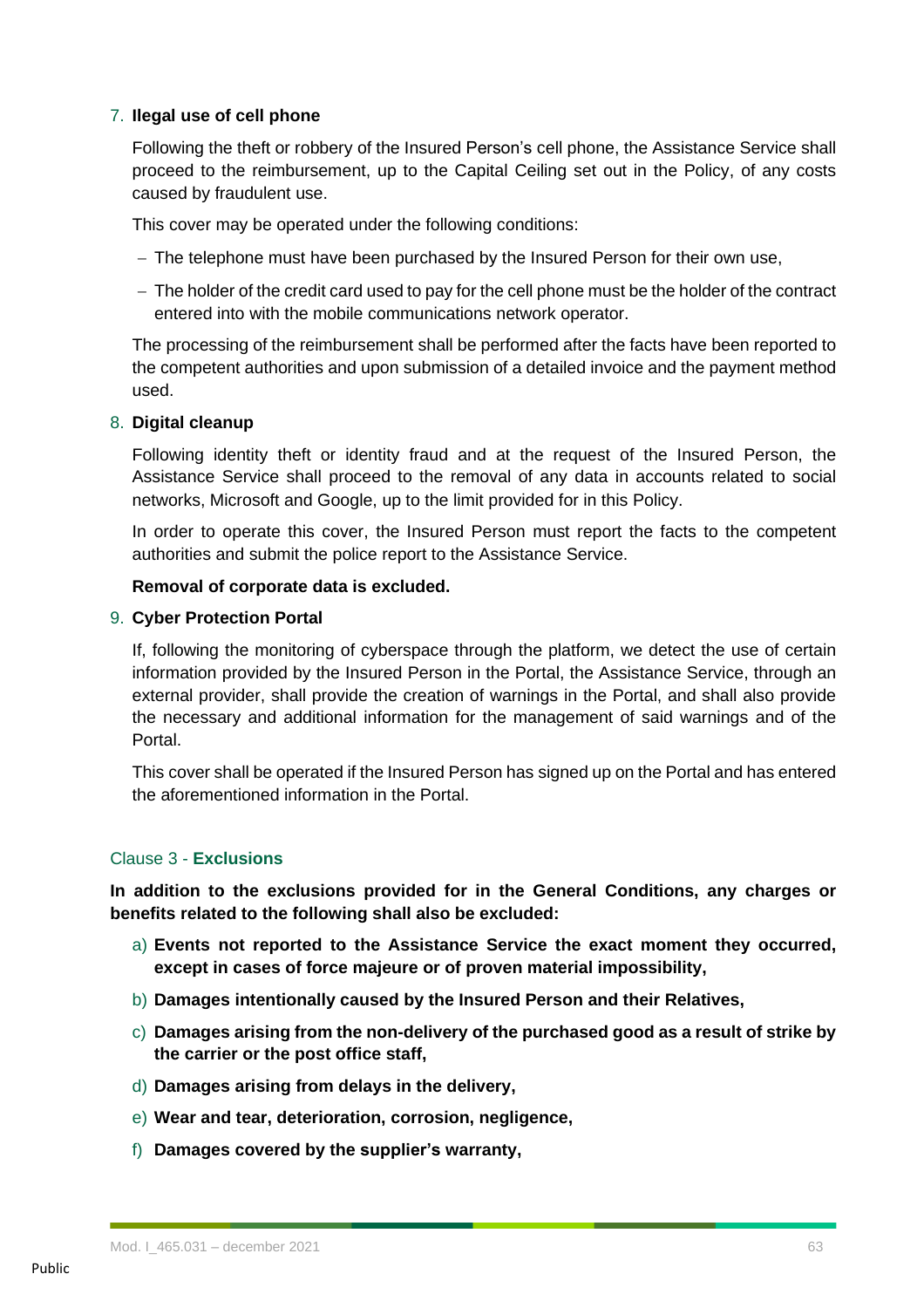7. **Ilegal use of cell phone**

   Following the theft or robbery of the Insured Person's cell phone, the Assistance Service shall proceed to the reimbursement, up to the Capital Ceiling set out in the Policy, of any costs caused by fraudulent use.

   This cover may be operated under the following conditions:

   - The telephone must have been purchased by the Insured Person for their own use,
   - The holder of the credit card used to pay for the cell phone must be the holder of the contract entered into with the mobile communications network operator.

   The processing of the reimbursement shall be performed after the facts have been reported to the competent authorities and upon submission of a detailed invoice and the payment method used.

8. **Digital cleanup**

   Following identity theft or identity fraud and at the request of the Insured Person, the Assistance Service shall proceed to the removal of any data in accounts related to social networks, Microsoft and Google, up to the limit provided for in this Policy.

   In order to operate this cover, the Insured Person must report the facts to the competent authorities and submit the police report to the Assistance Service.

   **Removal of corporate data is excluded.**

9. **Cyber Protection Portal**

   If, following the monitoring of cyberspace through the platform, we detect the use of certain information provided by the Insured Person in the Portal, the Assistance Service, through an external provider, shall provide the creation of warnings in the Portal, and shall also provide the necessary and additional information for the management of said warnings and of the Portal.

   This cover shall be operated if the Insured Person has signed up on the Portal and has entered the aforementioned information in the Portal.

## Clause 3 - **Exclusions**

**In addition to the exclusions provided for in the General Conditions, any charges or benefits related to the following shall also be excluded:**

a) **Events not reported to the Assistance Service the exact moment they occurred, except in cases of force majeure or of proven material impossibility,**

b) **Damages intentionally caused by the Insured Person and their Relatives,**

c) **Damages arising from the non-delivery of the purchased good as a result of strike by the carrier or the post office staff,**

d) **Damages arising from delays in the delivery,**

e) **Wear and tear, deterioration, corrosion, negligence,**

f) **Damages covered by the supplier's warranty,**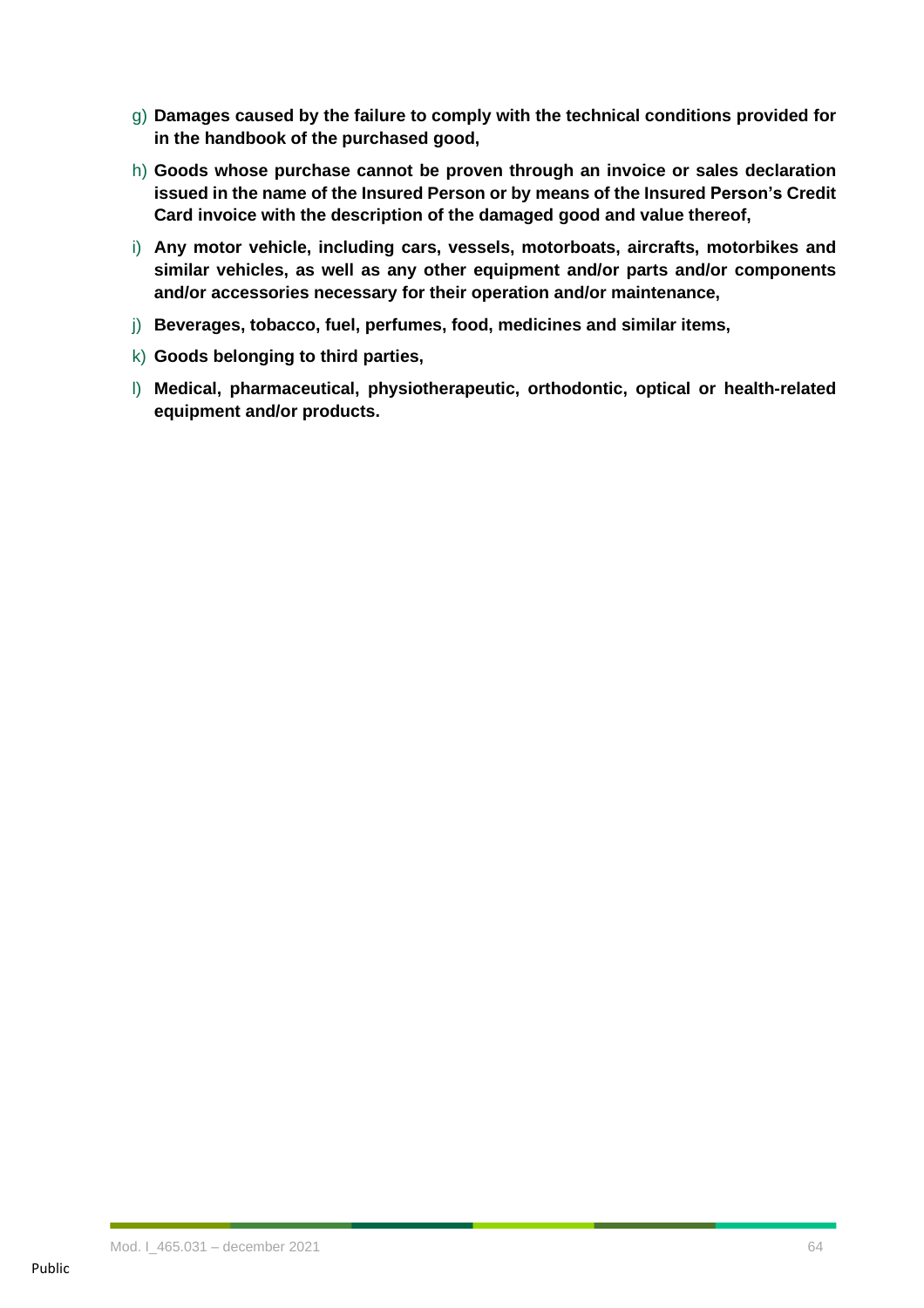g) **Damages caused by the failure to comply with the technical conditions provided for in the handbook of the purchased good,**

h) **Goods whose purchase cannot be proven through an invoice or sales declaration issued in the name of the Insured Person or by means of the Insured Person's Credit Card invoice with the description of the damaged good and value thereof,**

i) **Any motor vehicle, including cars, vessels, motorboats, aircrafts, motorbikes and similar vehicles, as well as any other equipment and/or parts and/or components and/or accessories necessary for their operation and/or maintenance,**

j) **Beverages, tobacco, fuel, perfumes, food, medicines and similar items,**

k) **Goods belonging to third parties,**

l) **Medical, pharmaceutical, physiotherapeutic, orthodontic, optical or health-related equipment and/or products.**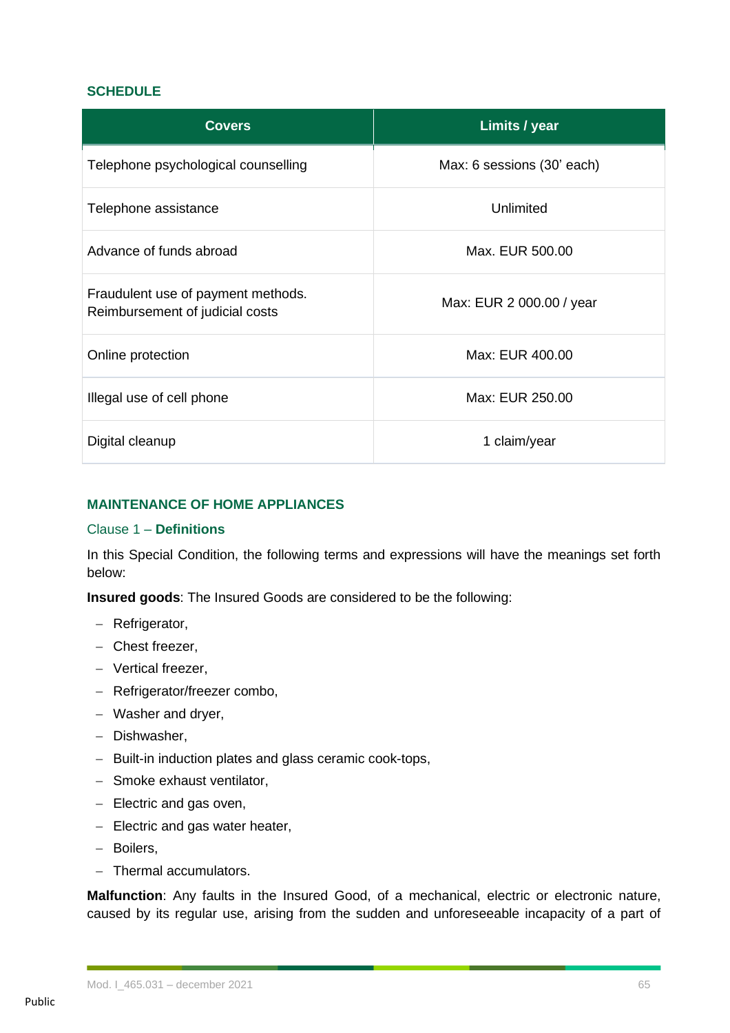**SCHEDULE**

| Covers | Limits / year |
|---|---|
| Telephone psychological counselling | Max: 6 sessions (30' each) |
| Telephone assistance | Unlimited |
| Advance of funds abroad | Max. EUR 500.00 |
| Fraudulent use of payment methods. Reimbursement of judicial costs | Max: EUR 2 000.00 / year |
| Online protection | Max: EUR 400.00 |
| Illegal use of cell phone | Max: EUR 250.00 |
| Digital cleanup | 1 claim/year |

## MAINTENANCE OF HOME APPLIANCES

### Clause 1 – Definitions

In this Special Condition, the following terms and expressions will have the meanings set forth below:

**Insured goods**: The Insured Goods are considered to be the following:

- Refrigerator,
- Chest freezer,
- Vertical freezer,
- Refrigerator/freezer combo,
- Washer and dryer,
- Dishwasher,
- Built-in induction plates and glass ceramic cook-tops,
- Smoke exhaust ventilator,
- Electric and gas oven,
- Electric and gas water heater,
- Boilers,
- Thermal accumulators.

**Malfunction**: Any faults in the Insured Good, of a mechanical, electric or electronic nature, caused by its regular use, arising from the sudden and unforeseeable incapacity of a part of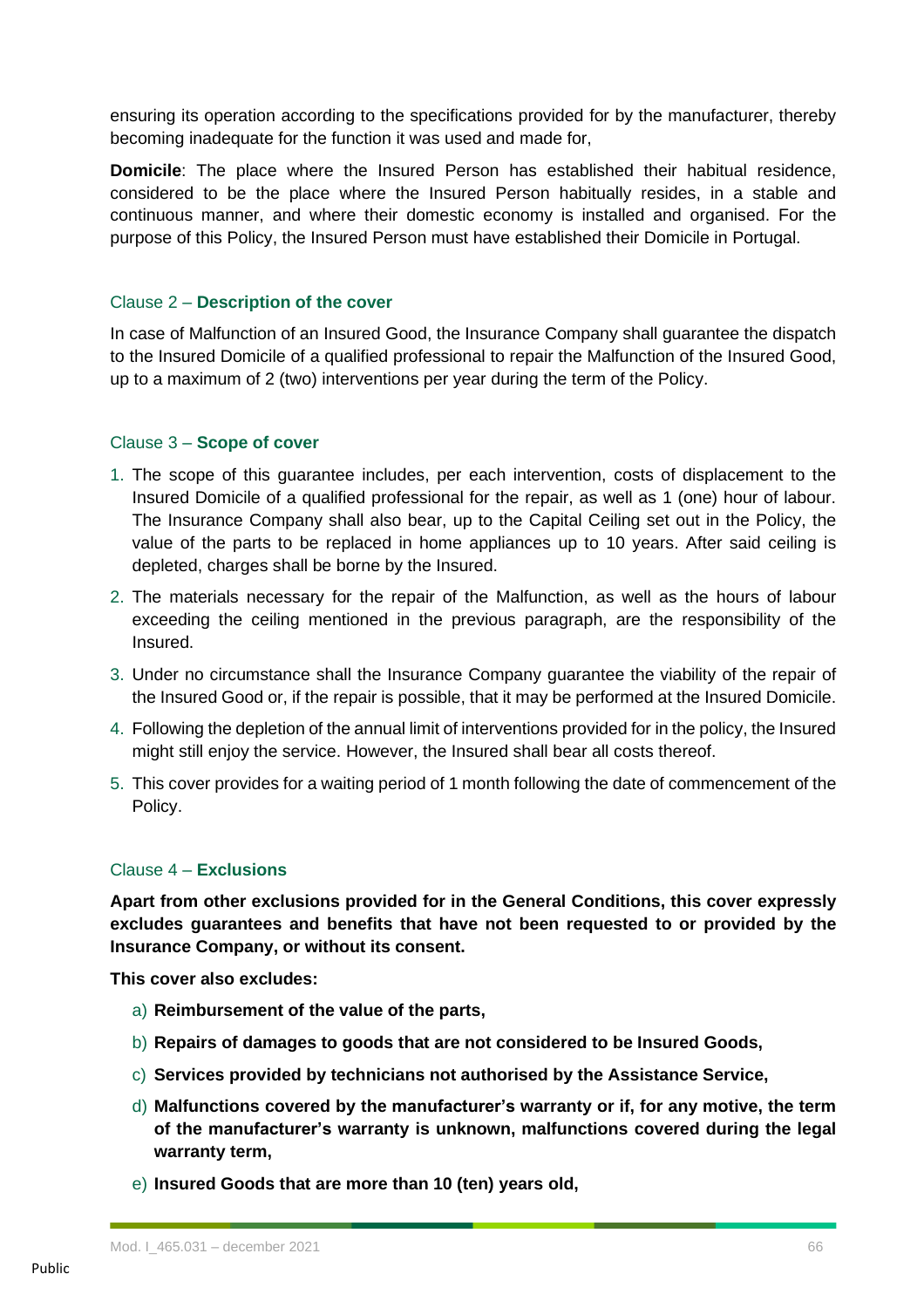ensuring its operation according to the specifications provided for by the manufacturer, thereby becoming inadequate for the function it was used and made for,

**Domicile**: The place where the Insured Person has established their habitual residence, considered to be the place where the Insured Person habitually resides, in a stable and continuous manner, and where their domestic economy is installed and organised. For the purpose of this Policy, the Insured Person must have established their Domicile in Portugal.

### Clause 2 – **Description of the cover**

In case of Malfunction of an Insured Good, the Insurance Company shall guarantee the dispatch to the Insured Domicile of a qualified professional to repair the Malfunction of the Insured Good, up to a maximum of 2 (two) interventions per year during the term of the Policy.

### Clause 3 – **Scope of cover**

1. The scope of this guarantee includes, per each intervention, costs of displacement to the Insured Domicile of a qualified professional for the repair, as well as 1 (one) hour of labour. The Insurance Company shall also bear, up to the Capital Ceiling set out in the Policy, the value of the parts to be replaced in home appliances up to 10 years. After said ceiling is depleted, charges shall be borne by the Insured.
2. The materials necessary for the repair of the Malfunction, as well as the hours of labour exceeding the ceiling mentioned in the previous paragraph, are the responsibility of the Insured.
3. Under no circumstance shall the Insurance Company guarantee the viability of the repair of the Insured Good or, if the repair is possible, that it may be performed at the Insured Domicile.
4. Following the depletion of the annual limit of interventions provided for in the policy, the Insured might still enjoy the service. However, the Insured shall bear all costs thereof.
5. This cover provides for a waiting period of 1 month following the date of commencement of the Policy.

### Clause 4 – **Exclusions**

**Apart from other exclusions provided for in the General Conditions, this cover expressly excludes guarantees and benefits that have not been requested to or provided by the Insurance Company, or without its consent.**

**This cover also excludes:**

a) **Reimbursement of the value of the parts,**

b) **Repairs of damages to goods that are not considered to be Insured Goods,**

c) **Services provided by technicians not authorised by the Assistance Service,**

d) **Malfunctions covered by the manufacturer's warranty or if, for any motive, the term of the manufacturer's warranty is unknown, malfunctions covered during the legal warranty term,**

e) **Insured Goods that are more than 10 (ten) years old,**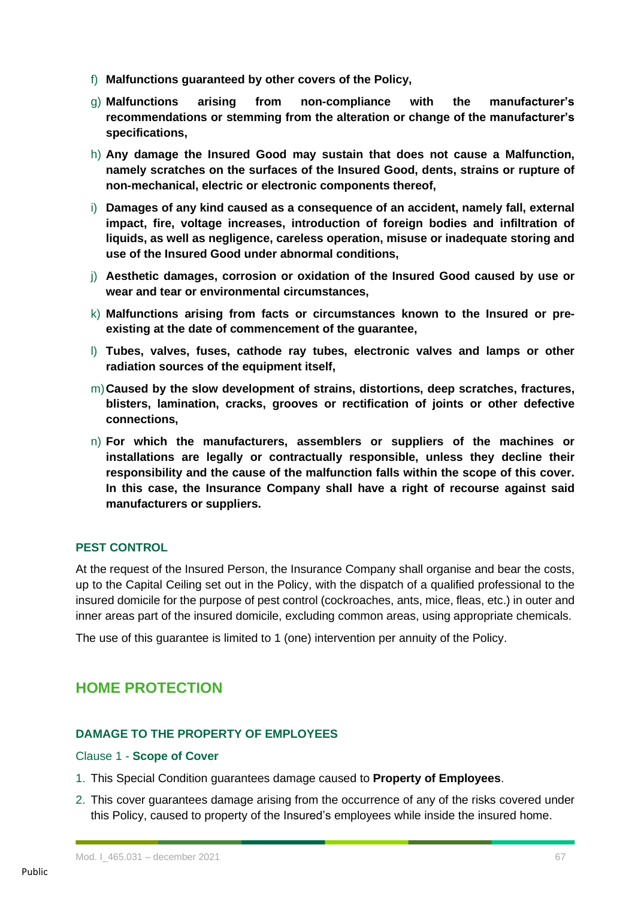f) **Malfunctions guaranteed by other covers of the Policy,**

g) **Malfunctions arising from non-compliance with the manufacturer's recommendations or stemming from the alteration or change of the manufacturer's specifications,**

h) **Any damage the Insured Good may sustain that does not cause a Malfunction, namely scratches on the surfaces of the Insured Good, dents, strains or rupture of non-mechanical, electric or electronic components thereof,**

i) **Damages of any kind caused as a consequence of an accident, namely fall, external impact, fire, voltage increases, introduction of foreign bodies and infiltration of liquids, as well as negligence, careless operation, misuse or inadequate storing and use of the Insured Good under abnormal conditions,**

j) **Aesthetic damages, corrosion or oxidation of the Insured Good caused by use or wear and tear or environmental circumstances,**

k) **Malfunctions arising from facts or circumstances known to the Insured or pre-existing at the date of commencement of the guarantee,**

l) **Tubes, valves, fuses, cathode ray tubes, electronic valves and lamps or other radiation sources of the equipment itself,**

m) **Caused by the slow development of strains, distortions, deep scratches, fractures, blisters, lamination, cracks, grooves or rectification of joints or other defective connections,**

n) **For which the manufacturers, assemblers or suppliers of the machines or installations are legally or contractually responsible, unless they decline their responsibility and the cause of the malfunction falls within the scope of this cover. In this case, the Insurance Company shall have a right of recourse against said manufacturers or suppliers.**

### PEST CONTROL

At the request of the Insured Person, the Insurance Company shall organise and bear the costs, up to the Capital Ceiling set out in the Policy, with the dispatch of a qualified professional to the insured domicile for the purpose of pest control (cockroaches, ants, mice, fleas, etc.) in outer and inner areas part of the insured domicile, excluding common areas, using appropriate chemicals.

The use of this guarantee is limited to 1 (one) intervention per annuity of the Policy.

## HOME PROTECTION

### DAMAGE TO THE PROPERTY OF EMPLOYEES

#### Clause 1 - **Scope of Cover**

1. This Special Condition guarantees damage caused to **Property of Employees**.
2. This cover guarantees damage arising from the occurrence of any of the risks covered under this Policy, caused to property of the Insured's employees while inside the insured home.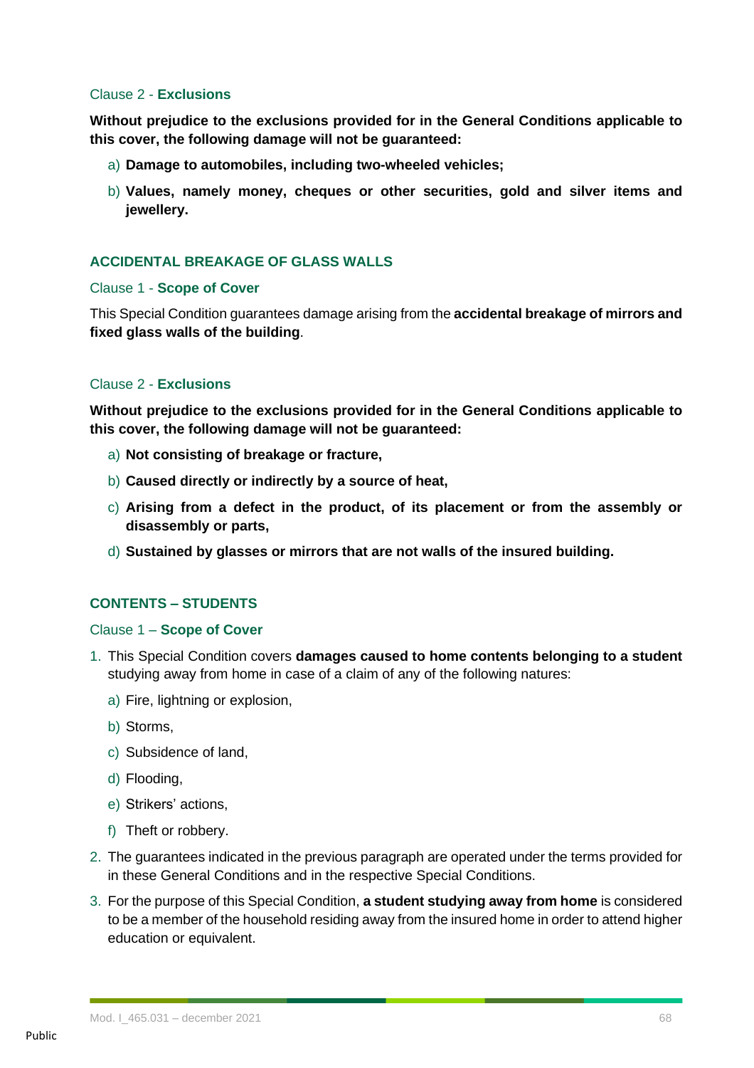Clause 2 - **Exclusions**

**Without prejudice to the exclusions provided for in the General Conditions applicable to this cover, the following damage will not be guaranteed:**

a) **Damage to automobiles, including two-wheeled vehicles;**

b) **Values, namely money, cheques or other securities, gold and silver items and jewellery.**

## ACCIDENTAL BREAKAGE OF GLASS WALLS

Clause 1 - **Scope of Cover**

This Special Condition guarantees damage arising from the **accidental breakage of mirrors and fixed glass walls of the building**.

Clause 2 - **Exclusions**

**Without prejudice to the exclusions provided for in the General Conditions applicable to this cover, the following damage will not be guaranteed:**

a) **Not consisting of breakage or fracture,**

b) **Caused directly or indirectly by a source of heat,**

c) **Arising from a defect in the product, of its placement or from the assembly or disassembly or parts,**

d) **Sustained by glasses or mirrors that are not walls of the insured building.**

## CONTENTS – STUDENTS

Clause 1 – **Scope of Cover**

1. This Special Condition covers **damages caused to home contents belonging to a student** studying away from home in case of a claim of any of the following natures:
   a) Fire, lightning or explosion,
   b) Storms,
   c) Subsidence of land,
   d) Flooding,
   e) Strikers' actions,
   f) Theft or robbery.
2. The guarantees indicated in the previous paragraph are operated under the terms provided for in these General Conditions and in the respective Special Conditions.
3. For the purpose of this Special Condition, **a student studying away from home** is considered to be a member of the household residing away from the insured home in order to attend higher education or equivalent.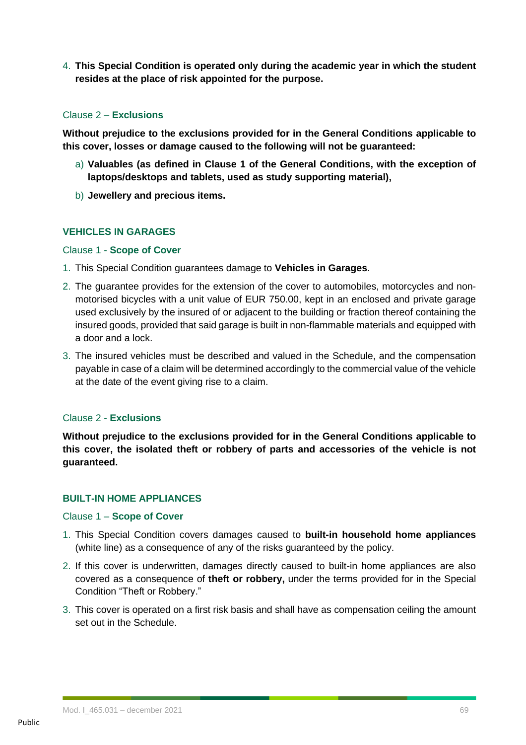4. **This Special Condition is operated only during the academic year in which the student resides at the place of risk appointed for the purpose.**

### Clause 2 – **Exclusions**

**Without prejudice to the exclusions provided for in the General Conditions applicable to this cover, losses or damage caused to the following will not be guaranteed:**

a) **Valuables (as defined in Clause 1 of the General Conditions, with the exception of laptops/desktops and tablets, used as study supporting material),**

b) **Jewellery and precious items.**

## VEHICLES IN GARAGES

### Clause 1 - **Scope of Cover**

1. This Special Condition guarantees damage to **Vehicles in Garages**.
2. The guarantee provides for the extension of the cover to automobiles, motorcycles and non-motorised bicycles with a unit value of EUR 750.00, kept in an enclosed and private garage used exclusively by the insured of or adjacent to the building or fraction thereof containing the insured goods, provided that said garage is built in non-flammable materials and equipped with a door and a lock.
3. The insured vehicles must be described and valued in the Schedule, and the compensation payable in case of a claim will be determined accordingly to the commercial value of the vehicle at the date of the event giving rise to a claim.

### Clause 2 - **Exclusions**

**Without prejudice to the exclusions provided for in the General Conditions applicable to this cover, the isolated theft or robbery of parts and accessories of the vehicle is not guaranteed.**

## BUILT-IN HOME APPLIANCES

### Clause 1 – **Scope of Cover**

1. This Special Condition covers damages caused to **built-in household home appliances** (white line) as a consequence of any of the risks guaranteed by the policy.
2. If this cover is underwritten, damages directly caused to built-in home appliances are also covered as a consequence of **theft or robbery,** under the terms provided for in the Special Condition "Theft or Robbery."
3. This cover is operated on a first risk basis and shall have as compensation ceiling the amount set out in the Schedule.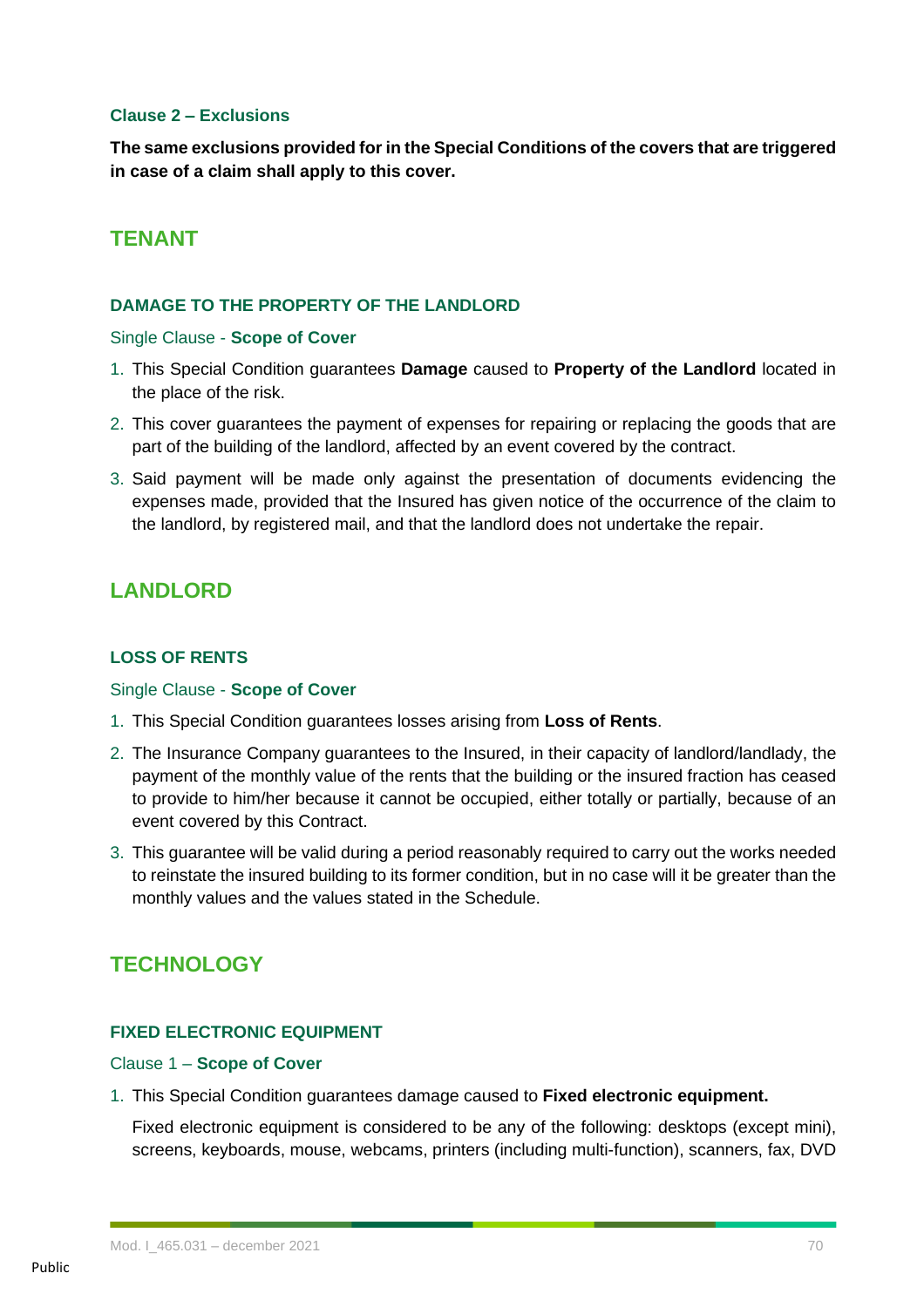#### Clause 2 – Exclusions

**The same exclusions provided for in the Special Conditions of the covers that are triggered in case of a claim shall apply to this cover.**

## TENANT

### DAMAGE TO THE PROPERTY OF THE LANDLORD

#### Single Clause - **Scope of Cover**

1. This Special Condition guarantees **Damage** caused to **Property of the Landlord** located in the place of the risk.
2. This cover guarantees the payment of expenses for repairing or replacing the goods that are part of the building of the landlord, affected by an event covered by the contract.
3. Said payment will be made only against the presentation of documents evidencing the expenses made, provided that the Insured has given notice of the occurrence of the claim to the landlord, by registered mail, and that the landlord does not undertake the repair.

## LANDLORD

### LOSS OF RENTS

#### Single Clause - **Scope of Cover**

1. This Special Condition guarantees losses arising from **Loss of Rents**.
2. The Insurance Company guarantees to the Insured, in their capacity of landlord/landlady, the payment of the monthly value of the rents that the building or the insured fraction has ceased to provide to him/her because it cannot be occupied, either totally or partially, because of an event covered by this Contract.
3. This guarantee will be valid during a period reasonably required to carry out the works needed to reinstate the insured building to its former condition, but in no case will it be greater than the monthly values and the values stated in the Schedule.

## TECHNOLOGY

### FIXED ELECTRONIC EQUIPMENT

#### Clause 1 – **Scope of Cover**

1. This Special Condition guarantees damage caused to **Fixed electronic equipment.**

   Fixed electronic equipment is considered to be any of the following: desktops (except mini), screens, keyboards, mouse, webcams, printers (including multi-function), scanners, fax, DVD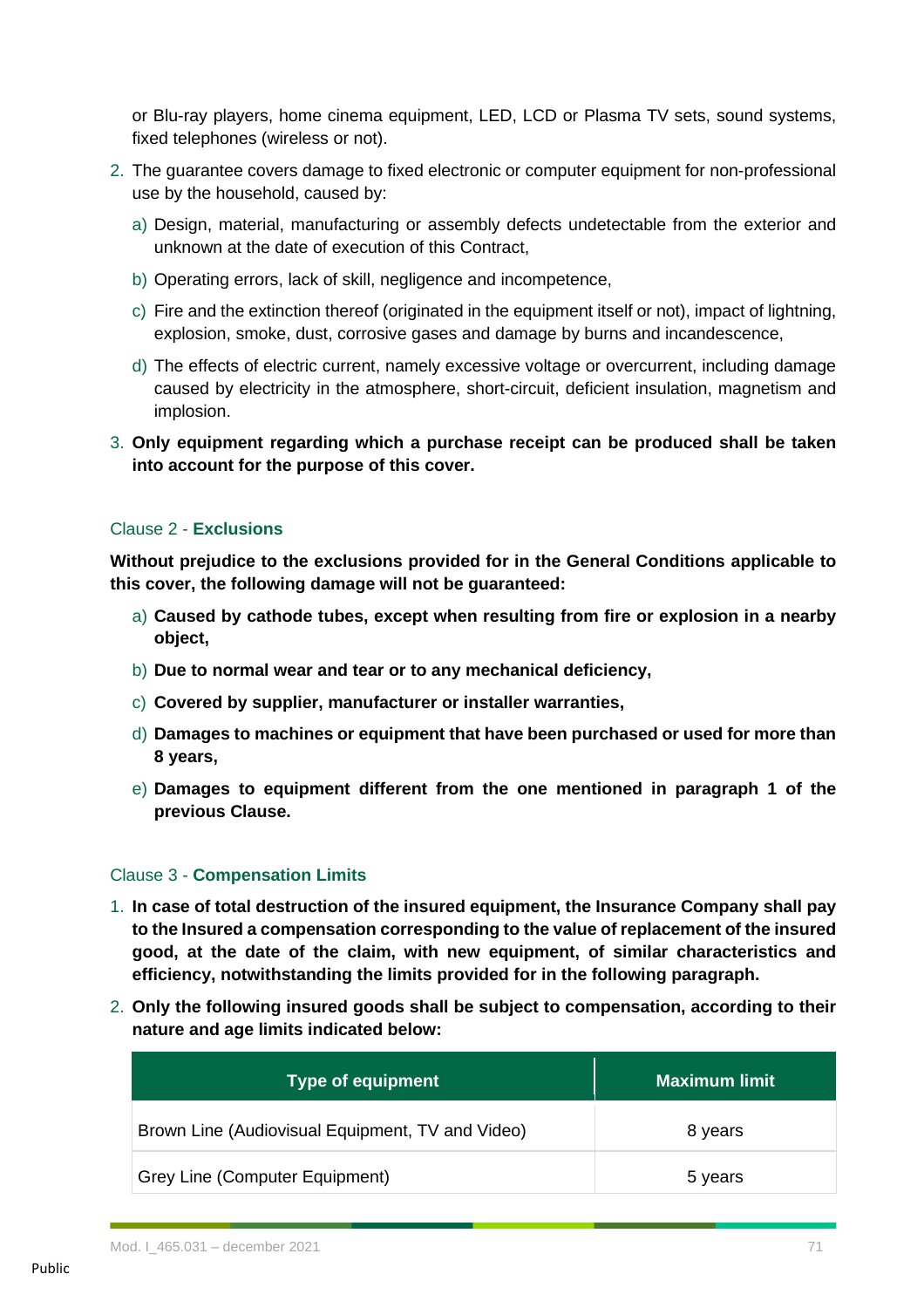or Blu-ray players, home cinema equipment, LED, LCD or Plasma TV sets, sound systems, fixed telephones (wireless or not).

2. The guarantee covers damage to fixed electronic or computer equipment for non-professional use by the household, caused by:
   a) Design, material, manufacturing or assembly defects undetectable from the exterior and unknown at the date of execution of this Contract,
   b) Operating errors, lack of skill, negligence and incompetence,
   c) Fire and the extinction thereof (originated in the equipment itself or not), impact of lightning, explosion, smoke, dust, corrosive gases and damage by burns and incandescence,
   d) The effects of electric current, namely excessive voltage or overcurrent, including damage caused by electricity in the atmosphere, short-circuit, deficient insulation, magnetism and implosion.
3. **Only equipment regarding which a purchase receipt can be produced shall be taken into account for the purpose of this cover.**

### Clause 2 - **Exclusions**

**Without prejudice to the exclusions provided for in the General Conditions applicable to this cover, the following damage will not be guaranteed:**

a) **Caused by cathode tubes, except when resulting from fire or explosion in a nearby object,**

b) **Due to normal wear and tear or to any mechanical deficiency,**

c) **Covered by supplier, manufacturer or installer warranties,**

d) **Damages to machines or equipment that have been purchased or used for more than 8 years,**

e) **Damages to equipment different from the one mentioned in paragraph 1 of the previous Clause.**

### Clause 3 - **Compensation Limits**

1. **In case of total destruction of the insured equipment, the Insurance Company shall pay to the Insured a compensation corresponding to the value of replacement of the insured good, at the date of the claim, with new equipment, of similar characteristics and efficiency, notwithstanding the limits provided for in the following paragraph.**
2. **Only the following insured goods shall be subject to compensation, according to their nature and age limits indicated below:**

| Type of equipment | Maximum limit |
|---|---|
| Brown Line (Audiovisual Equipment, TV and Video) | 8 years |
| Grey Line (Computer Equipment) | 5 years |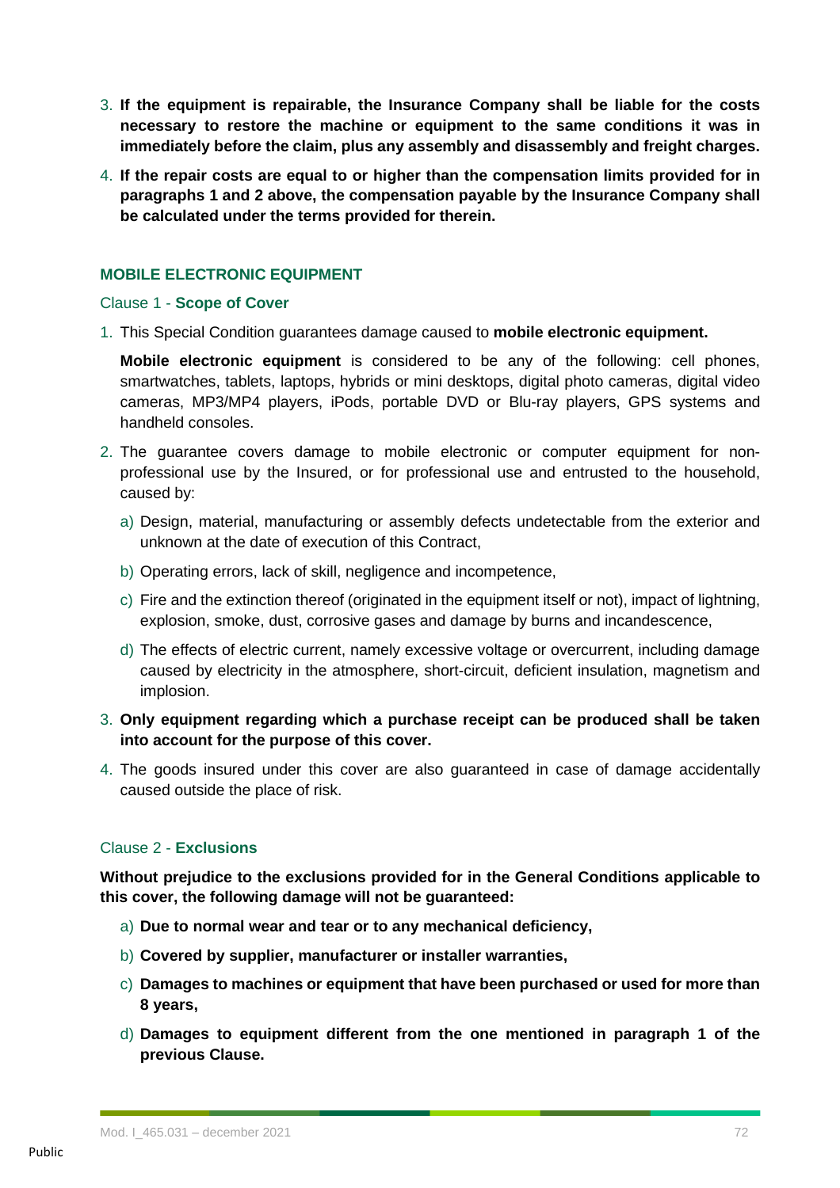3. **If the equipment is repairable, the Insurance Company shall be liable for the costs necessary to restore the machine or equipment to the same conditions it was in immediately before the claim, plus any assembly and disassembly and freight charges.**
4. **If the repair costs are equal to or higher than the compensation limits provided for in paragraphs 1 and 2 above, the compensation payable by the Insurance Company shall be calculated under the terms provided for therein.**

## MOBILE ELECTRONIC EQUIPMENT

### Clause 1 - Scope of Cover

1. This Special Condition guarantees damage caused to **mobile electronic equipment.**

   **Mobile electronic equipment** is considered to be any of the following: cell phones, smartwatches, tablets, laptops, hybrids or mini desktops, digital photo cameras, digital video cameras, MP3/MP4 players, iPods, portable DVD or Blu-ray players, GPS systems and handheld consoles.

2. The guarantee covers damage to mobile electronic or computer equipment for non-professional use by the Insured, or for professional use and entrusted to the household, caused by:
   a) Design, material, manufacturing or assembly defects undetectable from the exterior and unknown at the date of execution of this Contract,
   b) Operating errors, lack of skill, negligence and incompetence,
   c) Fire and the extinction thereof (originated in the equipment itself or not), impact of lightning, explosion, smoke, dust, corrosive gases and damage by burns and incandescence,
   d) The effects of electric current, namely excessive voltage or overcurrent, including damage caused by electricity in the atmosphere, short-circuit, deficient insulation, magnetism and implosion.
3. **Only equipment regarding which a purchase receipt can be produced shall be taken into account for the purpose of this cover.**
4. The goods insured under this cover are also guaranteed in case of damage accidentally caused outside the place of risk.

### Clause 2 - Exclusions

**Without prejudice to the exclusions provided for in the General Conditions applicable to this cover, the following damage will not be guaranteed:**

a) **Due to normal wear and tear or to any mechanical deficiency,**
b) **Covered by supplier, manufacturer or installer warranties,**
c) **Damages to machines or equipment that have been purchased or used for more than 8 years,**
d) **Damages to equipment different from the one mentioned in paragraph 1 of the previous Clause.**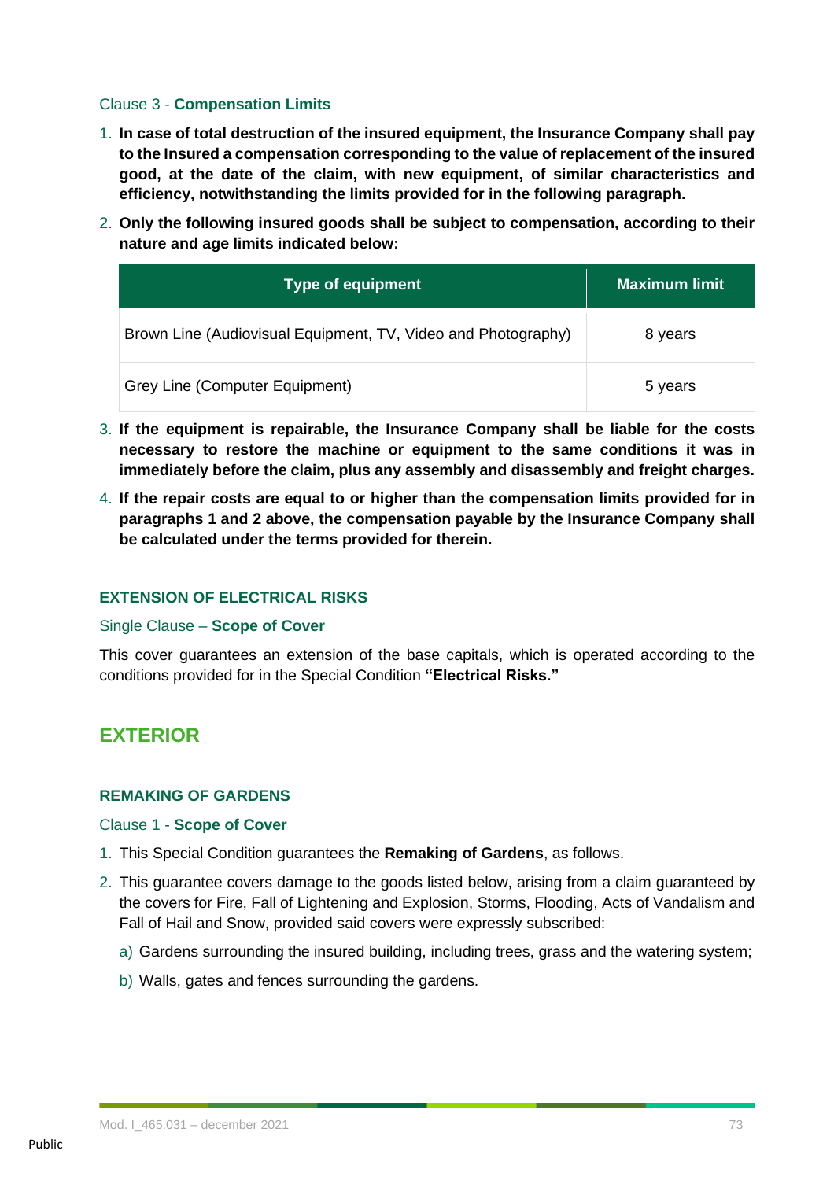Clause 3 - **Compensation Limits**

1. **In case of total destruction of the insured equipment, the Insurance Company shall pay to the Insured a compensation corresponding to the value of replacement of the insured good, at the date of the claim, with new equipment, of similar characteristics and efficiency, notwithstanding the limits provided for in the following paragraph.**
2. **Only the following insured goods shall be subject to compensation, according to their nature and age limits indicated below:**

| Type of equipment | Maximum limit |
|---|---|
| Brown Line (Audiovisual Equipment, TV, Video and Photography) | 8 years |
| Grey Line (Computer Equipment) | 5 years |

3. **If the equipment is repairable, the Insurance Company shall be liable for the costs necessary to restore the machine or equipment to the same conditions it was in immediately before the claim, plus any assembly and disassembly and freight charges.**
4. **If the repair costs are equal to or higher than the compensation limits provided for in paragraphs 1 and 2 above, the compensation payable by the Insurance Company shall be calculated under the terms provided for therein.**

### EXTENSION OF ELECTRICAL RISKS

Single Clause – **Scope of Cover**

This cover guarantees an extension of the base capitals, which is operated according to the conditions provided for in the Special Condition **"Electrical Risks."**

## EXTERIOR

### REMAKING OF GARDENS

Clause 1 - **Scope of Cover**

1. This Special Condition guarantees the **Remaking of Gardens**, as follows.
2. This guarantee covers damage to the goods listed below, arising from a claim guaranteed by the covers for Fire, Fall of Lightening and Explosion, Storms, Flooding, Acts of Vandalism and Fall of Hail and Snow, provided said covers were expressly subscribed:
   a) Gardens surrounding the insured building, including trees, grass and the watering system;
   b) Walls, gates and fences surrounding the gardens.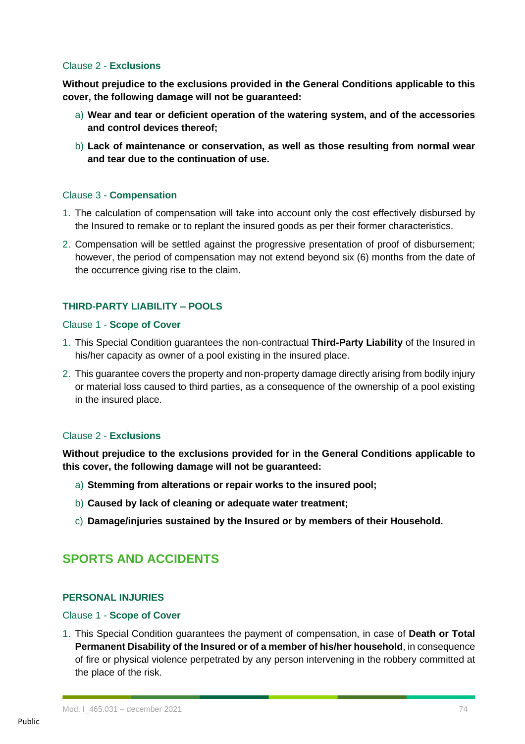Clause 2 - **Exclusions**

**Without prejudice to the exclusions provided in the General Conditions applicable to this cover, the following damage will not be guaranteed:**

a) **Wear and tear or deficient operation of the watering system, and of the accessories and control devices thereof;**

b) **Lack of maintenance or conservation, as well as those resulting from normal wear and tear due to the continuation of use.**

Clause 3 - **Compensation**

1. The calculation of compensation will take into account only the cost effectively disbursed by the Insured to remake or to replant the insured goods as per their former characteristics.
2. Compensation will be settled against the progressive presentation of proof of disbursement; however, the period of compensation may not extend beyond six (6) months from the date of the occurrence giving rise to the claim.

### THIRD-PARTY LIABILITY – POOLS

Clause 1 - **Scope of Cover**

1. This Special Condition guarantees the non-contractual **Third-Party Liability** of the Insured in his/her capacity as owner of a pool existing in the insured place.
2. This guarantee covers the property and non-property damage directly arising from bodily injury or material loss caused to third parties, as a consequence of the ownership of a pool existing in the insured place.

Clause 2 - **Exclusions**

**Without prejudice to the exclusions provided for in the General Conditions applicable to this cover, the following damage will not be guaranteed:**

a) **Stemming from alterations or repair works to the insured pool;**

b) **Caused by lack of cleaning or adequate water treatment;**

c) **Damage/injuries sustained by the Insured or by members of their Household.**

## SPORTS AND ACCIDENTS

### PERSONAL INJURIES

Clause 1 - **Scope of Cover**

1. This Special Condition guarantees the payment of compensation, in case of **Death or Total Permanent Disability of the Insured or of a member of his/her household**, in consequence of fire or physical violence perpetrated by any person intervening in the robbery committed at the place of the risk.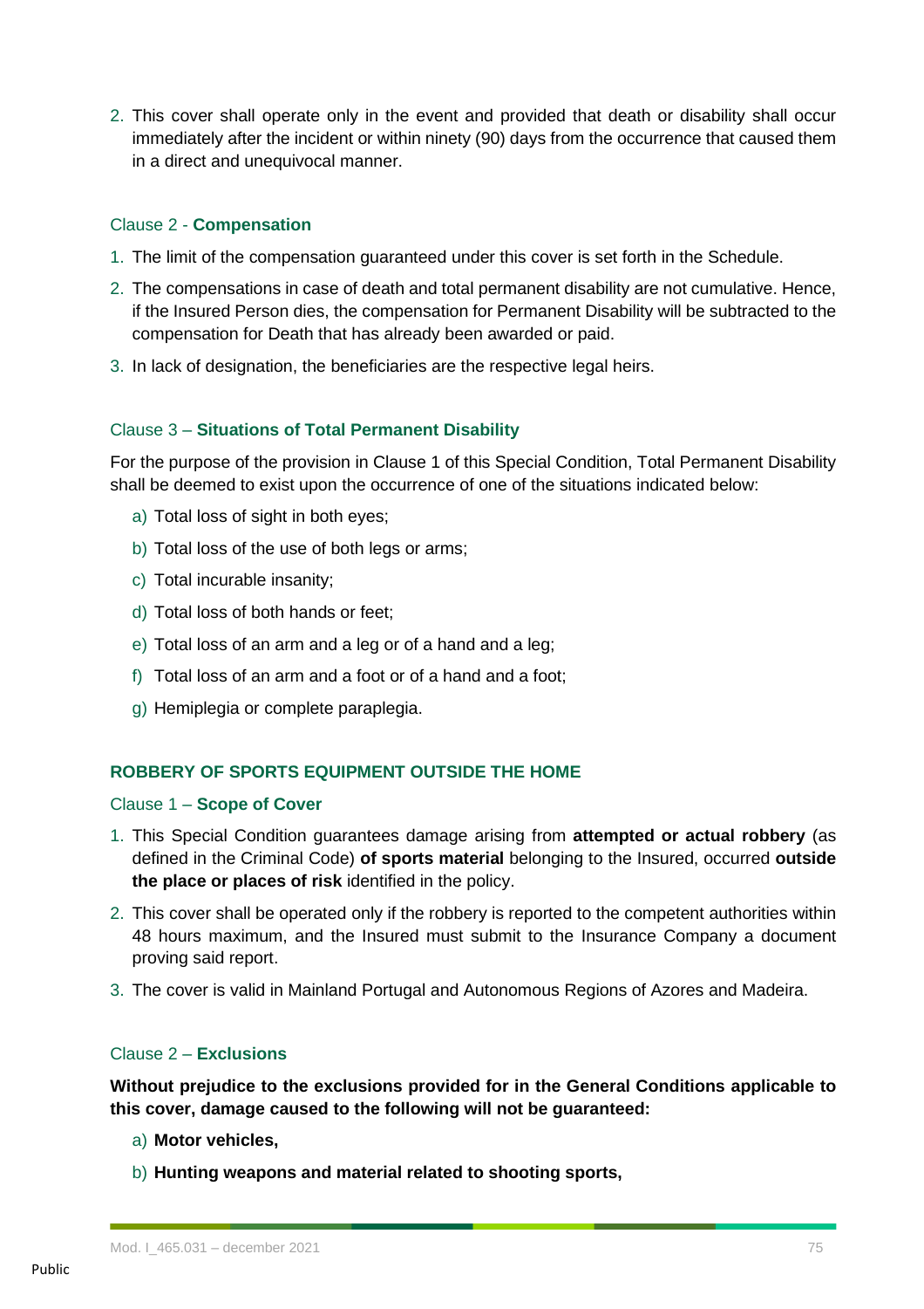2. This cover shall operate only in the event and provided that death or disability shall occur immediately after the incident or within ninety (90) days from the occurrence that caused them in a direct and unequivocal manner.

### Clause 2 - **Compensation**

1. The limit of the compensation guaranteed under this cover is set forth in the Schedule.
2. The compensations in case of death and total permanent disability are not cumulative. Hence, if the Insured Person dies, the compensation for Permanent Disability will be subtracted to the compensation for Death that has already been awarded or paid.
3. In lack of designation, the beneficiaries are the respective legal heirs.

### Clause 3 – **Situations of Total Permanent Disability**

For the purpose of the provision in Clause 1 of this Special Condition, Total Permanent Disability shall be deemed to exist upon the occurrence of one of the situations indicated below:

a) Total loss of sight in both eyes;

b) Total loss of the use of both legs or arms;

c) Total incurable insanity;

d) Total loss of both hands or feet;

e) Total loss of an arm and a leg or of a hand and a leg;

f) Total loss of an arm and a foot or of a hand and a foot;

g) Hemiplegia or complete paraplegia.

## ROBBERY OF SPORTS EQUIPMENT OUTSIDE THE HOME

### Clause 1 – **Scope of Cover**

1. This Special Condition guarantees damage arising from **attempted or actual robbery** (as defined in the Criminal Code) **of sports material** belonging to the Insured, occurred **outside the place or places of risk** identified in the policy.
2. This cover shall be operated only if the robbery is reported to the competent authorities within 48 hours maximum, and the Insured must submit to the Insurance Company a document proving said report.
3. The cover is valid in Mainland Portugal and Autonomous Regions of Azores and Madeira.

### Clause 2 – **Exclusions**

**Without prejudice to the exclusions provided for in the General Conditions applicable to this cover, damage caused to the following will not be guaranteed:**

a) **Motor vehicles,**

b) **Hunting weapons and material related to shooting sports,**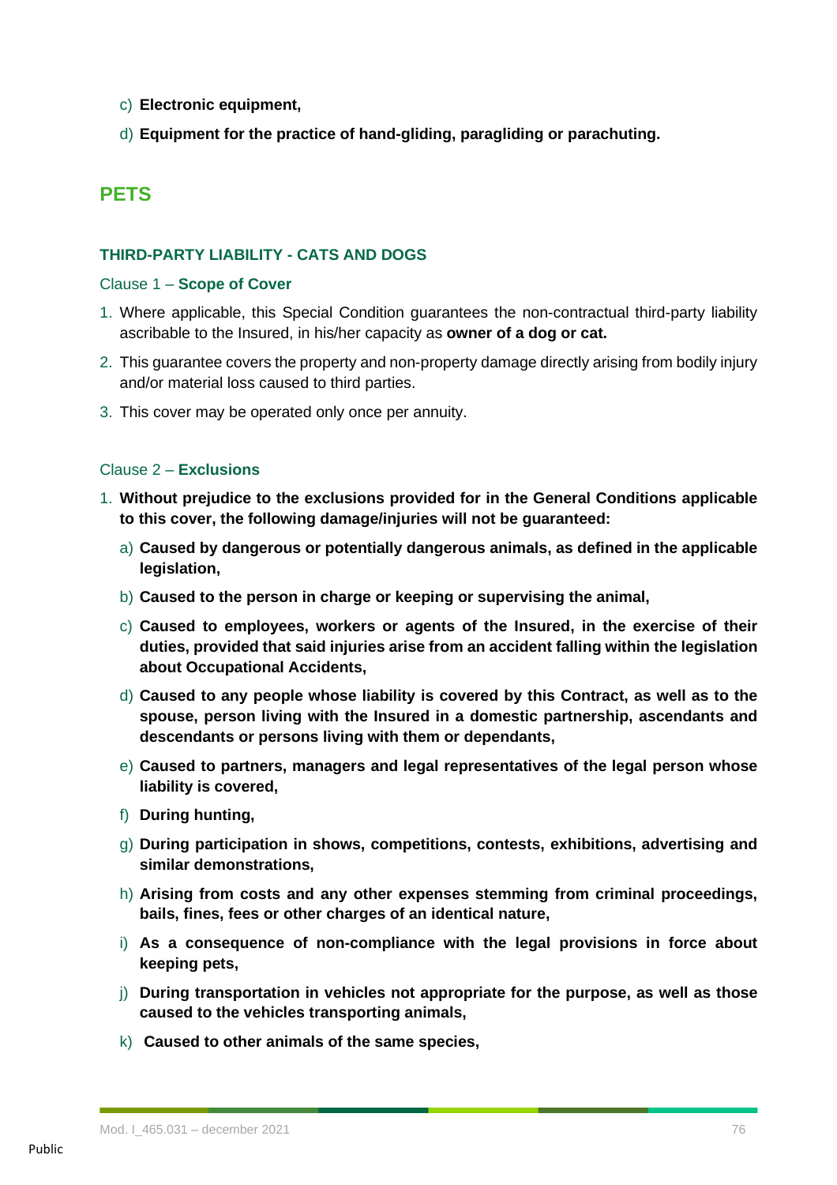c) **Electronic equipment,**

d) **Equipment for the practice of hand-gliding, paragliding or parachuting.**

## PETS

### THIRD-PARTY LIABILITY - CATS AND DOGS

Clause 1 – **Scope of Cover**

1. Where applicable, this Special Condition guarantees the non-contractual third-party liability ascribable to the Insured, in his/her capacity as **owner of a dog or cat.**
2. This guarantee covers the property and non-property damage directly arising from bodily injury and/or material loss caused to third parties.
3. This cover may be operated only once per annuity.

Clause 2 – **Exclusions**

1. **Without prejudice to the exclusions provided for in the General Conditions applicable to this cover, the following damage/injuries will not be guaranteed:**
   a) **Caused by dangerous or potentially dangerous animals, as defined in the applicable legislation,**
   b) **Caused to the person in charge or keeping or supervising the animal,**
   c) **Caused to employees, workers or agents of the Insured, in the exercise of their duties, provided that said injuries arise from an accident falling within the legislation about Occupational Accidents,**
   d) **Caused to any people whose liability is covered by this Contract, as well as to the spouse, person living with the Insured in a domestic partnership, ascendants and descendants or persons living with them or dependants,**
   e) **Caused to partners, managers and legal representatives of the legal person whose liability is covered,**
   f) **During hunting,**
   g) **During participation in shows, competitions, contests, exhibitions, advertising and similar demonstrations,**
   h) **Arising from costs and any other expenses stemming from criminal proceedings, bails, fines, fees or other charges of an identical nature,**
   i) **As a consequence of non-compliance with the legal provisions in force about keeping pets,**
   j) **During transportation in vehicles not appropriate for the purpose, as well as those caused to the vehicles transporting animals,**
   k) **Caused to other animals of the same species,**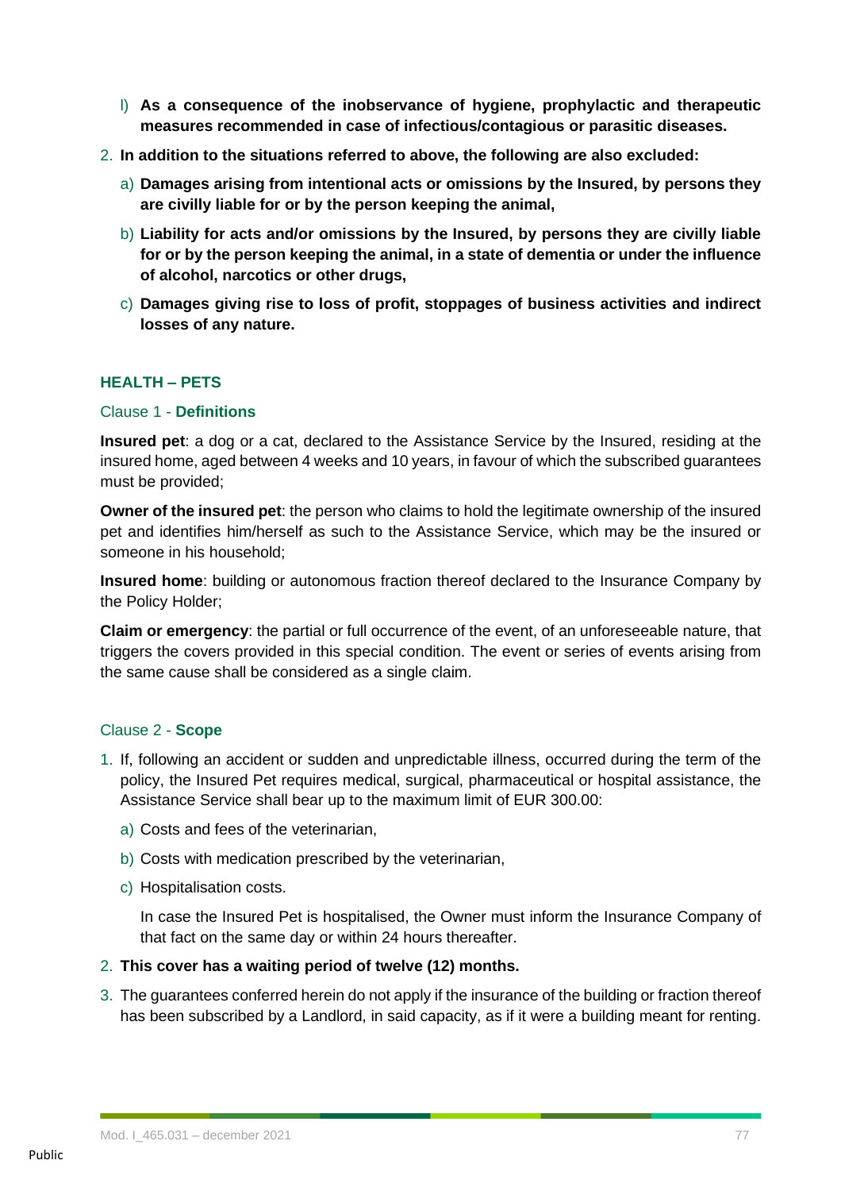l) **As a consequence of the inobservance of hygiene, prophylactic and therapeutic measures recommended in case of infectious/contagious or parasitic diseases.**

2. **In addition to the situations referred to above, the following are also excluded:**

   a) **Damages arising from intentional acts or omissions by the Insured, by persons they are civilly liable for or by the person keeping the animal,**

   b) **Liability for acts and/or omissions by the Insured, by persons they are civilly liable for or by the person keeping the animal, in a state of dementia or under the influence of alcohol, narcotics or other drugs,**

   c) **Damages giving rise to loss of profit, stoppages of business activities and indirect losses of any nature.**

## HEALTH – PETS

### Clause 1 - **Definitions**

**Insured pet**: a dog or a cat, declared to the Assistance Service by the Insured, residing at the insured home, aged between 4 weeks and 10 years, in favour of which the subscribed guarantees must be provided;

**Owner of the insured pet**: the person who claims to hold the legitimate ownership of the insured pet and identifies him/herself as such to the Assistance Service, which may be the insured or someone in his household;

**Insured home**: building or autonomous fraction thereof declared to the Insurance Company by the Policy Holder;

**Claim or emergency**: the partial or full occurrence of the event, of an unforeseeable nature, that triggers the covers provided in this special condition. The event or series of events arising from the same cause shall be considered as a single claim.

### Clause 2 - **Scope**

1. If, following an accident or sudden and unpredictable illness, occurred during the term of the policy, the Insured Pet requires medical, surgical, pharmaceutical or hospital assistance, the Assistance Service shall bear up to the maximum limit of EUR 300.00:

   a) Costs and fees of the veterinarian,

   b) Costs with medication prescribed by the veterinarian,

   c) Hospitalisation costs.

   In case the Insured Pet is hospitalised, the Owner must inform the Insurance Company of that fact on the same day or within 24 hours thereafter.

2. **This cover has a waiting period of twelve (12) months.**

3. The guarantees conferred herein do not apply if the insurance of the building or fraction thereof has been subscribed by a Landlord, in said capacity, as if it were a building meant for renting.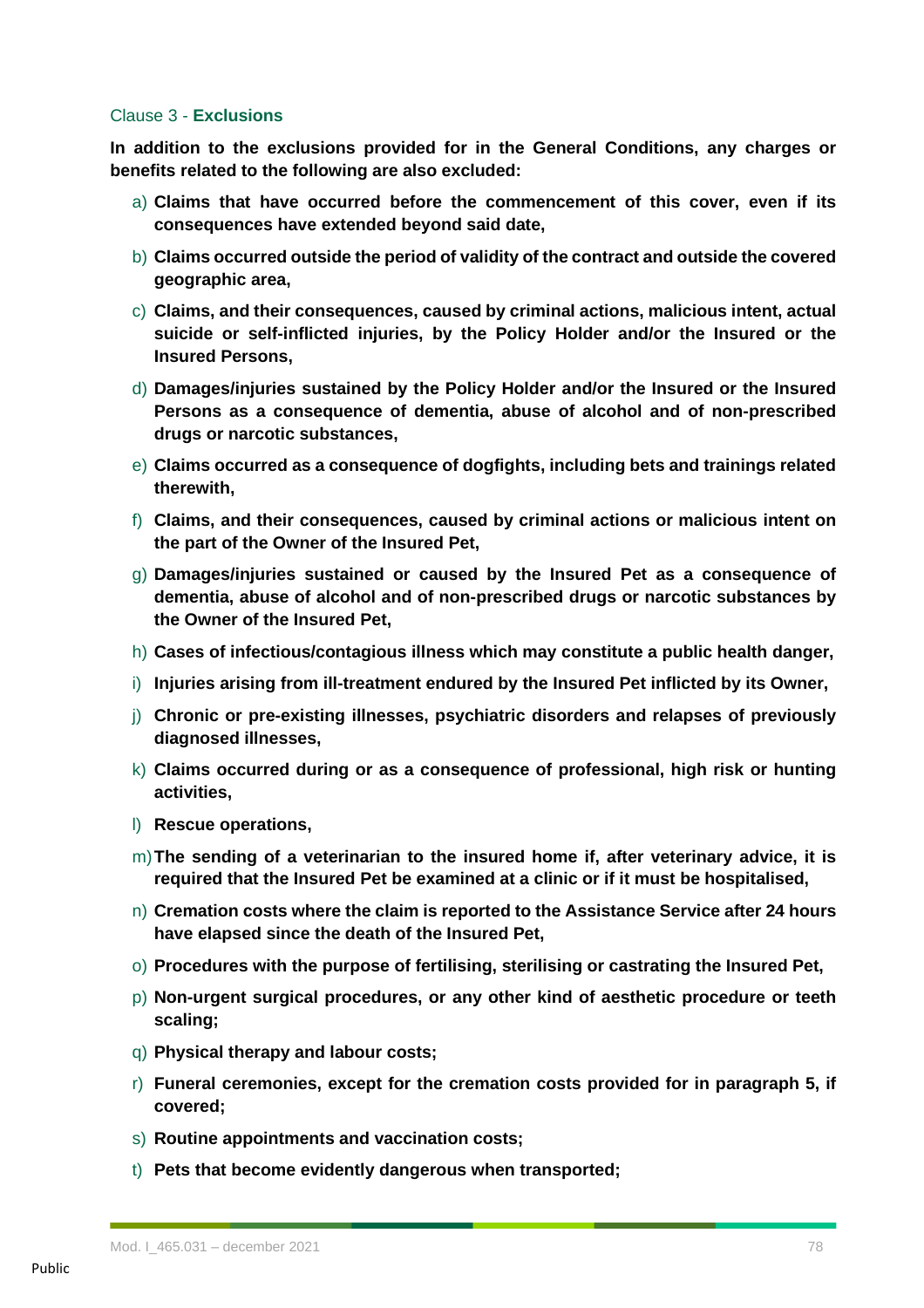Clause 3 - **Exclusions**

**In addition to the exclusions provided for in the General Conditions, any charges or benefits related to the following are also excluded:**

a) **Claims that have occurred before the commencement of this cover, even if its consequences have extended beyond said date,**

b) **Claims occurred outside the period of validity of the contract and outside the covered geographic area,**

c) **Claims, and their consequences, caused by criminal actions, malicious intent, actual suicide or self-inflicted injuries, by the Policy Holder and/or the Insured or the Insured Persons,**

d) **Damages/injuries sustained by the Policy Holder and/or the Insured or the Insured Persons as a consequence of dementia, abuse of alcohol and of non-prescribed drugs or narcotic substances,**

e) **Claims occurred as a consequence of dogfights, including bets and trainings related therewith,**

f) **Claims, and their consequences, caused by criminal actions or malicious intent on the part of the Owner of the Insured Pet,**

g) **Damages/injuries sustained or caused by the Insured Pet as a consequence of dementia, abuse of alcohol and of non-prescribed drugs or narcotic substances by the Owner of the Insured Pet,**

h) **Cases of infectious/contagious illness which may constitute a public health danger,**

i) **Injuries arising from ill-treatment endured by the Insured Pet inflicted by its Owner,**

j) **Chronic or pre-existing illnesses, psychiatric disorders and relapses of previously diagnosed illnesses,**

k) **Claims occurred during or as a consequence of professional, high risk or hunting activities,**

l) **Rescue operations,**

m) **The sending of a veterinarian to the insured home if, after veterinary advice, it is required that the Insured Pet be examined at a clinic or if it must be hospitalised,**

n) **Cremation costs where the claim is reported to the Assistance Service after 24 hours have elapsed since the death of the Insured Pet,**

o) **Procedures with the purpose of fertilising, sterilising or castrating the Insured Pet,**

p) **Non-urgent surgical procedures, or any other kind of aesthetic procedure or teeth scaling;**

q) **Physical therapy and labour costs;**

r) **Funeral ceremonies, except for the cremation costs provided for in paragraph 5, if covered;**

s) **Routine appointments and vaccination costs;**

t) **Pets that become evidently dangerous when transported;**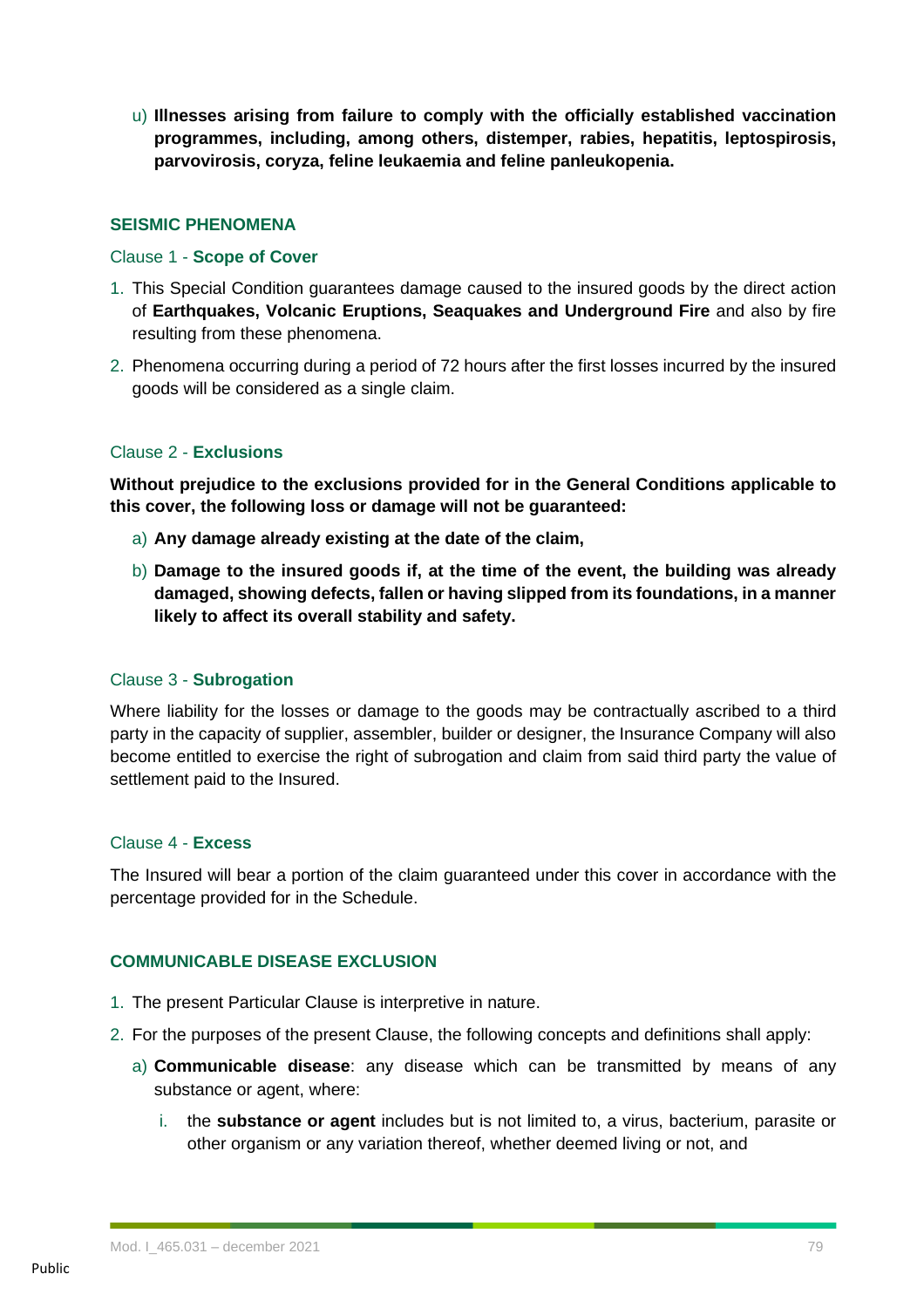u) **Illnesses arising from failure to comply with the officially established vaccination programmes, including, among others, distemper, rabies, hepatitis, leptospirosis, parvovirosis, coryza, feline leukaemia and feline panleukopenia.**

## SEISMIC PHENOMENA

### Clause 1 - **Scope of Cover**

1. This Special Condition guarantees damage caused to the insured goods by the direct action of **Earthquakes, Volcanic Eruptions, Seaquakes and Underground Fire** and also by fire resulting from these phenomena.
2. Phenomena occurring during a period of 72 hours after the first losses incurred by the insured goods will be considered as a single claim.

### Clause 2 - **Exclusions**

**Without prejudice to the exclusions provided for in the General Conditions applicable to this cover, the following loss or damage will not be guaranteed:**

a) **Any damage already existing at the date of the claim,**

b) **Damage to the insured goods if, at the time of the event, the building was already damaged, showing defects, fallen or having slipped from its foundations, in a manner likely to affect its overall stability and safety.**

### Clause 3 - **Subrogation**

Where liability for the losses or damage to the goods may be contractually ascribed to a third party in the capacity of supplier, assembler, builder or designer, the Insurance Company will also become entitled to exercise the right of subrogation and claim from said third party the value of settlement paid to the Insured.

### Clause 4 - **Excess**

The Insured will bear a portion of the claim guaranteed under this cover in accordance with the percentage provided for in the Schedule.

## COMMUNICABLE DISEASE EXCLUSION

1. The present Particular Clause is interpretive in nature.
2. For the purposes of the present Clause, the following concepts and definitions shall apply:

   a) **Communicable disease**: any disease which can be transmitted by means of any substance or agent, where:

      i. the **substance or agent** includes but is not limited to, a virus, bacterium, parasite or other organism or any variation thereof, whether deemed living or not, and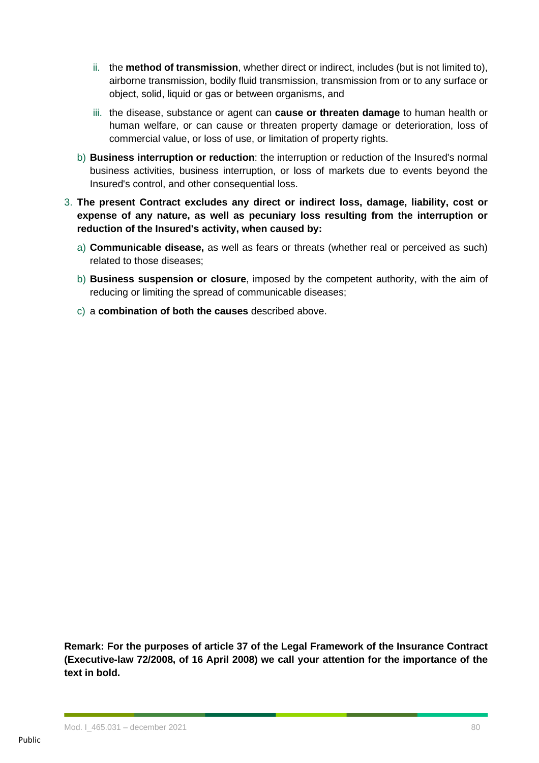ii. the **method of transmission**, whether direct or indirect, includes (but is not limited to), airborne transmission, bodily fluid transmission, transmission from or to any surface or object, solid, liquid or gas or between organisms, and

   iii. the disease, substance or agent can **cause or threaten damage** to human health or human welfare, or can cause or threaten property damage or deterioration, loss of commercial value, or loss of use, or limitation of property rights.

b) **Business interruption or reduction**: the interruption or reduction of the Insured's normal business activities, business interruption, or loss of markets due to events beyond the Insured's control, and other consequential loss.

3. **The present Contract excludes any direct or indirect loss, damage, liability, cost or expense of any nature, as well as pecuniary loss resulting from the interruption or reduction of the Insured's activity, when caused by:**

   a) **Communicable disease,** as well as fears or threats (whether real or perceived as such) related to those diseases;

   b) **Business suspension or closure**, imposed by the competent authority, with the aim of reducing or limiting the spread of communicable diseases;

   c) a **combination of both the causes** described above.

**Remark: For the purposes of article 37 of the Legal Framework of the Insurance Contract (Executive-law 72/2008, of 16 April 2008) we call your attention for the importance of the text in bold.**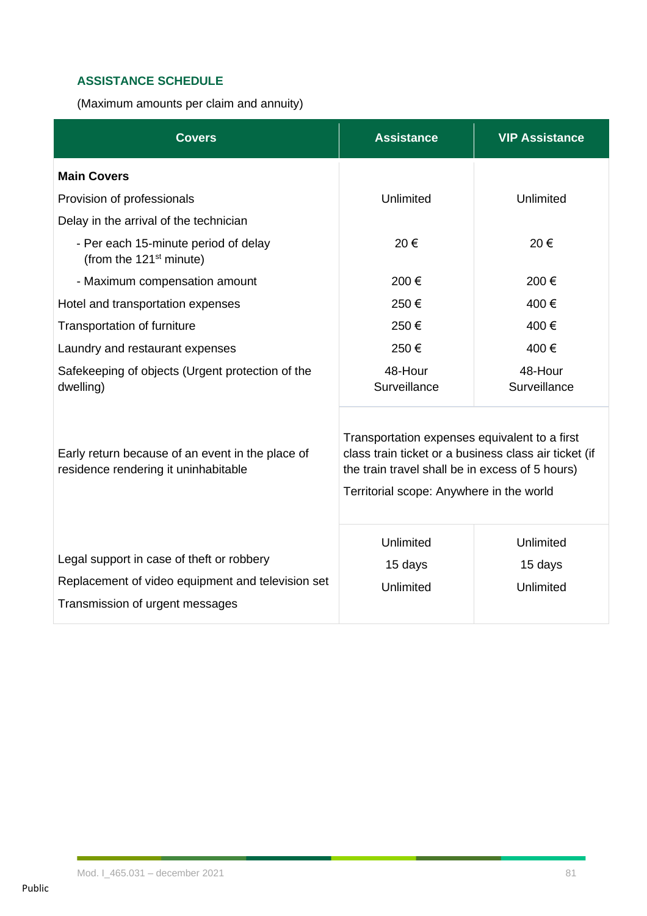### ASSISTANCE SCHEDULE

(Maximum amounts per claim and annuity)

| Covers | Assistance | VIP Assistance |
|---|---|---|
| **Main Covers** | | |
| Provision of professionals | Unlimited | Unlimited |
| Delay in the arrival of the technician | | |
| - Per each 15-minute period of delay (from the 121st minute) | 20 € | 20 € |
| - Maximum compensation amount | 200 € | 200 € |
| Hotel and transportation expenses | 250 € | 400 € |
| Transportation of furniture | 250 € | 400 € |
| Laundry and restaurant expenses | 250 € | 400 € |
| Safekeeping of objects (Urgent protection of the dwelling) | 48-Hour Surveillance | 48-Hour Surveillance |
| Early return because of an event in the place of residence rendering it uninhabitable | Transportation expenses equivalent to a first class train ticket or a business class air ticket (if the train travel shall be in excess of 5 hours)<br>Territorial scope: Anywhere in the world | |
| Legal support in case of theft or robbery | Unlimited | Unlimited |
| Replacement of video equipment and television set | 15 days | 15 days |
| Transmission of urgent messages | Unlimited | Unlimited |

Mod. I_465.031 – december 2021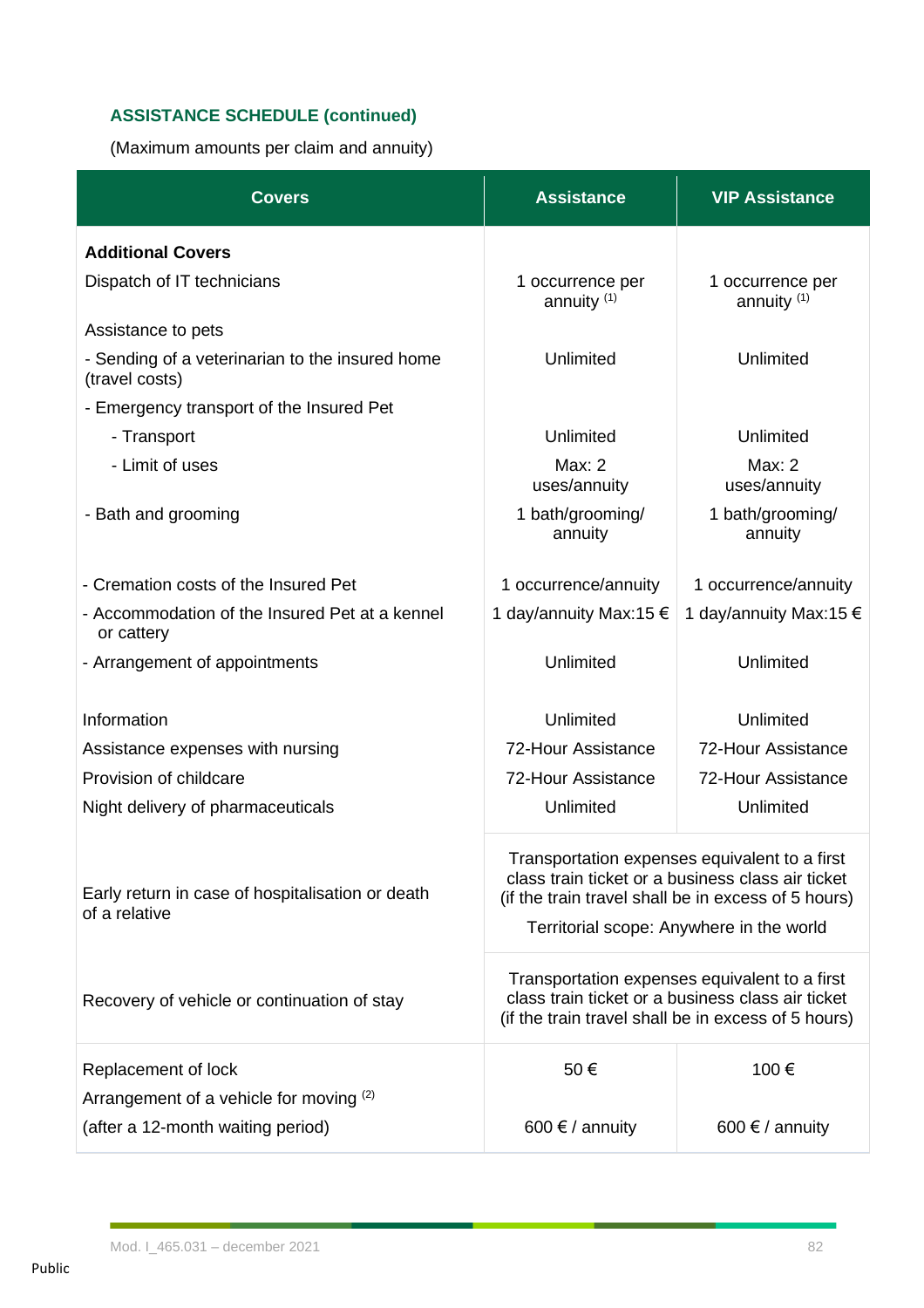## ASSISTANCE SCHEDULE (continued)

(Maximum amounts per claim and annuity)

| Covers | Assistance | VIP Assistance |
|---|---|---|
| **Additional Covers** | | |
| Dispatch of IT technicians | 1 occurrence per annuity (1) | 1 occurrence per annuity (1) |
| Assistance to pets | | |
| - Sending of a veterinarian to the insured home (travel costs) | Unlimited | Unlimited |
| - Emergency transport of the Insured Pet | | |
| - Transport | Unlimited | Unlimited |
| - Limit of uses | Max: 2 uses/annuity | Max: 2 uses/annuity |
| - Bath and grooming | 1 bath/grooming/ annuity | 1 bath/grooming/ annuity |
| - Cremation costs of the Insured Pet | 1 occurrence/annuity | 1 occurrence/annuity |
| - Accommodation of the Insured Pet at a kennel or cattery | 1 day/annuity Max:15 € | 1 day/annuity Max:15 € |
| - Arrangement of appointments | Unlimited | Unlimited |
| Information | Unlimited | Unlimited |
| Assistance expenses with nursing | 72-Hour Assistance | 72-Hour Assistance |
| Provision of childcare | 72-Hour Assistance | 72-Hour Assistance |
| Night delivery of pharmaceuticals | Unlimited | Unlimited |
| Early return in case of hospitalisation or death of a relative | Transportation expenses equivalent to a first class train ticket or a business class air ticket (if the train travel shall be in excess of 5 hours) Territorial scope: Anywhere in the world | |
| Recovery of vehicle or continuation of stay | Transportation expenses equivalent to a first class train ticket or a business class air ticket (if the train travel shall be in excess of 5 hours) | |
| Replacement of lock | 50 € | 100 € |
| Arrangement of a vehicle for moving (2) (after a 12-month waiting period) | 600 € / annuity | 600 € / annuity |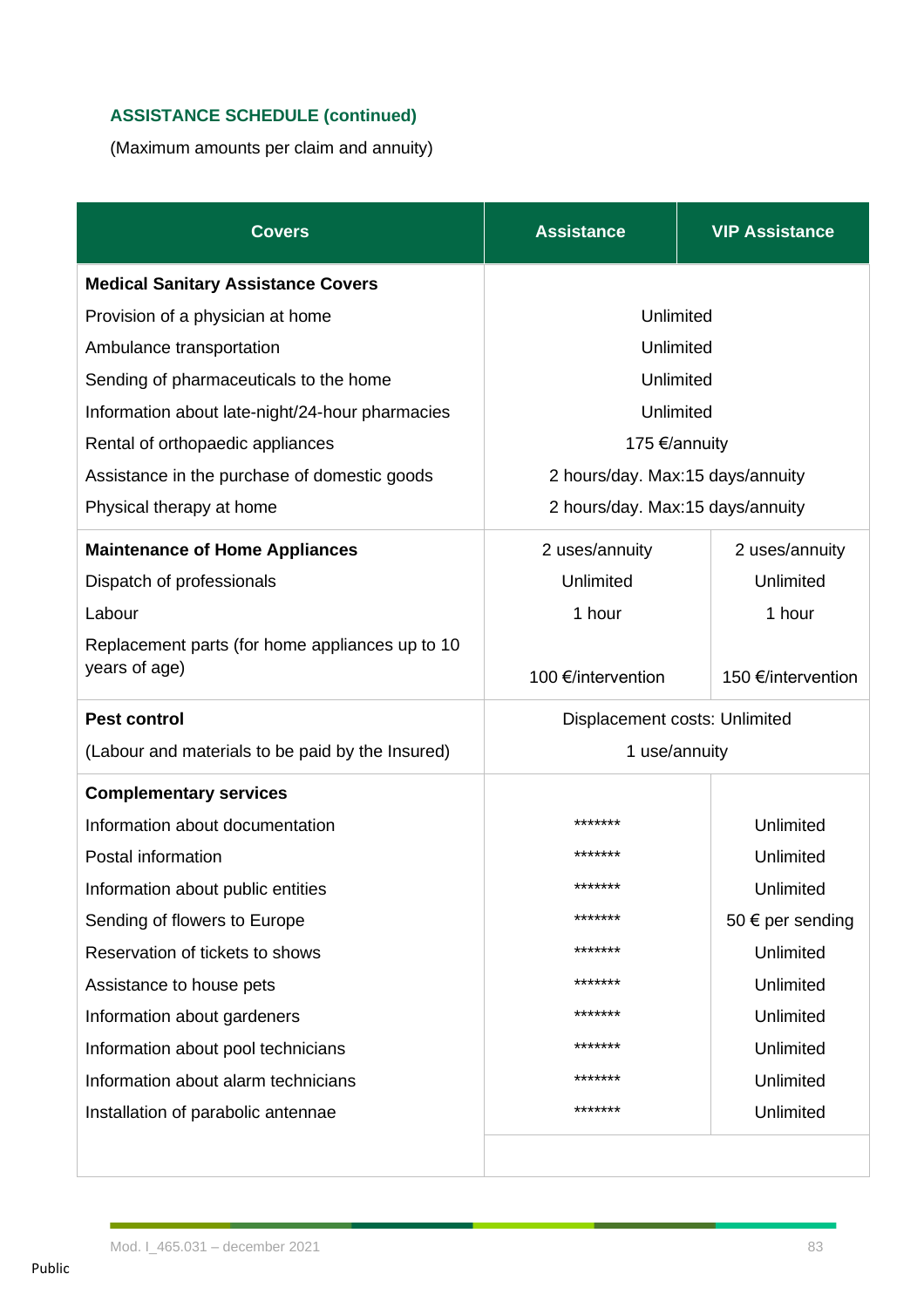## ASSISTANCE SCHEDULE (continued)

(Maximum amounts per claim and annuity)

| Covers | Assistance | VIP Assistance |
|---|---|---|
| **Medical Sanitary Assistance Covers** | | |
| Provision of a physician at home | Unlimited | |
| Ambulance transportation | Unlimited | |
| Sending of pharmaceuticals to the home | Unlimited | |
| Information about late-night/24-hour pharmacies | Unlimited | |
| Rental of orthopaedic appliances | 175 €/annuity | |
| Assistance in the purchase of domestic goods | 2 hours/day. Max:15 days/annuity | |
| Physical therapy at home | 2 hours/day. Max:15 days/annuity | |
| **Maintenance of Home Appliances** | 2 uses/annuity | 2 uses/annuity |
| Dispatch of professionals | Unlimited | Unlimited |
| Labour | 1 hour | 1 hour |
| Replacement parts (for home appliances up to 10 years of age) | 100 €/intervention | 150 €/intervention |
| **Pest control** | Displacement costs: Unlimited | |
| (Labour and materials to be paid by the Insured) | 1 use/annuity | |
| **Complementary services** | | |
| Information about documentation | ******* | Unlimited |
| Postal information | ******* | Unlimited |
| Information about public entities | ******* | Unlimited |
| Sending of flowers to Europe | ******* | 50 € per sending |
| Reservation of tickets to shows | ******* | Unlimited |
| Assistance to house pets | ******* | Unlimited |
| Information about gardeners | ******* | Unlimited |
| Information about pool technicians | ******* | Unlimited |
| Information about alarm technicians | ******* | Unlimited |
| Installation of parabolic antennae | ******* | Unlimited |

Mod. I_465.031 – december 2021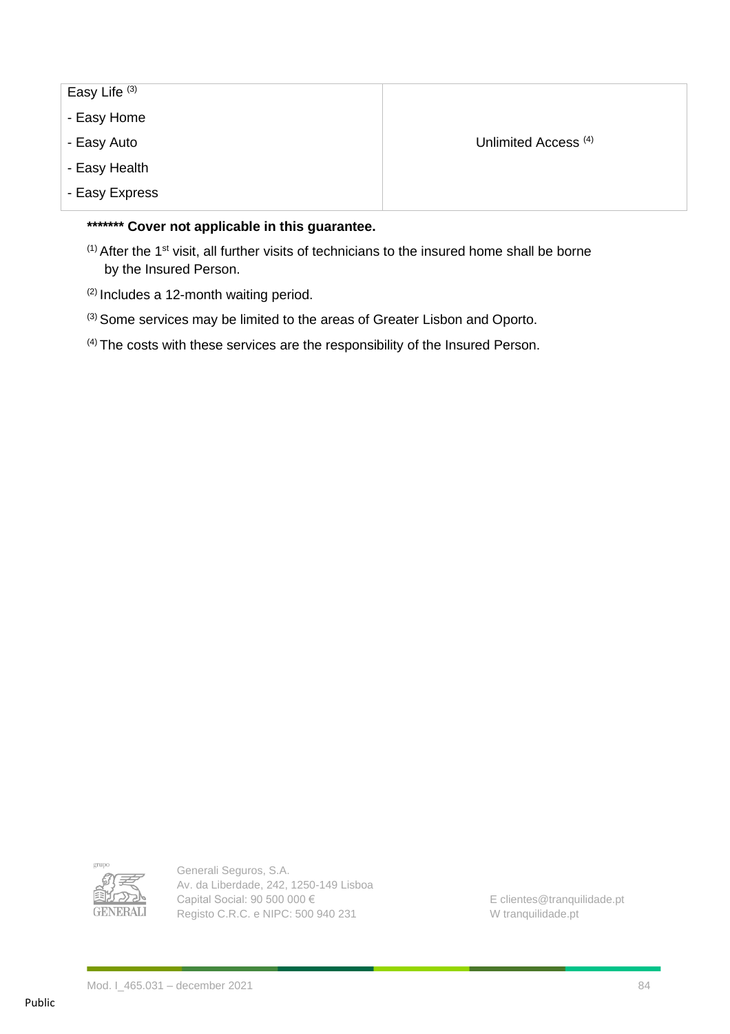| | |
|---|---|
| Easy Life [3]<br>- Easy Home<br>- Easy Auto<br>- Easy Health<br>- Easy Express | Unlimited Access [4] |

**\*\*\*\*\*\*\* Cover not applicable in this guarantee.**

[1] After the 1st visit, all further visits of technicians to the insured home shall be borne by the Insured Person.

[2] Includes a 12-month waiting period.

[3] Some services may be limited to the areas of Greater Lisbon and Oporto.

[4] The costs with these services are the responsibility of the Insured Person.

Generali Seguros, S.A.
Av. da Liberdade, 242, 1250-149 Lisboa
Capital Social: 90 500 000 €
Registo C.R.C. e NIPC: 500 940 231

E clientes@tranquilidade.pt
W tranquilidade.pt

Mod. I_465.031 – december 2021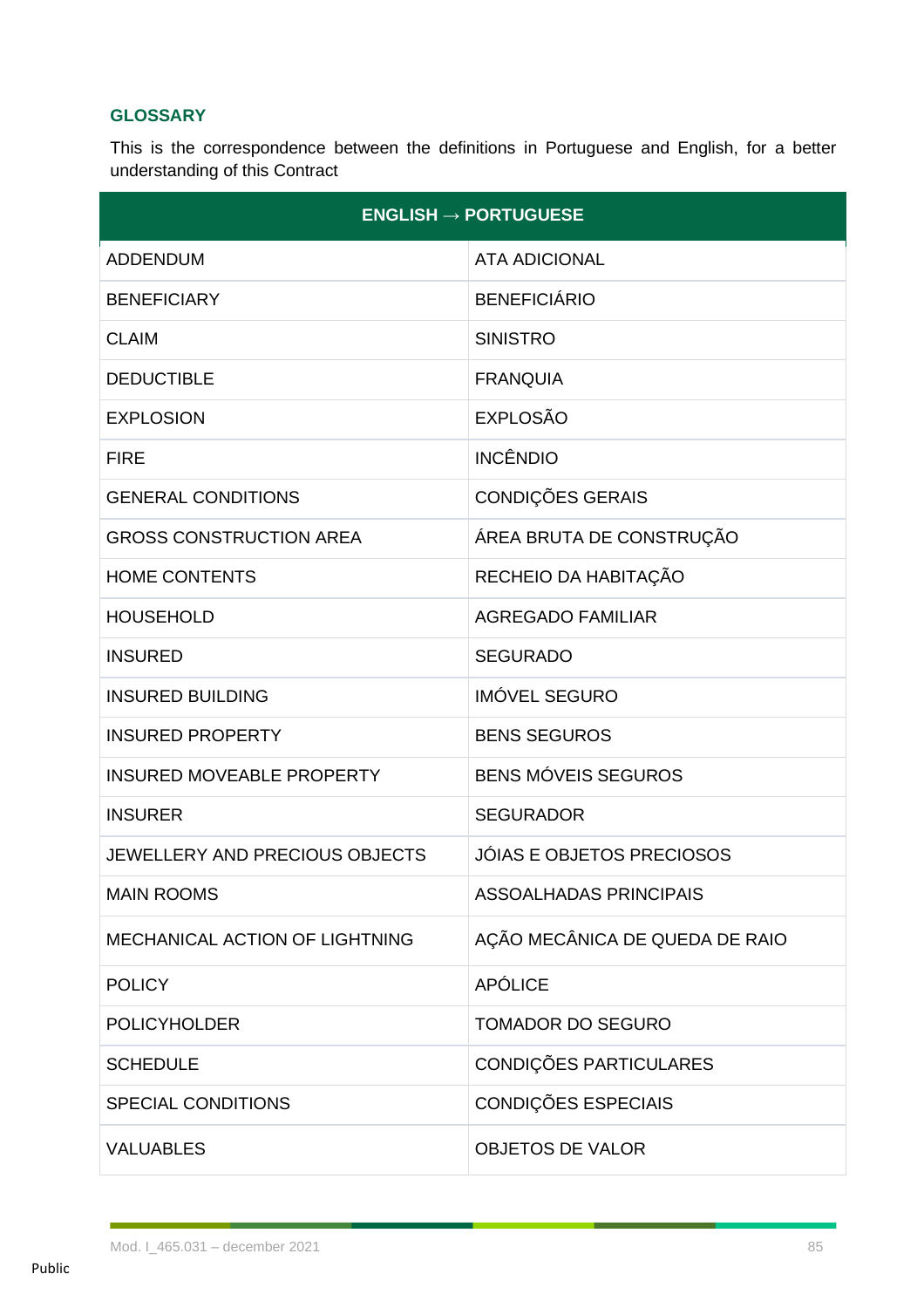## GLOSSARY

This is the correspondence between the definitions in Portuguese and English, for a better understanding of this Contract

| ENGLISH → PORTUGUESE | |
|---|---|
| ADDENDUM | ATA ADICIONAL |
| BENEFICIARY | BENEFICIÁRIO |
| CLAIM | SINISTRO |
| DEDUCTIBLE | FRANQUIA |
| EXPLOSION | EXPLOSÃO |
| FIRE | INCÊNDIO |
| GENERAL CONDITIONS | CONDIÇÕES GERAIS |
| GROSS CONSTRUCTION AREA | ÁREA BRUTA DE CONSTRUÇÃO |
| HOME CONTENTS | RECHEIO DA HABITAÇÃO |
| HOUSEHOLD | AGREGADO FAMILIAR |
| INSURED | SEGURADO |
| INSURED BUILDING | IMÓVEL SEGURO |
| INSURED PROPERTY | BENS SEGUROS |
| INSURED MOVEABLE PROPERTY | BENS MÓVEIS SEGUROS |
| INSURER | SEGURADOR |
| JEWELLERY AND PRECIOUS OBJECTS | JÓIAS E OBJETOS PRECIOSOS |
| MAIN ROOMS | ASSOALHADAS PRINCIPAIS |
| MECHANICAL ACTION OF LIGHTNING | AÇÃO MECÂNICA DE QUEDA DE RAIO |
| POLICY | APÓLICE |
| POLICYHOLDER | TOMADOR DO SEGURO |
| SCHEDULE | CONDIÇÕES PARTICULARES |
| SPECIAL CONDITIONS | CONDIÇÕES ESPECIAIS |
| VALUABLES | OBJETOS DE VALOR |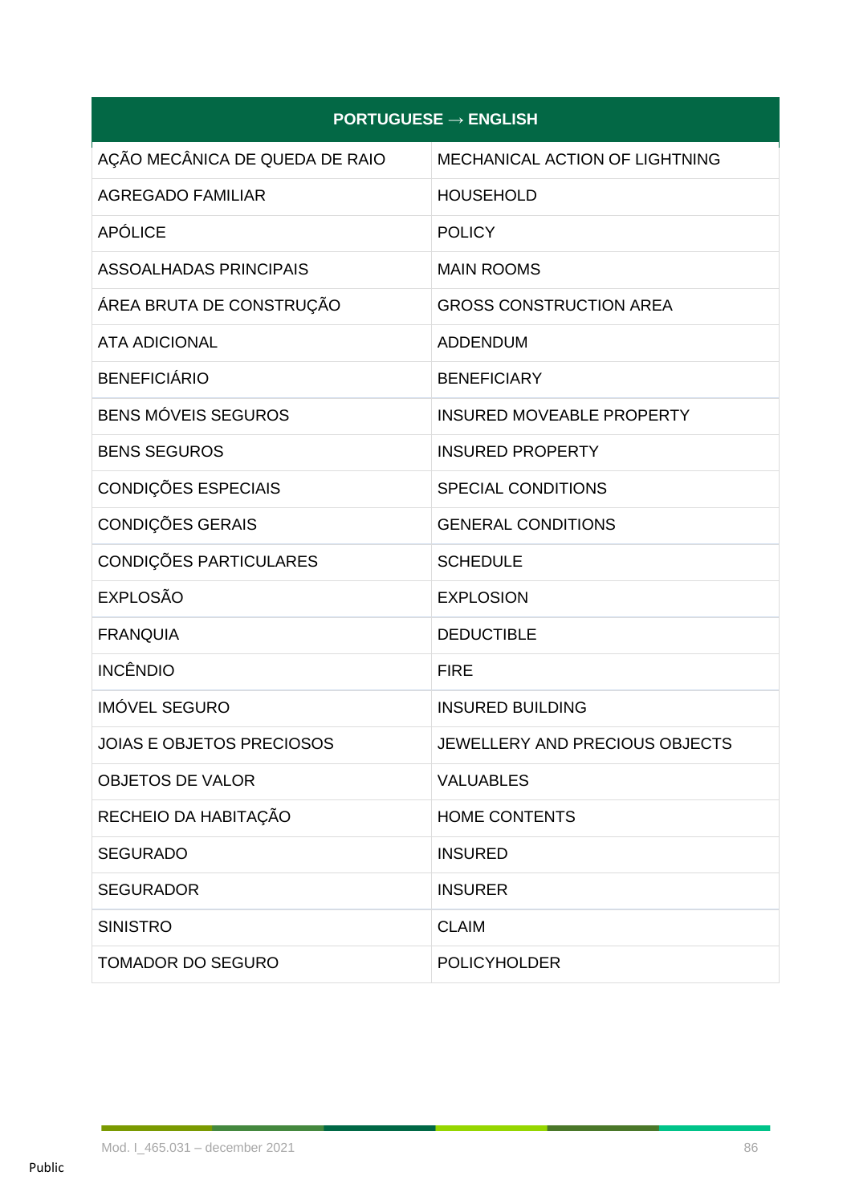| PORTUGUESE → ENGLISH | |
|---|---|
| AÇÃO MECÂNICA DE QUEDA DE RAIO | MECHANICAL ACTION OF LIGHTNING |
| AGREGADO FAMILIAR | HOUSEHOLD |
| APÓLICE | POLICY |
| ASSOALHADAS PRINCIPAIS | MAIN ROOMS |
| ÁREA BRUTA DE CONSTRUÇÃO | GROSS CONSTRUCTION AREA |
| ATA ADICIONAL | ADDENDUM |
| BENEFICIÁRIO | BENEFICIARY |
| BENS MÓVEIS SEGUROS | INSURED MOVEABLE PROPERTY |
| BENS SEGUROS | INSURED PROPERTY |
| CONDIÇÕES ESPECIAIS | SPECIAL CONDITIONS |
| CONDIÇÕES GERAIS | GENERAL CONDITIONS |
| CONDIÇÕES PARTICULARES | SCHEDULE |
| EXPLOSÃO | EXPLOSION |
| FRANQUIA | DEDUCTIBLE |
| INCÊNDIO | FIRE |
| IMÓVEL SEGURO | INSURED BUILDING |
| JOIAS E OBJETOS PRECIOSOS | JEWELLERY AND PRECIOUS OBJECTS |
| OBJETOS DE VALOR | VALUABLES |
| RECHEIO DA HABITAÇÃO | HOME CONTENTS |
| SEGURADO | INSURED |
| SEGURADOR | INSURER |
| SINISTRO | CLAIM |
| TOMADOR DO SEGURO | POLICYHOLDER |